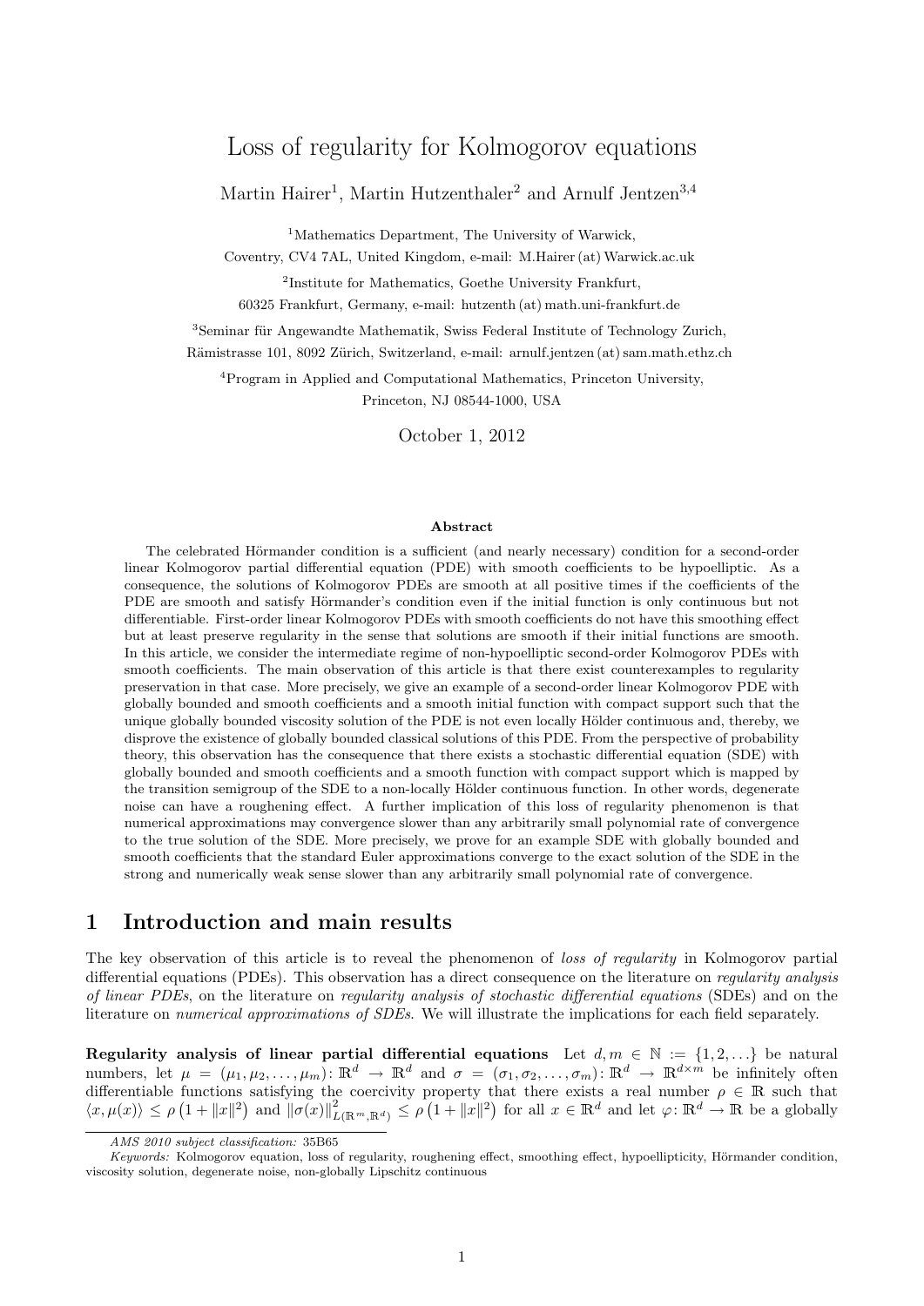# Loss of regularity for Kolmogorov equations

Martin Hairer[1], Martin Hutzenthaler[2] and Arnulf Jentzen[3,4]

[1]Mathematics Department, The University of Warwick, Coventry, CV4 7AL, United Kingdom, e-mail: M.Hairer (at) Warwick.ac.uk

[2]Institute for Mathematics, Goethe University Frankfurt, 60325 Frankfurt, Germany, e-mail: hutzenth (at) math.uni-frankfurt.de

[3]Seminar für Angewandte Mathematik, Swiss Federal Institute of Technology Zurich, Rämistrasse 101, 8092 Zürich, Switzerland, e-mail: arnulf.jentzen (at) sam.math.ethz.ch

[4]Program in Applied and Computational Mathematics, Princeton University, Princeton, NJ 08544-1000, USA

October 1, 2012

### Abstract

The celebrated Hörmander condition is a sufficient (and nearly necessary) condition for a second-order linear Kolmogorov partial differential equation (PDE) with smooth coefficients to be hypoelliptic. As a consequence, the solutions of Kolmogorov PDEs are smooth at all positive times if the coefficients of the PDE are smooth and satisfy Hörmander's condition even if the initial function is only continuous but not differentiable. First-order linear Kolmogorov PDEs with smooth coefficients do not have this smoothing effect but at least preserve regularity in the sense that solutions are smooth if their initial functions are smooth. In this article, we consider the intermediate regime of non-hypoelliptic second-order Kolmogorov PDEs with smooth coefficients. The main observation of this article is that there exist counterexamples to regularity preservation in that case. More precisely, we give an example of a second-order linear Kolmogorov PDE with globally bounded and smooth coefficients and a smooth initial function with compact support such that the unique globally bounded viscosity solution of the PDE is not even locally Hölder continuous and, thereby, we disprove the existence of globally bounded classical solutions of this PDE. From the perspective of probability theory, this observation has the consequence that there exists a stochastic differential equation (SDE) with globally bounded and smooth coefficients and a smooth function with compact support which is mapped by the transition semigroup of the SDE to a non-locally Hölder continuous function. In other words, degenerate noise can have a roughening effect. A further implication of this loss of regularity phenomenon is that numerical approximations may convergence slower than any arbitrarily small polynomial rate of convergence to the true solution of the SDE. More precisely, we prove for an example SDE with globally bounded and smooth coefficients that the standard Euler approximations converge to the exact solution of the SDE in the strong and numerically weak sense slower than any arbitrarily small polynomial rate of convergence.

## 1 Introduction and main results

The key observation of this article is to reveal the phenomenon of *loss of regularity* in Kolmogorov partial differential equations (PDEs). This observation has a direct consequence on the literature on *regularity analysis of linear PDEs*, on the literature on *regularity analysis of stochastic differential equations* (SDEs) and on the literature on *numerical approximations of SDEs*. We will illustrate the implications for each field separately.

**Regularity analysis of linear partial differential equations** Let $d, m \in \mathbb{N} := \{1, 2, \ldots\}$ be natural numbers, let $\mu = (\mu_1, \mu_2, \ldots, \mu_m) \colon \mathbb{R}^d \to \mathbb{R}^d$ and $\sigma = (\sigma_1, \sigma_2, \ldots, \sigma_m) \colon \mathbb{R}^d \to \mathbb{R}^{d \times m}$ be infinitely often differentiable functions satisfying the coercivity property that there exists a real number $\rho \in \mathbb{R}$ such that $\langle x, \mu(x) \rangle \leq \rho \left(1 + \|x\|^2\right)$ and $\|\sigma(x)\|^2_{L(\mathbb{R}^m, \mathbb{R}^d)} \leq \rho \left(1 + \|x\|^2\right)$ for all $x \in \mathbb{R}^d$ and let $\varphi \colon \mathbb{R}^d \to \mathbb{R}$ be a globally

*AMS 2010 subject classification:* 35B65

*Keywords:* Kolmogorov equation, loss of regularity, roughening effect, smoothing effect, hypoellipticity, Hörmander condition, viscosity solution, degenerate noise, non-globally Lipschitz continuous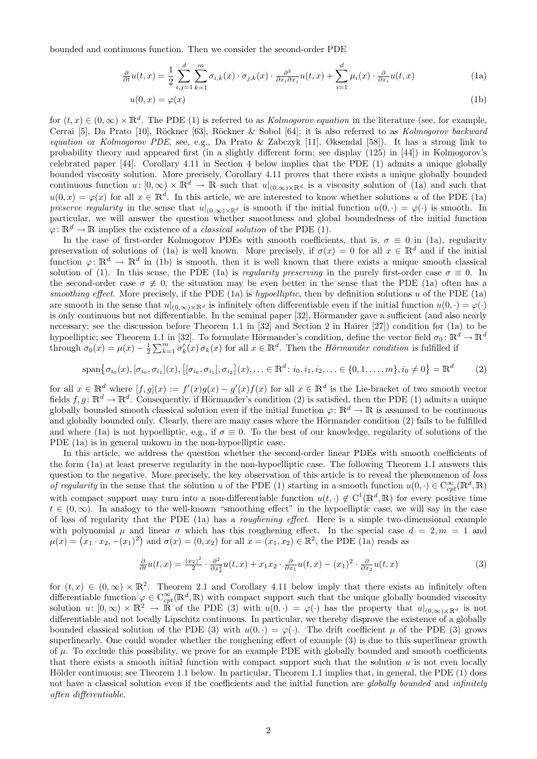bounded and continuous function. Then we consider the second-order PDE

$$\tfrac{\partial}{\partial t}u(t,x) = \frac{1}{2}\sum_{i,j=1}^{d}\sum_{k=1}^{m}\sigma_{i,k}(x)\cdot\sigma_{j,k}(x)\cdot\tfrac{\partial^2}{\partial x_i\partial x_j}u(t,x) + \sum_{i=1}^{d}\mu_i(x)\cdot\tfrac{\partial}{\partial x_i}u(t,x) \tag{1a}$$

$$u(0,x) = \varphi(x) \tag{1b}$$

for $(t,x)\in(0,\infty)\times\mathbb{R}^d$. The PDE (1) is referred to as *Kolmogorov equation* in the literature (see, for example, Cerrai [5], Da Prato [10], Röckner [63], Röckner & Sobol [64]; it is also referred to as *Kolmogorov backward equation* or *Kolmogorov PDE*, see, e.g., Da Prato & Zabczyk [11], Øksendal [58]). It has a strong link to probability theory and appeared first (in a slightly different form; see display (125) in [44]) in Kolmogorov's celebrated paper [44]. Corollary 4.11 in Section 4 below implies that the PDE (1) admits a unique globally bounded viscosity solution. More precisely, Corollary 4.11 proves that there exists a unique globally bounded continuous function $u\colon[0,\infty)\times\mathbb{R}^d\to\mathbb{R}$ such that $u|_{(0,\infty)\times\mathbb{R}^d}$ is a viscosity solution of (1a) and such that $u(0,x)=\varphi(x)$ for all $x\in\mathbb{R}^d$. In this article, we are interested to know whether solutions $u$ of the PDE (1a) *preserve regularity* in the sense that $u|_{(0,\infty)\times\mathbb{R}^d}$ is smooth if the initial function $u(0,\cdot)=\varphi(\cdot)$ is smooth. In particular, we will answer the question whether smoothness and global boundedness of the initial function $\varphi\colon\mathbb{R}^d\to\mathbb{R}$ implies the existence of a *classical solution* of the PDE (1).

In the case of first-order Kolmogorov PDEs with smooth coefficients, that is, $\sigma\equiv 0$ in (1a), regularity preservation of solutions of (1a) is well known. More precisely, if $\sigma(x)=0$ for all $x\in\mathbb{R}^d$ and if the initial function $\varphi\colon\mathbb{R}^d\to\mathbb{R}^d$ in (1b) is smooth, then it is well known that there exists a unique smooth classical solution of (1). In this sense, the PDE (1a) is *regularity preserving* in the purely first-order case $\sigma\equiv 0$. In the second-order case $\sigma\not\equiv 0$, the situation may be even better in the sense that the PDE (1a) often has a *smoothing effect*. More precisely, if the PDE (1a) is *hypoelliptic*, then by definition solutions $u$ of the PDE (1a) are smooth in the sense that $u|_{(0,\infty)\times\mathbb{R}^d}$ is infinitely often differentiable even if the initial function $u(0,\cdot)=\varphi(\cdot)$ is only continuous but not differentiable. In the seminal paper [32], Hörmander gave a sufficient (and also nearly necessary; see the discussion before Theorem 1.1 in [32] and Section 2 in Hairer [27]) condition for (1a) to be hypoelliptic; see Theorem 1.1 in [32]. To formulate Hörmander's condition, define the vector field $\sigma_0\colon\mathbb{R}^d\to\mathbb{R}^d$ through $\sigma_0(x)=\mu(x)-\frac{1}{2}\sum_{k=1}^{m}\sigma_k'(x)\,\sigma_k(x)$ for all $x\in\mathbb{R}^d$. Then the *Hörmander condition* is fulfilled if

$$\operatorname{span}\big\{\sigma_{i_0}(x),[\sigma_{i_0},\sigma_{i_1}](x),\big[[\sigma_{i_0},\sigma_{i_1}],\sigma_{i_2}\big](x),\ldots\in\mathbb{R}^d\colon i_0,i_1,i_2,\ldots\in\{0,1,\ldots,m\},i_0\neq 0\big\}=\mathbb{R}^d \tag{2}$$

for all $x\in\mathbb{R}^d$ where $[f,g](x):=f'(x)g(x)-g'(x)f(x)$ for all $x\in\mathbb{R}^d$ is the Lie-bracket of two smooth vector fields $f,g\colon\mathbb{R}^d\to\mathbb{R}^d$. Consequently, if Hörmander's condition (2) is satisfied, then the PDE (1) admits a unique globally bounded smooth classical solution even if the initial function $\varphi\colon\mathbb{R}^d\to\mathbb{R}$ is assumed to be continuous and globally bounded only. Clearly, there are many cases where the Hörmander condition (2) fails to be fulfilled and where (1a) is not hypoelliptic, e.g., if $\sigma\equiv 0$. To the best of our knowledge, regularity of solutions of the PDE (1a) is in general unkown in the non-hypoelliptic case.

In this article, we address the question whether the second-order linear PDEs with smooth coefficients of the form (1a) at least preserve regularity in the non-hypoelliptic case. The following Theorem 1.1 answers this question to the negative. More precisely, the key observation of this article is to reveal the phenomenon of *loss of regularity* in the sense that the solution $u$ of the PDE (1) starting in a smooth function $u(0,\cdot)\in C^\infty_{cpt}(\mathbb{R}^d,\mathbb{R})$ with compact support may turn into a non-differentiable function $u(t,\cdot)\notin C^1(\mathbb{R}^d,\mathbb{R})$ for every positive time $t\in(0,\infty)$. In analogy to the well-known "smoothing effect" in the hypoelliptic case, we will say in the case of loss of regularity that the PDE (1a) has a *roughening effect*. Here is a simple two-dimensional example with polynomial $\mu$ and linear $\sigma$ which has this roughening effect. In the special case $d=2, m=1$ and $\mu(x)=\big(x_1\cdot x_2,-(x_1)^2\big)$ and $\sigma(x)=(0,x_2)$ for all $x=(x_1,x_2)\in\mathbb{R}^2$, the PDE (1a) reads as

$$\tfrac{\partial}{\partial t}u(t,x)=\tfrac{(x_2)^2}{2}\cdot\tfrac{\partial^2}{\partial x_2^2}u(t,x)+x_1x_2\cdot\tfrac{\partial}{\partial x_1}u(t,x)-(x_1)^2\cdot\tfrac{\partial}{\partial x_2}u(t,x) \tag{3}$$

for $(t,x)\in(0,\infty)\times\mathbb{R}^2$. Theorem 2.1 and Corollary 4.11 below imply that there exists an infinitely often differentiable function $\varphi\in C^\infty_{cpt}(\mathbb{R}^d,\mathbb{R})$ with compact support such that the unique globally bounded viscosity solution $u\colon[0,\infty)\times\mathbb{R}^2\to\mathbb{R}$ of the PDE (3) with $u(0,\cdot)=\varphi(\cdot)$ has the property that $u|_{(0,\infty)\times\mathbb{R}^d}$ is not differentiable and not locally Lipschitz continuous. In particular, we thereby disprove the existence of a globally bounded classical solution of the PDE (3) with $u(0,\cdot)=\varphi(\cdot)$. The drift coefficient $\mu$ of the PDE (3) grows superlinearly. One could wonder whether the roughening effect of example (3) is due to this superlinear growth of $\mu$. To exclude this possibility, we prove for an example PDE with globally bounded and smooth coefficients that there exists a smooth initial function with compact support such that the solution $u$ is not even locally Hölder continuous; see Theorem 1.1 below. In particular, Theorem 1.1 implies that, in general, the PDE (1) does not have a classical solution even if the coefficients and the initial function are *globally bounded* and *infinitely often differentiable*.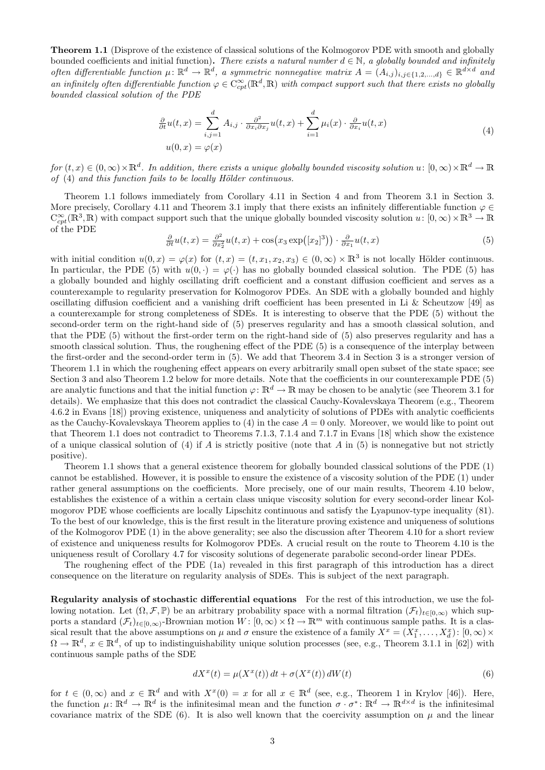**Theorem 1.1** (Disprove of the existence of classical solutions of the Kolmogorov PDE with smooth and globally bounded coefficients and initial function)**.** *There exists a natural number $d \in \mathbb{N}$, a globally bounded and infinitely often differentiable function $\mu\colon \mathbb{R}^d \to \mathbb{R}^d$, a symmetric nonnegative matrix $A = (A_{i,j})_{i,j \in \{1,2,\ldots,d\}} \in \mathbb{R}^{d \times d}$ and an infinitely often differentiable function $\varphi \in C^\infty_{cpt}(\mathbb{R}^d, \mathbb{R})$ with compact support such that there exists no globally bounded classical solution of the PDE*

$$
\begin{aligned}
\tfrac{\partial}{\partial t} u(t,x) &= \sum_{i,j=1}^{d} A_{i,j} \cdot \tfrac{\partial^2}{\partial x_i \partial x_j} u(t,x) + \sum_{i=1}^{d} \mu_i(x) \cdot \tfrac{\partial}{\partial x_i} u(t,x) \\
u(0,x) &= \varphi(x)
\end{aligned}
\tag{4}
$$

*for $(t,x) \in (0,\infty) \times \mathbb{R}^d$. In addition, there exists a unique globally bounded viscosity solution $u\colon [0,\infty) \times \mathbb{R}^d \to \mathbb{R}$ of (4) and this function fails to be locally Hölder continuous.*

Theorem 1.1 follows immediately from Corollary 4.11 in Section 4 and from Theorem 3.1 in Section 3. More precisely, Corollary 4.11 and Theorem 3.1 imply that there exists an infinitely differentiable function $\varphi \in C^\infty_{cpt}(\mathbb{R}^3, \mathbb{R})$ with compact support such that the unique globally bounded viscosity solution $u\colon [0,\infty) \times \mathbb{R}^3 \to \mathbb{R}$ of the PDE

$$
\tfrac{\partial}{\partial t} u(t,x) = \tfrac{\partial^2}{\partial x_2^2} u(t,x) + \cos\!\big(x_3 \exp\!\big([x_2]^3\big)\big) \cdot \tfrac{\partial}{\partial x_1} u(t,x)
\tag{5}
$$

with initial condition $u(0,x) = \varphi(x)$ for $(t,x) = (t, x_1, x_2, x_3) \in (0,\infty) \times \mathbb{R}^3$ is not locally Hölder continuous. In particular, the PDE (5) with $u(0,\cdot) = \varphi(\cdot)$ has no globally bounded classical solution. The PDE (5) has a globally bounded and highly oscillating drift coefficient and a constant diffusion coefficient and serves as a counterexample to regularity preservation for Kolmogorov PDEs. An SDE with a globally bounded and highly oscillating diffusion coefficient and a vanishing drift coefficient has been presented in Li & Scheutzow [49] as a counterexample for strong completeness of SDEs. It is interesting to observe that the PDE (5) without the second-order term on the right-hand side of (5) preserves regularity and has a smooth classical solution, and that the PDE (5) without the first-order term on the right-hand side of (5) also preserves regularity and has a smooth classical solution. Thus, the roughening effect of the PDE (5) is a consequence of the interplay between the first-order and the second-order term in (5). We add that Theorem 3.4 in Section 3 is a stronger version of Theorem 1.1 in which the roughening effect appears on every arbitrarily small open subset of the state space; see Section 3 and also Theorem 1.2 below for more details. Note that the coefficients in our counterexample PDE (5) are analytic functions and that the initial function $\varphi\colon \mathbb{R}^d \to \mathbb{R}$ may be chosen to be analytic (see Theorem 3.1 for details). We emphasize that this does not contradict the classical Cauchy-Kovalevskaya Theorem (e.g., Theorem 4.6.2 in Evans [18]) proving existence, uniqueness and analyticity of solutions of PDEs with analytic coefficients as the Cauchy-Kovalevskaya Theorem applies to (4) in the case $A = 0$ only. Moreover, we would like to point out that Theorem 1.1 does not contradict to Theorems 7.1.3, 7.1.4 and 7.1.7 in Evans [18] which show the existence of a unique classical solution of (4) if $A$ is strictly positive (note that $A$ in (5) is nonnegative but not strictly positive).

Theorem 1.1 shows that a general existence theorem for globally bounded classical solutions of the PDE (1) cannot be established. However, it is possible to ensure the existence of a viscosity solution of the PDE (1) under rather general assumptions on the coefficients. More precisely, one of our main results, Theorem 4.10 below, establishes the existence of a within a certain class unique viscosity solution for every second-order linear Kolmogorov PDE whose coefficients are locally Lipschitz continuous and satisfy the Lyapunov-type inequality (81). To the best of our knowledge, this is the first result in the literature proving existence and uniqueness of solutions of the Kolmogorov PDE (1) in the above generality; see also the discussion after Theorem 4.10 for a short review of existence and uniqueness results for Kolmogorov PDEs. A crucial result on the route to Theorem 4.10 is the uniqueness result of Corollary 4.7 for viscosity solutions of degenerate parabolic second-order linear PDEs.

The roughening effect of the PDE (1a) revealed in this first paragraph of this introduction has a direct consequence on the literature on regularity analysis of SDEs. This is subject of the next paragraph.

**Regularity analysis of stochastic differential equations** For the rest of this introduction, we use the following notation. Let $(\Omega, \mathcal{F}, \mathbb{P})$ be an arbitrary probability space with a normal filtration $(\mathcal{F}_t)_{t\in[0,\infty)}$ which supports a standard $(\mathcal{F}_t)_{t\in[0,\infty)}$-Brownian motion $W\colon [0,\infty) \times \Omega \to \mathbb{R}^m$ with continuous sample paths. It is a classical result that the above assumptions on $\mu$ and $\sigma$ ensure the existence of a family $X^x = (X^x_1, \ldots, X^x_d)\colon [0,\infty) \times \Omega \to \mathbb{R}^d$, $x \in \mathbb{R}^d$, of up to indistinguishability unique solution processes (see, e.g., Theorem 3.1.1 in [62]) with continuous sample paths of the SDE

$$
dX^x(t) = \mu(X^x(t))\,dt + \sigma(X^x(t))\,dW(t)
\tag{6}
$$

for $t \in (0,\infty)$ and $x \in \mathbb{R}^d$ and with $X^x(0) = x$ for all $x \in \mathbb{R}^d$ (see, e.g., Theorem 1 in Krylov [46]). Here, the function $\mu\colon \mathbb{R}^d \to \mathbb{R}^d$ is the infinitesimal mean and the function $\sigma \cdot \sigma^*\colon \mathbb{R}^d \to \mathbb{R}^{d\times d}$ is the infinitesimal covariance matrix of the SDE (6). It is also well known that the coercivity assumption on $\mu$ and the linear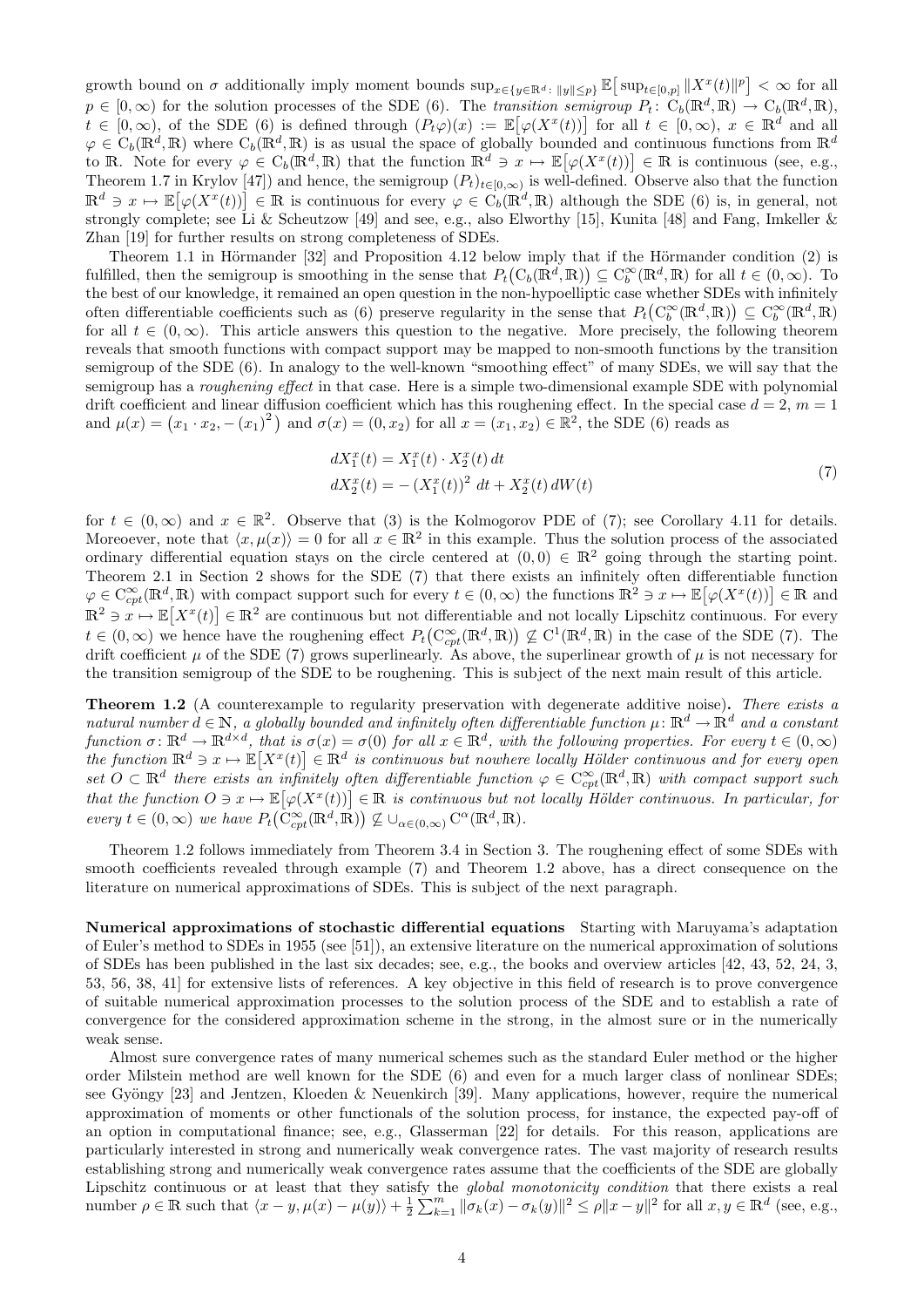growth bound on $\sigma$ additionally imply moment bounds $\sup_{x\in\{y\in\mathbb{R}^d\colon \|y\|\le p\}} \mathbb{E}\big[\sup_{t\in[0,p]} \|X^x(t)\|^p\big] < \infty$ for all $p \in [0,\infty)$ for the solution processes of the SDE (6). The *transition semigroup* $P_t\colon \mathrm{C}_b(\mathbb{R}^d,\mathbb{R}) \to \mathrm{C}_b(\mathbb{R}^d,\mathbb{R})$, $t \in [0,\infty)$, of the SDE (6) is defined through $(P_t\varphi)(x) := \mathbb{E}\big[\varphi(X^x(t))\big]$ for all $t \in [0,\infty)$, $x \in \mathbb{R}^d$ and all $\varphi \in \mathrm{C}_b(\mathbb{R}^d,\mathbb{R})$ where $\mathrm{C}_b(\mathbb{R}^d,\mathbb{R})$ is as usual the space of globally bounded and continuous functions from $\mathbb{R}^d$ to $\mathbb{R}$. Note for every $\varphi \in \mathrm{C}_b(\mathbb{R}^d,\mathbb{R})$ that the function $\mathbb{R}^d \ni x \mapsto \mathbb{E}\big[\varphi(X^x(t))\big] \in \mathbb{R}$ is continuous (see, e.g., Theorem 1.7 in Krylov [47]) and hence, the semigroup $(P_t)_{t\in[0,\infty)}$ is well-defined. Observe also that the function $\mathbb{R}^d \ni x \mapsto \mathbb{E}\big[\varphi(X^x(t))\big] \in \mathbb{R}$ is continuous for every $\varphi \in \mathrm{C}_b(\mathbb{R}^d,\mathbb{R})$ although the SDE (6) is, in general, not strongly complete; see Li & Scheutzow [49] and see, e.g., also Elworthy [15], Kunita [48] and Fang, Imkeller & Zhan [19] for further results on strong completeness of SDEs.

Theorem 1.1 in Hörmander [32] and Proposition 4.12 below imply that if the Hörmander condition (2) is fulfilled, then the semigroup is smoothing in the sense that $P_t\big(\mathrm{C}_b(\mathbb{R}^d,\mathbb{R})\big) \subseteq \mathrm{C}_b^\infty(\mathbb{R}^d,\mathbb{R})$ for all $t \in (0,\infty)$. To the best of our knowledge, it remained an open question in the non-hypoelliptic case whether SDEs with infinitely often differentiable coefficients such as (6) preserve regularity in the sense that $P_t\big(\mathrm{C}_b^\infty(\mathbb{R}^d,\mathbb{R})\big) \subseteq \mathrm{C}_b^\infty(\mathbb{R}^d,\mathbb{R})$ for all $t \in (0,\infty)$. This article answers this question to the negative. More precisely, the following theorem reveals that smooth functions with compact support may be mapped to non-smooth functions by the transition semigroup of the SDE (6). In analogy to the well-known "smoothing effect" of many SDEs, we will say that the semigroup has a *roughening effect* in that case. Here is a simple two-dimensional example SDE with polynomial drift coefficient and linear diffusion coefficient which has this roughening effect. In the special case $d = 2$, $m = 1$ and $\mu(x) = \big(x_1 \cdot x_2, -(x_1)^2\big)$ and $\sigma(x) = (0, x_2)$ for all $x = (x_1,x_2) \in \mathbb{R}^2$, the SDE (6) reads as

$$
\begin{aligned}
dX_1^x(t) &= X_1^x(t) \cdot X_2^x(t)\, dt \\
dX_2^x(t) &= -\,(X_1^x(t))^2\, dt + X_2^x(t)\, dW(t)
\end{aligned}
\tag{7}
$$

for $t \in (0,\infty)$ and $x \in \mathbb{R}^2$. Observe that (3) is the Kolmogorov PDE of (7); see Corollary 4.11 for details. Moreoever, note that $\langle x, \mu(x)\rangle = 0$ for all $x \in \mathbb{R}^2$ in this example. Thus the solution process of the associated ordinary differential equation stays on the circle centered at $(0,0) \in \mathbb{R}^2$ going through the starting point. Theorem 2.1 in Section 2 shows for the SDE (7) that there exists an infinitely often differentiable function $\varphi \in \mathrm{C}_{cpt}^\infty(\mathbb{R}^d,\mathbb{R})$ with compact support such for every $t \in (0,\infty)$ the functions $\mathbb{R}^2 \ni x \mapsto \mathbb{E}\big[\varphi(X^x(t))\big] \in \mathbb{R}$ and $\mathbb{R}^2 \ni x \mapsto \mathbb{E}\big[X^x(t)\big] \in \mathbb{R}^2$ are continuous but not differentiable and not locally Lipschitz continuous. For every $t \in (0,\infty)$ we hence have the roughening effect $P_t\big(\mathrm{C}_{cpt}^\infty(\mathbb{R}^d,\mathbb{R})\big) \not\subseteq \mathrm{C}^1(\mathbb{R}^d,\mathbb{R})$ in the case of the SDE (7). The drift coefficient $\mu$ of the SDE (7) grows superlinearly. As above, the superlinear growth of $\mu$ is not necessary for the transition semigroup of the SDE to be roughening. This is subject of the next main result of this article.

**Theorem 1.2** (A counterexample to regularity preservation with degenerate additive noise)**.** *There exists a natural number $d \in \mathbb{N}$, a globally bounded and infinitely often differentiable function $\mu\colon \mathbb{R}^d \to \mathbb{R}^d$ and a constant function $\sigma\colon \mathbb{R}^d \to \mathbb{R}^{d\times d}$, that is $\sigma(x) = \sigma(0)$ for all $x \in \mathbb{R}^d$, with the following properties. For every $t \in (0,\infty)$ the function $\mathbb{R}^d \ni x \mapsto \mathbb{E}\big[X^x(t)\big] \in \mathbb{R}^d$ is continuous but nowhere locally Hölder continuous and for every open set $O \subset \mathbb{R}^d$ there exists an infinitely often differentiable function $\varphi \in \mathrm{C}_{cpt}^\infty(\mathbb{R}^d,\mathbb{R})$ with compact support such that the function $O \ni x \mapsto \mathbb{E}\big[\varphi(X^x(t))\big] \in \mathbb{R}$ is continuous but not locally Hölder continuous. In particular, for every $t \in (0,\infty)$ we have $P_t\big(\mathrm{C}_{cpt}^\infty(\mathbb{R}^d,\mathbb{R})\big) \not\subseteq \cup_{\alpha\in(0,\infty)} \mathrm{C}^\alpha(\mathbb{R}^d,\mathbb{R})$.*

Theorem 1.2 follows immediately from Theorem 3.4 in Section 3. The roughening effect of some SDEs with smooth coefficients revealed through example (7) and Theorem 1.2 above, has a direct consequence on the literature on numerical approximations of SDEs. This is subject of the next paragraph.

**Numerical approximations of stochastic differential equations** Starting with Maruyama's adaptation of Euler's method to SDEs in 1955 (see [51]), an extensive literature on the numerical approximation of solutions of SDEs has been published in the last six decades; see, e.g., the books and overview articles [42, 43, 52, 24, 3, 53, 56, 38, 41] for extensive lists of references. A key objective in this field of research is to prove convergence of suitable numerical approximation processes to the solution process of the SDE and to establish a rate of convergence for the considered approximation scheme in the strong, in the almost sure or in the numerically weak sense.

Almost sure convergence rates of many numerical schemes such as the standard Euler method or the higher order Milstein method are well known for the SDE (6) and even for a much larger class of nonlinear SDEs; see Gyöngy [23] and Jentzen, Kloeden & Neuenkirch [39]. Many applications, however, require the numerical approximation of moments or other functionals of the solution process, for instance, the expected pay-off of an option in computational finance; see, e.g., Glasserman [22] for details. For this reason, applications are particularly interested in strong and numerically weak convergence rates. The vast majority of research results establishing strong and numerically weak convergence rates assume that the coefficients of the SDE are globally Lipschitz continuous or at least that they satisfy the *global monotonicity condition* that there exists a real number $\rho \in \mathbb{R}$ such that $\langle x-y, \mu(x)-\mu(y)\rangle + \frac{1}{2}\sum_{k=1}^m \|\sigma_k(x)-\sigma_k(y)\|^2 \le \rho\|x-y\|^2$ for all $x,y \in \mathbb{R}^d$ (see, e.g.,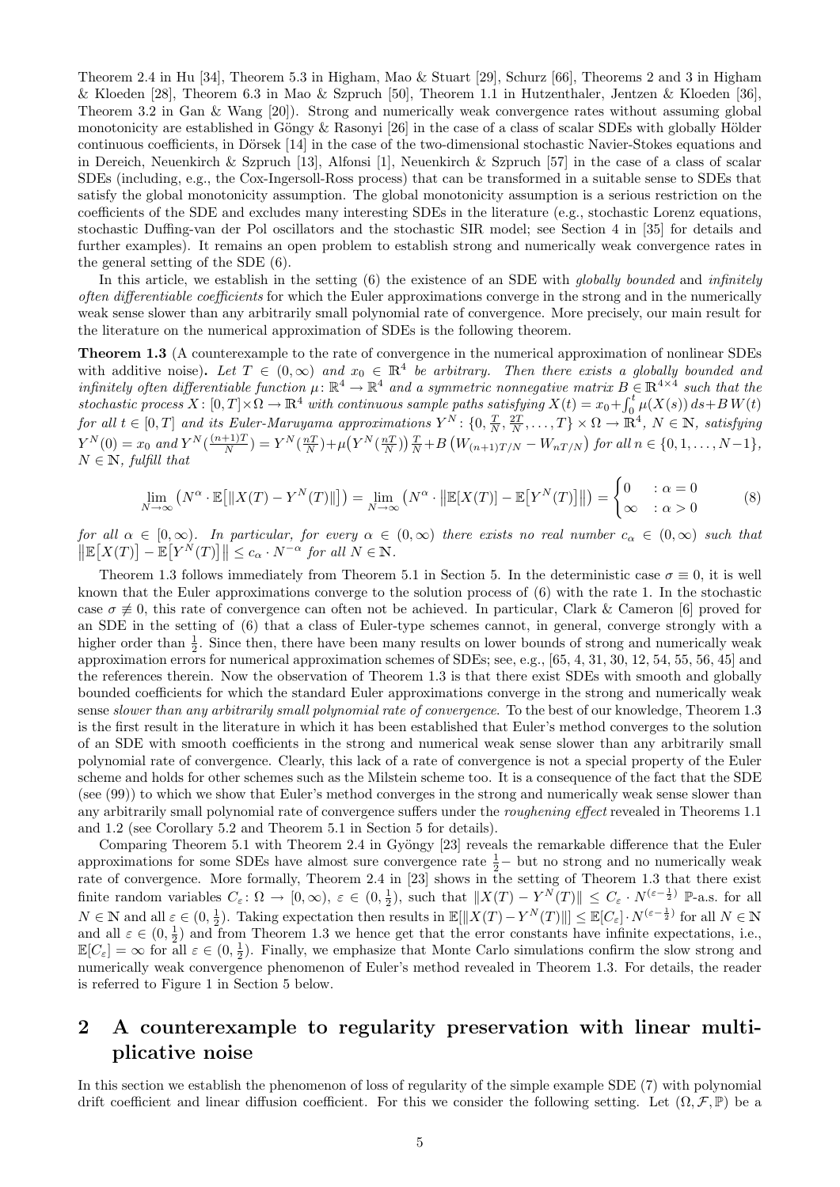Theorem 2.4 in Hu [34], Theorem 5.3 in Higham, Mao & Stuart [29], Schurz [66], Theorems 2 and 3 in Higham & Kloeden [28], Theorem 6.3 in Mao & Szpruch [50], Theorem 1.1 in Hutzenthaler, Jentzen & Kloeden [36], Theorem 3.2 in Gan & Wang [20]). Strong and numerically weak convergence rates without assuming global monotonicity are established in Göngy & Rasonyi [26] in the case of a class of scalar SDEs with globally Hölder continuous coefficients, in Dörsek [14] in the case of the two-dimensional stochastic Navier-Stokes equations and in Dereich, Neuenkirch & Szpruch [13], Alfonsi [1], Neuenkirch & Szpruch [57] in the case of a class of scalar SDEs (including, e.g., the Cox-Ingersoll-Ross process) that can be transformed in a suitable sense to SDEs that satisfy the global monotonicity assumption. The global monotonicity assumption is a serious restriction on the coefficients of the SDE and excludes many interesting SDEs in the literature (e.g., stochastic Lorenz equations, stochastic Duffing-van der Pol oscillators and the stochastic SIR model; see Section 4 in [35] for details and further examples). It remains an open problem to establish strong and numerically weak convergence rates in the general setting of the SDE (6).

In this article, we establish in the setting (6) the existence of an SDE with *globally bounded* and *infinitely often differentiable coefficients* for which the Euler approximations converge in the strong and in the numerically weak sense slower than any arbitrarily small polynomial rate of convergence. More precisely, our main result for the literature on the numerical approximation of SDEs is the following theorem.

**Theorem 1.3** (A counterexample to the rate of convergence in the numerical approximation of nonlinear SDEs with additive noise)**.** *Let $T \in (0,\infty)$ and $x_0 \in \mathbb{R}^4$ be arbitrary. Then there exists a globally bounded and infinitely often differentiable function $\mu\colon \mathbb{R}^4 \to \mathbb{R}^4$ and a symmetric nonnegative matrix $B \in \mathbb{R}^{4\times 4}$ such that the stochastic process $X\colon [0,T]\times\Omega \to \mathbb{R}^4$ with continuous sample paths satisfying $X(t) = x_0 + \int_0^t \mu(X(s))\,ds + B\,W(t)$ for all $t \in [0,T]$ and its Euler-Maruyama approximations $Y^N\colon \{0, \frac{T}{N}, \frac{2T}{N}, \ldots, T\} \times \Omega \to \mathbb{R}^4$, $N \in \mathbb{N}$, satisfying $Y^N(0) = x_0$ and $Y^N(\frac{(n+1)T}{N}) = Y^N(\frac{nT}{N}) + \mu\big(Y^N(\frac{nT}{N})\big)\frac{T}{N} + B\,\big(W_{(n+1)T/N} - W_{nT/N}\big)$ for all $n \in \{0,1,\ldots,N-1\}$, $N \in \mathbb{N}$, fulfill that*

$$\lim_{N\to\infty}\big(N^\alpha \cdot \mathbb{E}\big[\|X(T) - Y^N(T)\|\big]\big) = \lim_{N\to\infty}\big(N^\alpha \cdot \big\|\mathbb{E}[X(T)] - \mathbb{E}\big[Y^N(T)\big]\big\|\big) = \begin{cases} 0 & : \alpha = 0 \\ \infty & : \alpha > 0 \end{cases} \tag{8}$$

*for all $\alpha \in [0,\infty)$. In particular, for every $\alpha \in (0,\infty)$ there exists no real number $c_\alpha \in (0,\infty)$ such that $\big\|\mathbb{E}\big[X(T)\big] - \mathbb{E}\big[Y^N(T)\big]\big\| \le c_\alpha \cdot N^{-\alpha}$ for all $N \in \mathbb{N}$.*

Theorem 1.3 follows immediately from Theorem 5.1 in Section 5. In the deterministic case $\sigma \equiv 0$, it is well known that the Euler approximations converge to the solution process of (6) with the rate 1. In the stochastic case $\sigma \not\equiv 0$, this rate of convergence can often not be achieved. In particular, Clark & Cameron [6] proved for an SDE in the setting of (6) that a class of Euler-type schemes cannot, in general, converge strongly with a higher order than $\frac{1}{2}$. Since then, there have been many results on lower bounds of strong and numerically weak approximation errors for numerical approximation schemes of SDEs; see, e.g., [65, 4, 31, 30, 12, 54, 55, 56, 45] and the references therein. Now the observation of Theorem 1.3 is that there exist SDEs with smooth and globally bounded coefficients for which the standard Euler approximations converge in the strong and numerically weak sense *slower than any arbitrarily small polynomial rate of convergence*. To the best of our knowledge, Theorem 1.3 is the first result in the literature in which it has been established that Euler's method converges to the solution of an SDE with smooth coefficients in the strong and numerical weak sense slower than any arbitrarily small polynomial rate of convergence. Clearly, this lack of a rate of convergence is not a special property of the Euler scheme and holds for other schemes such as the Milstein scheme too. It is a consequence of the fact that the SDE (see (99)) to which we show that Euler's method converges in the strong and numerically weak sense slower than any arbitrarily small polynomial rate of convergence suffers under the *roughening effect* revealed in Theorems 1.1 and 1.2 (see Corollary 5.2 and Theorem 5.1 in Section 5 for details).

Comparing Theorem 5.1 with Theorem 2.4 in Gyöngy [23] reveals the remarkable difference that the Euler approximations for some SDEs have almost sure convergence rate $\frac{1}{2}-$ but no strong and no numerically weak rate of convergence. More formally, Theorem 2.4 in [23] shows in the setting of Theorem 1.3 that there exist finite random variables $C_\varepsilon\colon \Omega \to [0,\infty)$, $\varepsilon \in (0,\frac{1}{2})$, such that $\|X(T) - Y^N(T)\| \le C_\varepsilon \cdot N^{(\varepsilon - \frac{1}{2})}$ $\mathbb{P}$-a.s. for all $N \in \mathbb{N}$ and all $\varepsilon \in (0,\frac{1}{2})$. Taking expectation then results in $\mathbb{E}[\|X(T) - Y^N(T)\|] \le \mathbb{E}[C_\varepsilon] \cdot N^{(\varepsilon - \frac{1}{2})}$ for all $N \in \mathbb{N}$ and all $\varepsilon \in (0,\frac{1}{2})$ and from Theorem 1.3 we hence get that the error constants have infinite expectations, i.e., $\mathbb{E}[C_\varepsilon] = \infty$ for all $\varepsilon \in (0,\frac{1}{2})$. Finally, we emphasize that Monte Carlo simulations confirm the slow strong and numerically weak convergence phenomenon of Euler's method revealed in Theorem 1.3. For details, the reader is referred to Figure 1 in Section 5 below.

## 2 A counterexample to regularity preservation with linear multiplicative noise

In this section we establish the phenomenon of loss of regularity of the simple example SDE (7) with polynomial drift coefficient and linear diffusion coefficient. For this we consider the following setting. Let $(\Omega, \mathcal{F}, \mathbb{P})$ be a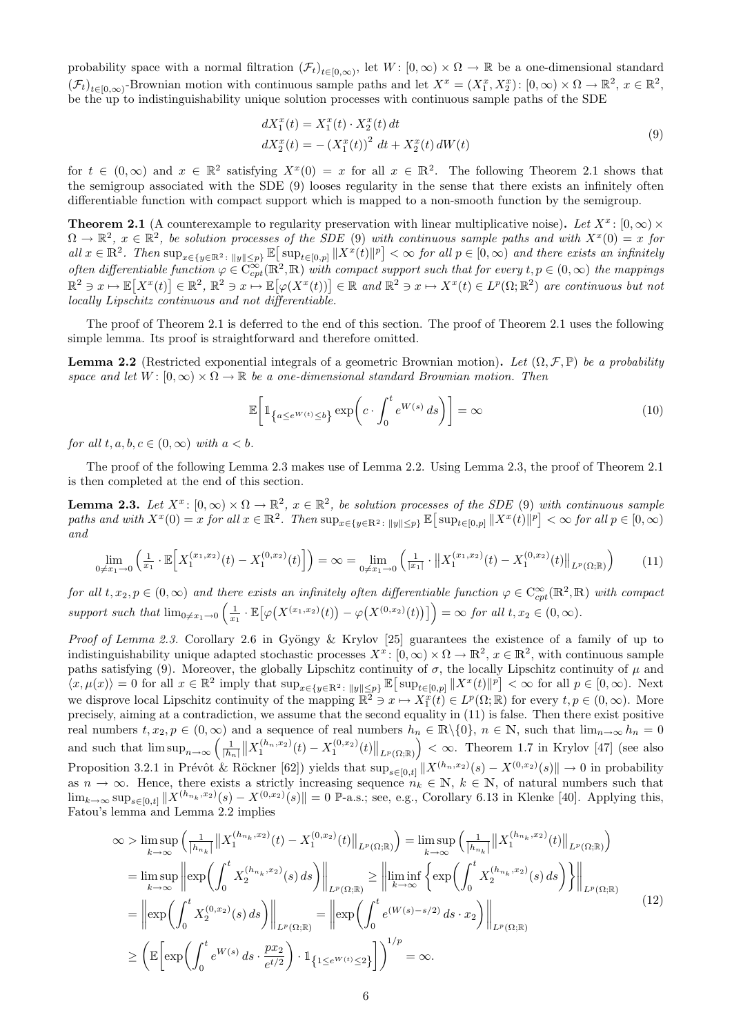probability space with a normal filtration $(\mathcal{F}_t)_{t\in[0,\infty)}$, let $W\colon [0,\infty)\times\Omega\to\mathbb{R}$ be a one-dimensional standard $(\mathcal{F}_t)_{t\in[0,\infty)}$-Brownian motion with continuous sample paths and let $X^x = (X^x_1, X^x_2)\colon [0,\infty)\times\Omega\to\mathbb{R}^2$, $x\in\mathbb{R}^2$, be the up to indistinguishability unique solution processes with continuous sample paths of the SDE

$$
\begin{aligned}
dX^x_1(t) &= X^x_1(t)\cdot X^x_2(t)\,dt \\
dX^x_2(t) &= -\left(X^x_1(t)\right)^2\,dt + X^x_2(t)\,dW(t)
\end{aligned}
\tag{9}
$$

for $t\in(0,\infty)$ and $x\in\mathbb{R}^2$ satisfying $X^x(0)=x$ for all $x\in\mathbb{R}^2$. The following Theorem 2.1 shows that the semigroup associated with the SDE (9) looses regularity in the sense that there exists an infinitely often differentiable function with compact support which is mapped to a non-smooth function by the semigroup.

**Theorem 2.1** (A counterexample to regularity preservation with linear multiplicative noise)**.** *Let $X^x\colon [0,\infty)\times\Omega\to\mathbb{R}^2$, $x\in\mathbb{R}^2$, be solution processes of the SDE (9) with continuous sample paths and with $X^x(0)=x$ for all $x\in\mathbb{R}^2$. Then $\sup_{x\in\{y\in\mathbb{R}^2\colon \|y\|\le p\}}\mathbb{E}\big[\sup_{t\in[0,p]}\|X^x(t)\|^p\big]<\infty$ for all $p\in[0,\infty)$ and there exists an infinitely often differentiable function $\varphi\in C^\infty_{cpt}(\mathbb{R}^2,\mathbb{R})$ with compact support such that for every $t,p\in(0,\infty)$ the mappings $\mathbb{R}^2\ni x\mapsto\mathbb{E}\big[X^x(t)\big]\in\mathbb{R}^2$, $\mathbb{R}^2\ni x\mapsto\mathbb{E}\big[\varphi(X^x(t))\big]\in\mathbb{R}$ and $\mathbb{R}^2\ni x\mapsto X^x(t)\in L^p(\Omega;\mathbb{R}^2)$ are continuous but not locally Lipschitz continuous and not differentiable.*

The proof of Theorem 2.1 is deferred to the end of this section. The proof of Theorem 2.1 uses the following simple lemma. Its proof is straightforward and therefore omitted.

**Lemma 2.2** (Restricted exponential integrals of a geometric Brownian motion)**.** *Let $(\Omega,\mathcal{F},\mathbb{P})$ be a probability space and let $W\colon [0,\infty)\times\Omega\to\mathbb{R}$ be a one-dimensional standard Brownian motion. Then*

$$
\mathbb{E}\bigg[\mathbb{1}_{\{a\le e^{W(t)}\le b\}}\exp\bigg(c\cdot\int_0^t e^{W(s)}\,ds\bigg)\bigg]=\infty
\tag{10}
$$

*for all $t,a,b,c\in(0,\infty)$ with $a<b$.*

The proof of the following Lemma 2.3 makes use of Lemma 2.2. Using Lemma 2.3, the proof of Theorem 2.1 is then completed at the end of this section.

**Lemma 2.3.** *Let $X^x\colon [0,\infty)\times\Omega\to\mathbb{R}^2$, $x\in\mathbb{R}^2$, be solution processes of the SDE (9) with continuous sample paths and with $X^x(0)=x$ for all $x\in\mathbb{R}^2$. Then $\sup_{x\in\{y\in\mathbb{R}^2\colon \|y\|\le p\}}\mathbb{E}\big[\sup_{t\in[0,p]}\|X^x(t)\|^p\big]<\infty$ for all $p\in[0,\infty)$ and*

$$
\lim_{0\neq x_1\to 0}\Big(\tfrac{1}{x_1}\cdot\mathbb{E}\Big[X_1^{(x_1,x_2)}(t)-X_1^{(0,x_2)}(t)\Big]\Big)=\infty=\lim_{0\neq x_1\to 0}\Big(\tfrac{1}{|x_1|}\cdot\big\|X_1^{(x_1,x_2)}(t)-X_1^{(0,x_2)}(t)\big\|_{L^p(\Omega;\mathbb{R})}\Big)
\tag{11}
$$

*for all $t,x_2,p\in(0,\infty)$ and there exists an infinitely often differentiable function $\varphi\in C^\infty_{cpt}(\mathbb{R}^2,\mathbb{R})$ with compact support such that $\lim_{0\neq x_1\to 0}\Big(\tfrac{1}{x_1}\cdot\mathbb{E}\big[\varphi\big(X^{(x_1,x_2)}(t)\big)-\varphi\big(X^{(0,x_2)}(t)\big)\big]\Big)=\infty$ for all $t,x_2\in(0,\infty)$.*

*Proof of Lemma 2.3.* Corollary 2.6 in Gyöngy & Krylov [25] guarantees the existence of a family of up to indistinguishability unique adapted stochastic processes $X^x\colon [0,\infty)\times\Omega\to\mathbb{R}^2$, $x\in\mathbb{R}^2$, with continuous sample paths satisfying (9). Moreover, the globally Lipschitz continuity of $\sigma$, the locally Lipschitz continuity of $\mu$ and $\langle x,\mu(x)\rangle=0$ for all $x\in\mathbb{R}^2$ imply that $\sup_{x\in\{y\in\mathbb{R}^2\colon \|y\|\le p\}}\mathbb{E}\big[\sup_{t\in[0,p]}\|X^x(t)\|^p\big]<\infty$ for all $p\in[0,\infty)$. Next we disprove local Lipschitz continuity of the mapping $\mathbb{R}^2\ni x\mapsto X^x_1(t)\in L^p(\Omega;\mathbb{R})$ for every $t,p\in(0,\infty)$. More precisely, aiming at a contradiction, we assume that the second equality in (11) is false. Then there exist positive real numbers $t,x_2,p\in(0,\infty)$ and a sequence of real numbers $h_n\in\mathbb{R}\backslash\{0\}$, $n\in\mathbb{N}$, such that $\lim_{n\to\infty}h_n=0$ and such that $\limsup_{n\to\infty}\Big(\tfrac{1}{|h_n|}\big\|X_1^{(h_n,x_2)}(t)-X_1^{(0,x_2)}(t)\big\|_{L^p(\Omega;\mathbb{R})}\Big)<\infty$. Theorem 1.7 in Krylov [47] (see also Proposition 3.2.1 in Prévôt & Röckner [62]) yields that $\sup_{s\in[0,t]}\|X^{(h_n,x_2)}(s)-X^{(0,x_2)}(s)\|\to 0$ in probability as $n\to\infty$. Hence, there exists a strictly increasing sequence $n_k\in\mathbb{N}$, $k\in\mathbb{N}$, of natural numbers such that $\lim_{k\to\infty}\sup_{s\in[0,t]}\|X^{(h_{n_k},x_2)}(s)-X^{(0,x_2)}(s)\|=0$ $\mathbb{P}$-a.s.; see, e.g., Corollary 6.13 in Klenke [40]. Applying this, Fatou's lemma and Lemma 2.2 implies

$$
\begin{aligned}
\infty &> \limsup_{k\to\infty}\Big(\tfrac{1}{|h_{n_k}|}\big\|X_1^{(h_{n_k},x_2)}(t)-X_1^{(0,x_2)}(t)\big\|_{L^p(\Omega;\mathbb{R})}\Big)=\limsup_{k\to\infty}\Big(\tfrac{1}{|h_{n_k}|}\big\|X_1^{(h_{n_k},x_2)}(t)\big\|_{L^p(\Omega;\mathbb{R})}\Big)\\
&=\limsup_{k\to\infty}\bigg\|\exp\bigg(\int_0^t X_2^{(h_{n_k},x_2)}(s)\,ds\bigg)\bigg\|_{L^p(\Omega;\mathbb{R})}\ge\bigg\|\liminf_{k\to\infty}\bigg\{\exp\bigg(\int_0^t X_2^{(h_{n_k},x_2)}(s)\,ds\bigg)\bigg\}\bigg\|_{L^p(\Omega;\mathbb{R})}\\
&=\bigg\|\exp\bigg(\int_0^t X_2^{(0,x_2)}(s)\,ds\bigg)\bigg\|_{L^p(\Omega;\mathbb{R})}=\bigg\|\exp\bigg(\int_0^t e^{(W(s)-s/2)}\,ds\cdot x_2\bigg)\bigg\|_{L^p(\Omega;\mathbb{R})}\\
&\ge\bigg(\mathbb{E}\bigg[\exp\bigg(\int_0^t e^{W(s)}\,ds\cdot\frac{px_2}{e^{t/2}}\bigg)\cdot\mathbb{1}_{\{1\le e^{W(t)}\le 2\}}\bigg]\bigg)^{1/p}=\infty.
\end{aligned}
\tag{12}
$$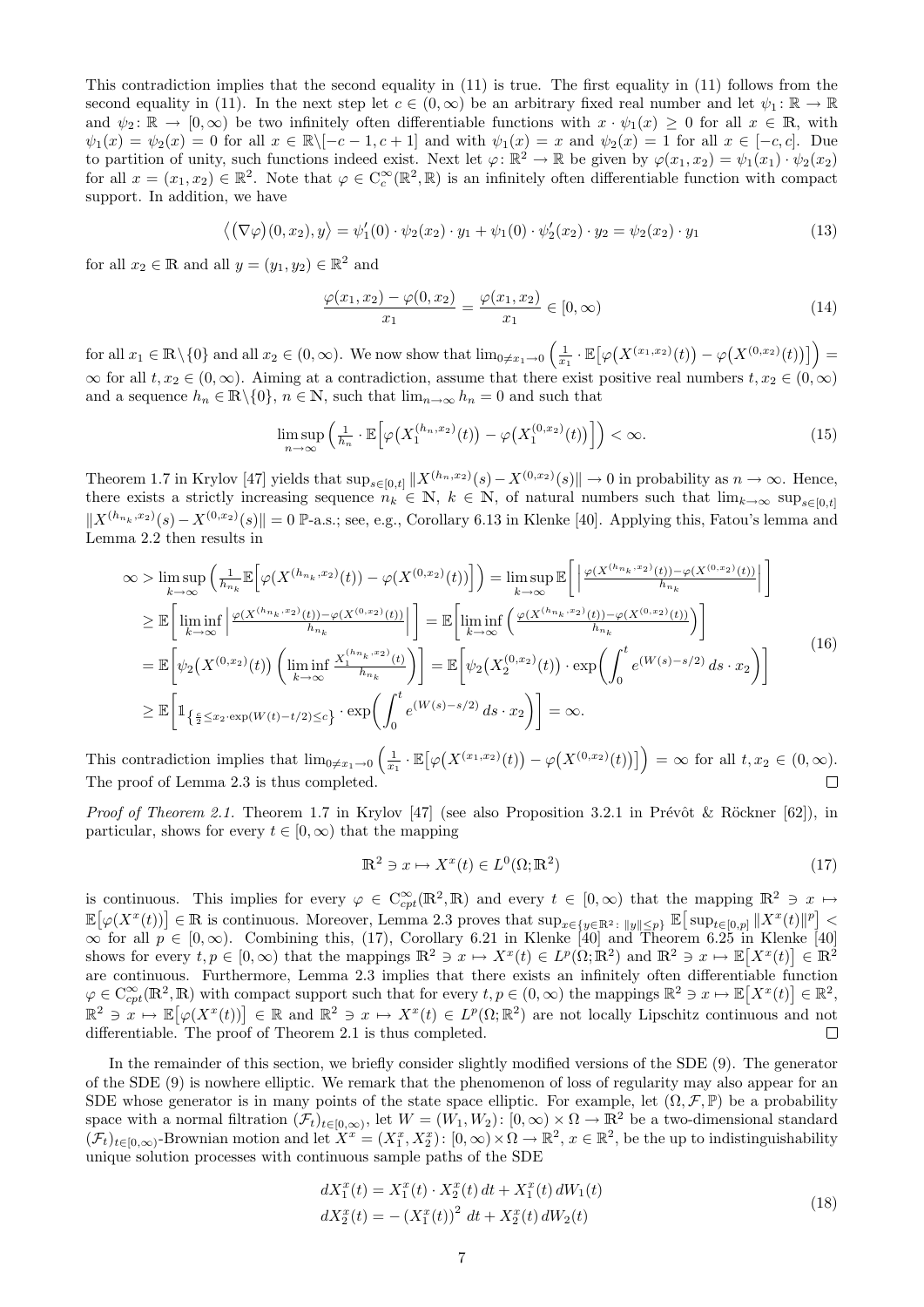This contradiction implies that the second equality in (11) is true. The first equality in (11) follows from the second equality in (11). In the next step let $c \in (0, \infty)$ be an arbitrary fixed real number and let $\psi_1 \colon \mathbb{R} \to \mathbb{R}$ and $\psi_2 \colon \mathbb{R} \to [0, \infty)$ be two infinitely often differentiable functions with $x \cdot \psi_1(x) \geq 0$ for all $x \in \mathbb{R}$, with $\psi_1(x) = \psi_2(x) = 0$ for all $x \in \mathbb{R} \backslash [-c-1, c+1]$ and with $\psi_1(x) = x$ and $\psi_2(x) = 1$ for all $x \in [-c, c]$. Due to partition of unity, such functions indeed exist. Next let $\varphi \colon \mathbb{R}^2 \to \mathbb{R}$ be given by $\varphi(x_1, x_2) = \psi_1(x_1) \cdot \psi_2(x_2)$ for all $x = (x_1, x_2) \in \mathbb{R}^2$. Note that $\varphi \in \mathrm{C}_c^\infty(\mathbb{R}^2, \mathbb{R})$ is an infinitely often differentiable function with compact support. In addition, we have

$$
\big\langle (\nabla \varphi)(0, x_2), y \big\rangle = \psi_1'(0) \cdot \psi_2(x_2) \cdot y_1 + \psi_1(0) \cdot \psi_2'(x_2) \cdot y_2 = \psi_2(x_2) \cdot y_1 \tag{13}
$$

for all $x_2 \in \mathbb{R}$ and all $y = (y_1, y_2) \in \mathbb{R}^2$ and

$$
\frac{\varphi(x_1, x_2) - \varphi(0, x_2)}{x_1} = \frac{\varphi(x_1, x_2)}{x_1} \in [0, \infty) \tag{14}
$$

for all $x_1 \in \mathbb{R} \backslash \{0\}$ and all $x_2 \in (0, \infty)$. We now show that $\lim_{0 \neq x_1 \to 0} \Big( \frac{1}{x_1} \cdot \mathbb{E}\big[ \varphi\big(X^{(x_1, x_2)}(t)\big) - \varphi\big(X^{(0, x_2)}(t)\big) \big] \Big) = \infty$ for all $t, x_2 \in (0, \infty)$. Aiming at a contradiction, assume that there exist positive real numbers $t, x_2 \in (0, \infty)$ and a sequence $h_n \in \mathbb{R} \backslash \{0\}$, $n \in \mathbb{N}$, such that $\lim_{n \to \infty} h_n = 0$ and such that

$$
\limsup_{n \to \infty} \Big( \tfrac{1}{h_n} \cdot \mathbb{E}\Big[ \varphi\big(X_1^{(h_n, x_2)}(t)\big) - \varphi\big(X_1^{(0, x_2)}(t)\big) \Big] \Big) < \infty. \tag{15}
$$

Theorem 1.7 in Krylov [47] yields that $\sup_{s \in [0,t]} \|X^{(h_n, x_2)}(s) - X^{(0, x_2)}(s)\| \to 0$ in probability as $n \to \infty$. Hence, there exists a strictly increasing sequence $n_k \in \mathbb{N}$, $k \in \mathbb{N}$, of natural numbers such that $\lim_{k \to \infty} \sup_{s \in [0,t]} \|X^{(h_{n_k}, x_2)}(s) - X^{(0, x_2)}(s)\| = 0$ $\mathbb{P}$-a.s.; see, e.g., Corollary 6.13 in Klenke [40]. Applying this, Fatou's lemma and Lemma 2.2 then results in

$$
\begin{split}
\infty &> \limsup_{k \to \infty} \Big( \tfrac{1}{h_{n_k}} \mathbb{E}\Big[ \varphi(X^{(h_{n_k}, x_2)}(t)) - \varphi(X^{(0, x_2)}(t)) \Big] \Big) = \limsup_{k \to \infty} \mathbb{E}\bigg[ \Big| \tfrac{\varphi(X^{(h_{n_k}, x_2)}(t)) - \varphi(X^{(0, x_2)}(t))}{h_{n_k}} \Big| \bigg] \\
&\geq \mathbb{E}\bigg[ \liminf_{k \to \infty} \Big| \tfrac{\varphi(X^{(h_{n_k}, x_2)}(t)) - \varphi(X^{(0, x_2)}(t))}{h_{n_k}} \Big| \bigg] = \mathbb{E}\bigg[ \liminf_{k \to \infty} \Big( \tfrac{\varphi(X^{(h_{n_k}, x_2)}(t)) - \varphi(X^{(0, x_2)}(t))}{h_{n_k}} \Big) \bigg] \\
&= \mathbb{E}\bigg[ \psi_2\big(X^{(0, x_2)}(t)\big) \Big( \liminf_{k \to \infty} \tfrac{X_1^{(h_{n_k}, x_2)}(t)}{h_{n_k}} \Big) \bigg] = \mathbb{E}\bigg[ \psi_2\big(X_2^{(0, x_2)}(t)\big) \cdot \exp\bigg( \int_0^t e^{(W(s) - s/2)} \, ds \cdot x_2 \bigg) \bigg] \\
&\geq \mathbb{E}\bigg[ \mathbb{1}_{\left\{ \frac{c}{2} \leq x_2 \cdot \exp(W(t) - t/2) \leq c \right\}} \cdot \exp\bigg( \int_0^t e^{(W(s) - s/2)} \, ds \cdot x_2 \bigg) \bigg] = \infty.
\end{split} \tag{16}
$$

This contradiction implies that $\lim_{0 \neq x_1 \to 0} \Big( \frac{1}{x_1} \cdot \mathbb{E}\big[ \varphi\big(X^{(x_1, x_2)}(t)\big) - \varphi\big(X^{(0, x_2)}(t)\big) \big] \Big) = \infty$ for all $t, x_2 \in (0, \infty)$. The proof of Lemma 2.3 is thus completed. $\square$

*Proof of Theorem 2.1.* Theorem 1.7 in Krylov [47] (see also Proposition 3.2.1 in Prévôt & Röckner [62]), in particular, shows for every $t \in [0, \infty)$ that the mapping

$$
\mathbb{R}^2 \ni x \mapsto X^x(t) \in L^0(\Omega; \mathbb{R}^2) \tag{17}
$$

is continuous. This implies for every $\varphi \in \mathrm{C}_{cpt}^\infty(\mathbb{R}^2, \mathbb{R})$ and every $t \in [0, \infty)$ that the mapping $\mathbb{R}^2 \ni x \mapsto \mathbb{E}\big[\varphi(X^x(t))\big] \in \mathbb{R}$ is continuous. Moreover, Lemma 2.3 proves that $\sup_{x \in \{y \in \mathbb{R}^2 \colon \|y\| \leq p\}} \mathbb{E}\big[ \sup_{t \in [0,p]} \|X^x(t)\|^p \big] < \infty$ for all $p \in [0, \infty)$. Combining this, (17), Corollary 6.21 in Klenke [40] and Theorem 6.25 in Klenke [40] shows for every $t, p \in [0, \infty)$ that the mappings $\mathbb{R}^2 \ni x \mapsto X^x(t) \in L^p(\Omega; \mathbb{R}^2)$ and $\mathbb{R}^2 \ni x \mapsto \mathbb{E}\big[X^x(t)\big] \in \mathbb{R}^2$ are continuous. Furthermore, Lemma 2.3 implies that there exists an infinitely often differentiable function $\varphi \in \mathrm{C}_{cpt}^\infty(\mathbb{R}^2, \mathbb{R})$ with compact support such that for every $t, p \in (0, \infty)$ the mappings $\mathbb{R}^2 \ni x \mapsto \mathbb{E}\big[X^x(t)\big] \in \mathbb{R}^2$, $\mathbb{R}^2 \ni x \mapsto \mathbb{E}\big[\varphi(X^x(t))\big] \in \mathbb{R}$ and $\mathbb{R}^2 \ni x \mapsto X^x(t) \in L^p(\Omega; \mathbb{R}^2)$ are not locally Lipschitz continuous and not differentiable. The proof of Theorem 2.1 is thus completed. $\square$

In the remainder of this section, we briefly consider slightly modified versions of the SDE (9). The generator of the SDE (9) is nowhere elliptic. We remark that the phenomenon of loss of regularity may also appear for an SDE whose generator is in many points of the state space elliptic. For example, let $(\Omega, \mathcal{F}, \mathbb{P})$ be a probability space with a normal filtration $(\mathcal{F}_t)_{t \in [0, \infty)}$, let $W = (W_1, W_2) \colon [0, \infty) \times \Omega \to \mathbb{R}^2$ be a two-dimensional standard $(\mathcal{F}_t)_{t \in [0, \infty)}$-Brownian motion and let $X^x = (X_1^x, X_2^x) \colon [0, \infty) \times \Omega \to \mathbb{R}^2$, $x \in \mathbb{R}^2$, be the up to indistinguishability unique solution processes with continuous sample paths of the SDE

$$
\begin{split}
dX_1^x(t) &= X_1^x(t) \cdot X_2^x(t) \, dt + X_1^x(t) \, dW_1(t) \\
dX_2^x(t) &= -\big(X_1^x(t)\big)^2 \, dt + X_2^x(t) \, dW_2(t)
\end{split} \tag{18}
$$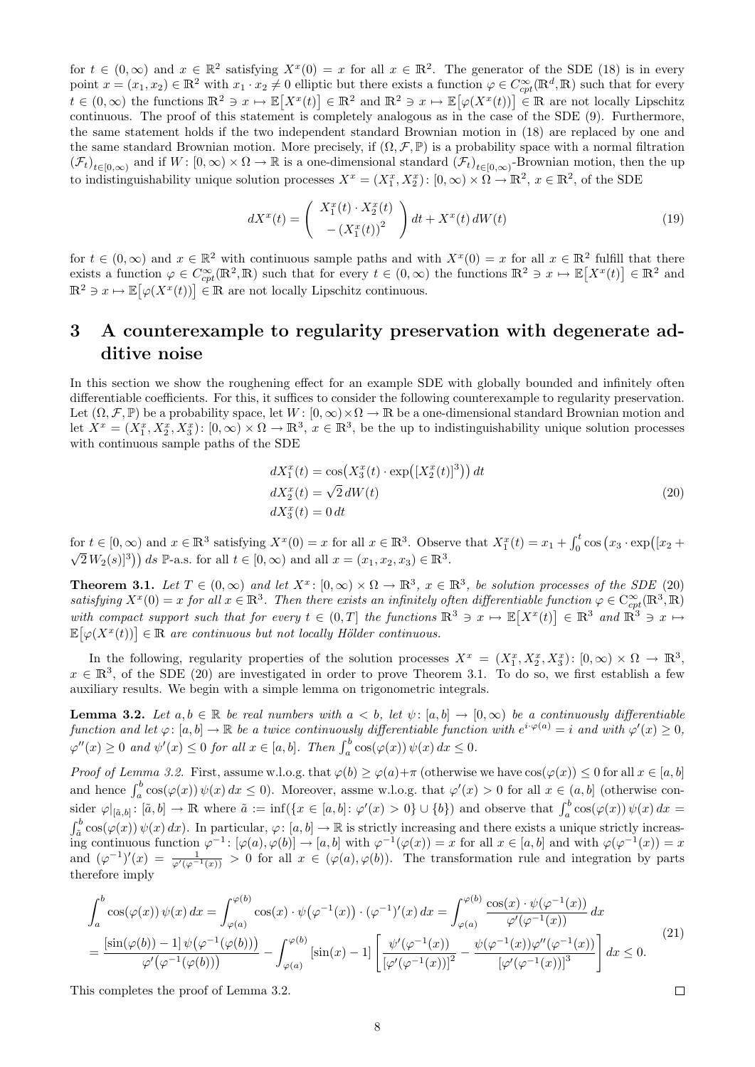for $t \in (0,\infty)$ and $x \in \mathbb{R}^2$ satisfying $X^x(0) = x$ for all $x \in \mathbb{R}^2$. The generator of the SDE (18) is in every point $x = (x_1, x_2) \in \mathbb{R}^2$ with $x_1 \cdot x_2 \neq 0$ elliptic but there exists a function $\varphi \in C^\infty_{cpt}(\mathbb{R}^d, \mathbb{R})$ such that for every $t \in (0,\infty)$ the functions $\mathbb{R}^2 \ni x \mapsto \mathbb{E}\big[X^x(t)\big] \in \mathbb{R}^2$ and $\mathbb{R}^2 \ni x \mapsto \mathbb{E}\big[\varphi(X^x(t))\big] \in \mathbb{R}$ are not locally Lipschitz continuous. The proof of this statement is completely analogous as in the case of the SDE (9). Furthermore, the same statement holds if the two independent standard Brownian motion in (18) are replaced by one and the same standard Brownian motion. More precisely, if $(\Omega, \mathcal{F}, \mathbb{P})$ is a probability space with a normal filtration $(\mathcal{F}_t)_{t\in[0,\infty)}$ and if $W : [0,\infty) \times \Omega \to \mathbb{R}$ is a one-dimensional standard $(\mathcal{F}_t)_{t\in[0,\infty)}$-Brownian motion, then the up to indistinguishability unique solution processes $X^x = (X^x_1, X^x_2) : [0,\infty) \times \Omega \to \mathbb{R}^2$, $x \in \mathbb{R}^2$, of the SDE

$$
dX^x(t) = \begin{pmatrix} X^x_1(t) \cdot X^x_2(t) \\ -\big(X^x_1(t)\big)^2 \end{pmatrix} dt + X^x(t)\, dW(t) \tag{19}
$$

for $t \in (0,\infty)$ and $x \in \mathbb{R}^2$ with continuous sample paths and with $X^x(0) = x$ for all $x \in \mathbb{R}^2$ fulfill that there exists a function $\varphi \in C^\infty_{cpt}(\mathbb{R}^2, \mathbb{R})$ such that for every $t \in (0,\infty)$ the functions $\mathbb{R}^2 \ni x \mapsto \mathbb{E}\big[X^x(t)\big] \in \mathbb{R}^2$ and $\mathbb{R}^2 \ni x \mapsto \mathbb{E}\big[\varphi(X^x(t))\big] \in \mathbb{R}$ are not locally Lipschitz continuous.

# 3 A counterexample to regularity preservation with degenerate additive noise

In this section we show the roughening effect for an example SDE with globally bounded and infinitely often differentiable coefficients. For this, it suffices to consider the following counterexample to regularity preservation. Let $(\Omega, \mathcal{F}, \mathbb{P})$ be a probability space, let $W : [0,\infty) \times \Omega \to \mathbb{R}$ be a one-dimensional standard Brownian motion and let $X^x = (X^x_1, X^x_2, X^x_3) : [0,\infty) \times \Omega \to \mathbb{R}^3$, $x \in \mathbb{R}^3$, be the up to indistinguishability unique solution processes with continuous sample paths of the SDE

$$
\begin{aligned}
dX^x_1(t) &= \cos\!\big(X^x_3(t) \cdot \exp\!\big([X^x_2(t)]^3\big)\big)\, dt \\
dX^x_2(t) &= \sqrt{2}\, dW(t) \\
dX^x_3(t) &= 0\, dt
\end{aligned} \tag{20}
$$

for $t \in [0,\infty)$ and $x \in \mathbb{R}^3$ satisfying $X^x(0) = x$ for all $x \in \mathbb{R}^3$. Observe that $X^x_1(t) = x_1 + \int_0^t \cos\big(x_3 \cdot \exp([x_2 + \sqrt{2}\, W_2(s)]^3)\big)\, ds$ $\mathbb{P}$-a.s. for all $t \in [0,\infty)$ and all $x = (x_1, x_2, x_3) \in \mathbb{R}^3$.

**Theorem 3.1.** *Let $T \in (0,\infty)$ and let $X^x : [0,\infty) \times \Omega \to \mathbb{R}^3$, $x \in \mathbb{R}^3$, be solution processes of the SDE (20) satisfying $X^x(0) = x$ for all $x \in \mathbb{R}^3$. Then there exists an infinitely often differentiable function $\varphi \in C^\infty_{cpt}(\mathbb{R}^3, \mathbb{R})$ with compact support such that for every $t \in (0,T]$ the functions $\mathbb{R}^3 \ni x \mapsto \mathbb{E}\big[X^x(t)\big] \in \mathbb{R}^3$ and $\mathbb{R}^3 \ni x \mapsto \mathbb{E}\big[\varphi(X^x(t))\big] \in \mathbb{R}$ are continuous but not locally Hölder continuous.*

In the following, regularity properties of the solution processes $X^x = (X^x_1, X^x_2, X^x_3) : [0,\infty) \times \Omega \to \mathbb{R}^3$, $x \in \mathbb{R}^3$, of the SDE (20) are investigated in order to prove Theorem 3.1. To do so, we first establish a few auxiliary results. We begin with a simple lemma on trigonometric integrals.

**Lemma 3.2.** *Let $a, b \in \mathbb{R}$ be real numbers with $a < b$, let $\psi : [a,b] \to [0,\infty)$ be a continuously differentiable function and let $\varphi : [a,b] \to \mathbb{R}$ be a twice continuously differentiable function with $e^{i\cdot\varphi(a)} = i$ and with $\varphi'(x) \geq 0$, $\varphi''(x) \geq 0$ and $\psi'(x) \leq 0$ for all $x \in [a,b]$. Then $\int_a^b \cos(\varphi(x))\, \psi(x)\, dx \leq 0$.*

*Proof of Lemma 3.2.* First, assume w.l.o.g. that $\varphi(b) \geq \varphi(a) + \pi$ (otherwise we have $\cos(\varphi(x)) \leq 0$ for all $x \in [a,b]$ and hence $\int_a^b \cos(\varphi(x))\, \psi(x)\, dx \leq 0$). Moreover, assme w.l.o.g. that $\varphi'(x) > 0$ for all $x \in (a,b]$ (otherwise consider $\varphi|_{[\tilde{a},b]} : [\tilde{a},b] \to \mathbb{R}$ where $\tilde{a} := \inf(\{x \in [a,b] : \varphi'(x) > 0\} \cup \{b\})$ and observe that $\int_a^b \cos(\varphi(x))\, \psi(x)\, dx = \int_{\tilde{a}}^b \cos(\varphi(x))\, \psi(x)\, dx$). In particular, $\varphi : [a,b] \to \mathbb{R}$ is strictly increasing and there exists a unique strictly increasing continuous function $\varphi^{-1} : [\varphi(a), \varphi(b)] \to [a,b]$ with $\varphi^{-1}(\varphi(x)) = x$ for all $x \in [a,b]$ and with $\varphi(\varphi^{-1}(x)) = x$ and $(\varphi^{-1})'(x) = \frac{1}{\varphi'(\varphi^{-1}(x))} > 0$ for all $x \in (\varphi(a), \varphi(b))$. The transformation rule and integration by parts therefore imply

$$
\begin{aligned}
\int_a^b \cos(\varphi(x))\, \psi(x)\, dx &= \int_{\varphi(a)}^{\varphi(b)} \cos(x) \cdot \psi\big(\varphi^{-1}(x)\big) \cdot (\varphi^{-1})'(x)\, dx = \int_{\varphi(a)}^{\varphi(b)} \frac{\cos(x) \cdot \psi(\varphi^{-1}(x))}{\varphi'(\varphi^{-1}(x))}\, dx \\
&= \frac{[\sin(\varphi(b)) - 1]\, \psi\big(\varphi^{-1}(\varphi(b))\big)}{\varphi'\big(\varphi^{-1}(\varphi(b))\big)} - \int_{\varphi(a)}^{\varphi(b)} [\sin(x) - 1] \left[ \frac{\psi'(\varphi^{-1}(x))}{[\varphi'(\varphi^{-1}(x))]^2} - \frac{\psi(\varphi^{-1}(x))\varphi''(\varphi^{-1}(x))}{[\varphi'(\varphi^{-1}(x))]^3} \right] dx \leq 0.
\end{aligned} \tag{21}
$$

This completes the proof of Lemma 3.2. ∎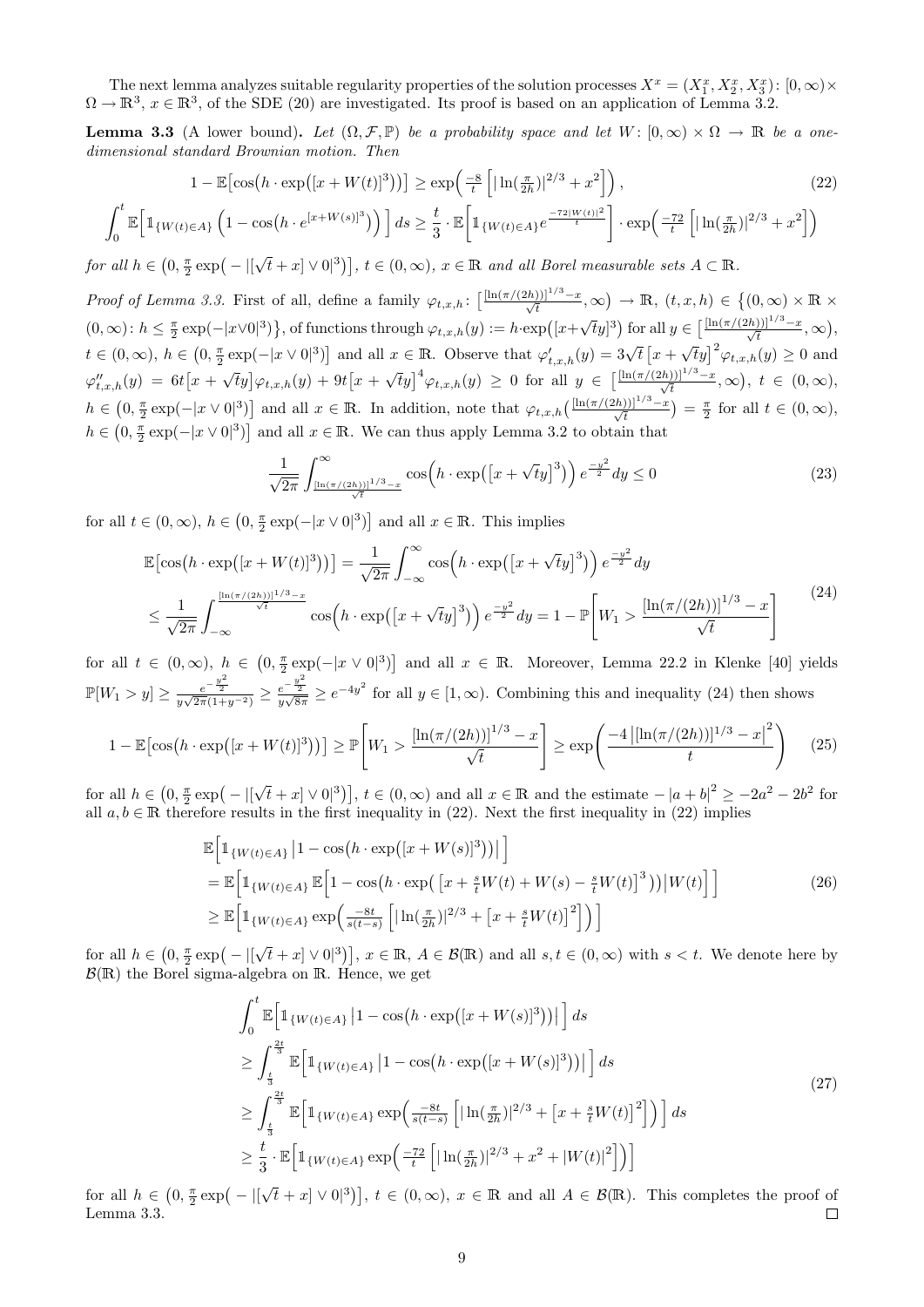The next lemma analyzes suitable regularity properties of the solution processes $X^x = (X_1^x, X_2^x, X_3^x)\colon [0,\infty)\times\Omega \to \mathbb{R}^3$, $x \in \mathbb{R}^3$, of the SDE (20) are investigated. Its proof is based on an application of Lemma 3.2.

**Lemma 3.3** (A lower bound)**.** *Let $(\Omega, \mathcal{F}, \mathbb{P})$ be a probability space and let $W\colon [0,\infty)\times\Omega \to \mathbb{R}$ be a one-dimensional standard Brownian motion. Then*

$$
1 - \mathbb{E}\big[\cos\!\big(h\cdot \exp([x+W(t)]^3)\big)\big] \geq \exp\!\Big(\tfrac{-8}{t}\Big[|\ln(\tfrac{\pi}{2h})|^{2/3} + x^2\Big]\Big), \tag{22}
$$

$$
\int_0^t \mathbb{E}\Big[\mathbb{1}_{\{W(t)\in A\}}\Big(1-\cos\!\big(h\cdot e^{[x+W(s)]^3}\big)\Big)\Big]\,ds \geq \frac{t}{3}\cdot \mathbb{E}\Big[\mathbb{1}_{\{W(t)\in A\}} e^{\frac{-72|W(t)|^2}{t}}\Big]\cdot \exp\!\Big(\tfrac{-72}{t}\Big[|\ln(\tfrac{\pi}{2h})|^{2/3} + x^2\Big]\Big)
$$

*for all $h \in \big(0, \frac{\pi}{2}\exp\!\big(-|[\sqrt{t}+x]\vee 0|^3\big)\big]$, $t\in(0,\infty)$, $x\in\mathbb{R}$ and all Borel measurable sets $A\subset\mathbb{R}$.*

*Proof of Lemma 3.3.* First of all, define a family $\varphi_{t,x,h}\colon \big[\frac{[\ln(\pi/(2h))]^{1/3}-x}{\sqrt{t}},\infty\big)\to\mathbb{R}$, $(t,x,h)\in\big\{(0,\infty)\times\mathbb{R}\times(0,\infty)\colon h\leq\frac{\pi}{2}\exp(-|x\vee 0|^3)\big\}$, of functions through $\varphi_{t,x,h}(y) := h\cdot\exp\!\big([x+\sqrt{t}y]^3\big)$ for all $y\in\big[\frac{[\ln(\pi/(2h))]^{1/3}-x}{\sqrt{t}},\infty\big)$, $t\in(0,\infty)$, $h\in\big(0,\frac{\pi}{2}\exp(-|x\vee 0|^3)\big]$ and all $x\in\mathbb{R}$. Observe that $\varphi'_{t,x,h}(y) = 3\sqrt{t}\,\big[x+\sqrt{t}y\big]^2\varphi_{t,x,h}(y)\geq 0$ and $\varphi''_{t,x,h}(y) = 6t\big[x+\sqrt{t}y\big]\varphi_{t,x,h}(y) + 9t\big[x+\sqrt{t}y\big]^4\varphi_{t,x,h}(y)\geq 0$ for all $y\in\big[\frac{[\ln(\pi/(2h))]^{1/3}-x}{\sqrt{t}},\infty\big)$, $t\in(0,\infty)$, $h\in\big(0,\frac{\pi}{2}\exp(-|x\vee 0|^3)\big]$ and all $x\in\mathbb{R}$. In addition, note that $\varphi_{t,x,h}\big(\frac{[\ln(\pi/(2h))]^{1/3}-x}{\sqrt{t}}\big) = \frac{\pi}{2}$ for all $t\in(0,\infty)$, $h\in\big(0,\frac{\pi}{2}\exp(-|x\vee 0|^3)\big]$ and all $x\in\mathbb{R}$. We can thus apply Lemma 3.2 to obtain that

$$
\frac{1}{\sqrt{2\pi}}\int_{\frac{[\ln(\pi/(2h))]^{1/3}-x}{\sqrt{t}}}^{\infty}\cos\!\Big(h\cdot\exp\!\big(\big[x+\sqrt{t}y\big]^3\big)\Big)\,e^{\frac{-y^2}{2}}\,dy \leq 0 \tag{23}
$$

for all $t\in(0,\infty)$, $h\in\big(0,\frac{\pi}{2}\exp(-|x\vee 0|^3)\big]$ and all $x\in\mathbb{R}$. This implies

$$
\begin{aligned}
\mathbb{E}\big[\cos\!\big(h\cdot\exp([x+W(t)]^3)\big)\big] &= \frac{1}{\sqrt{2\pi}}\int_{-\infty}^{\infty}\cos\!\Big(h\cdot\exp\!\big(\big[x+\sqrt{t}y\big]^3\big)\Big)\,e^{\frac{-y^2}{2}}\,dy \\
&\leq \frac{1}{\sqrt{2\pi}}\int_{-\infty}^{\frac{[\ln(\pi/(2h))]^{1/3}-x}{\sqrt{t}}}\cos\!\Big(h\cdot\exp\!\big(\big[x+\sqrt{t}y\big]^3\big)\Big)\,e^{\frac{-y^2}{2}}\,dy = 1-\mathbb{P}\bigg[W_1 > \frac{[\ln(\pi/(2h))]^{1/3}-x}{\sqrt{t}}\bigg]
\end{aligned} \tag{24}
$$

for all $t\in(0,\infty)$, $h\in\big(0,\frac{\pi}{2}\exp(-|x\vee 0|^3)\big]$ and all $x\in\mathbb{R}$. Moreover, Lemma 22.2 in Klenke [40] yields $\mathbb{P}[W_1>y]\geq\frac{e^{-\frac{y^2}{2}}}{y\sqrt{2\pi}(1+y^{-2})}\geq\frac{e^{-\frac{y^2}{2}}}{y\sqrt{8\pi}}\geq e^{-4y^2}$ for all $y\in[1,\infty)$. Combining this and inequality (24) then shows

$$
1-\mathbb{E}\big[\cos\!\big(h\cdot\exp\!\big([x+W(t)]^3\big)\big)\big] \geq \mathbb{P}\bigg[W_1>\frac{[\ln(\pi/(2h))]^{1/3}-x}{\sqrt{t}}\bigg] \geq \exp\!\bigg(\frac{-4\,\big|[\ln(\pi/(2h))]^{1/3}-x\big|^2}{t}\bigg) \tag{25}
$$

for all $h\in\big(0,\frac{\pi}{2}\exp\!\big(-|[\sqrt{t}+x]\vee 0|^3\big)\big]$, $t\in(0,\infty)$ and all $x\in\mathbb{R}$ and the estimate $-|a+b|^2\geq -2a^2-2b^2$ for all $a,b\in\mathbb{R}$ therefore results in the first inequality in (22). Next the first inequality in (22) implies

$$
\begin{aligned}
&\mathbb{E}\Big[\mathbb{1}_{\{W(t)\in A\}}\big|1-\cos\!\big(h\cdot\exp\!\big([x+W(s)]^3\big)\big)\big|\Big] \\
&= \mathbb{E}\Big[\mathbb{1}_{\{W(t)\in A\}}\,\mathbb{E}\Big[1-\cos\!\big(h\cdot\exp\!\big(\big[x+\tfrac{s}{t}W(t)+W(s)-\tfrac{s}{t}W(t)\big]^3\big)\big)\big|W(t)\Big]\Big] \\
&\geq \mathbb{E}\Big[\mathbb{1}_{\{W(t)\in A\}}\exp\!\Big(\tfrac{-8t}{s(t-s)}\Big[|\ln(\tfrac{\pi}{2h})|^{2/3}+\big[x+\tfrac{s}{t}W(t)\big]^2\Big]\Big)\Big]
\end{aligned} \tag{26}
$$

for all $h\in\big(0,\frac{\pi}{2}\exp\!\big(-|[\sqrt{t}+x]\vee 0|^3\big)\big]$, $x\in\mathbb{R}$, $A\in\mathcal{B}(\mathbb{R})$ and all $s,t\in(0,\infty)$ with $s<t$. We denote here by $\mathcal{B}(\mathbb{R})$ the Borel sigma-algebra on $\mathbb{R}$. Hence, we get

$$
\begin{aligned}
&\int_0^t \mathbb{E}\Big[\mathbb{1}_{\{W(t)\in A\}}\big|1-\cos\!\big(h\cdot\exp\!\big([x+W(s)]^3\big)\big)\big|\Big]\,ds \\
&\geq \int_{\frac{t}{3}}^{\frac{2t}{3}} \mathbb{E}\Big[\mathbb{1}_{\{W(t)\in A\}}\big|1-\cos\!\big(h\cdot\exp\!\big([x+W(s)]^3\big)\big)\big|\Big]\,ds \\
&\geq \int_{\frac{t}{3}}^{\frac{2t}{3}} \mathbb{E}\Big[\mathbb{1}_{\{W(t)\in A\}}\exp\!\Big(\tfrac{-8t}{s(t-s)}\Big[|\ln(\tfrac{\pi}{2h})|^{2/3}+\big[x+\tfrac{s}{t}W(t)\big]^2\Big]\Big)\Big]\,ds \\
&\geq \frac{t}{3}\cdot\mathbb{E}\Big[\mathbb{1}_{\{W(t)\in A\}}\exp\!\Big(\tfrac{-72}{t}\Big[|\ln(\tfrac{\pi}{2h})|^{2/3}+x^2+|W(t)|^2\Big]\Big)\Big]
\end{aligned} \tag{27}
$$

for all $h\in\big(0,\frac{\pi}{2}\exp\!\big(-|[\sqrt{t}+x]\vee 0|^3\big)\big]$, $t\in(0,\infty)$, $x\in\mathbb{R}$ and all $A\in\mathcal{B}(\mathbb{R})$. This completes the proof of Lemma 3.3. $\square$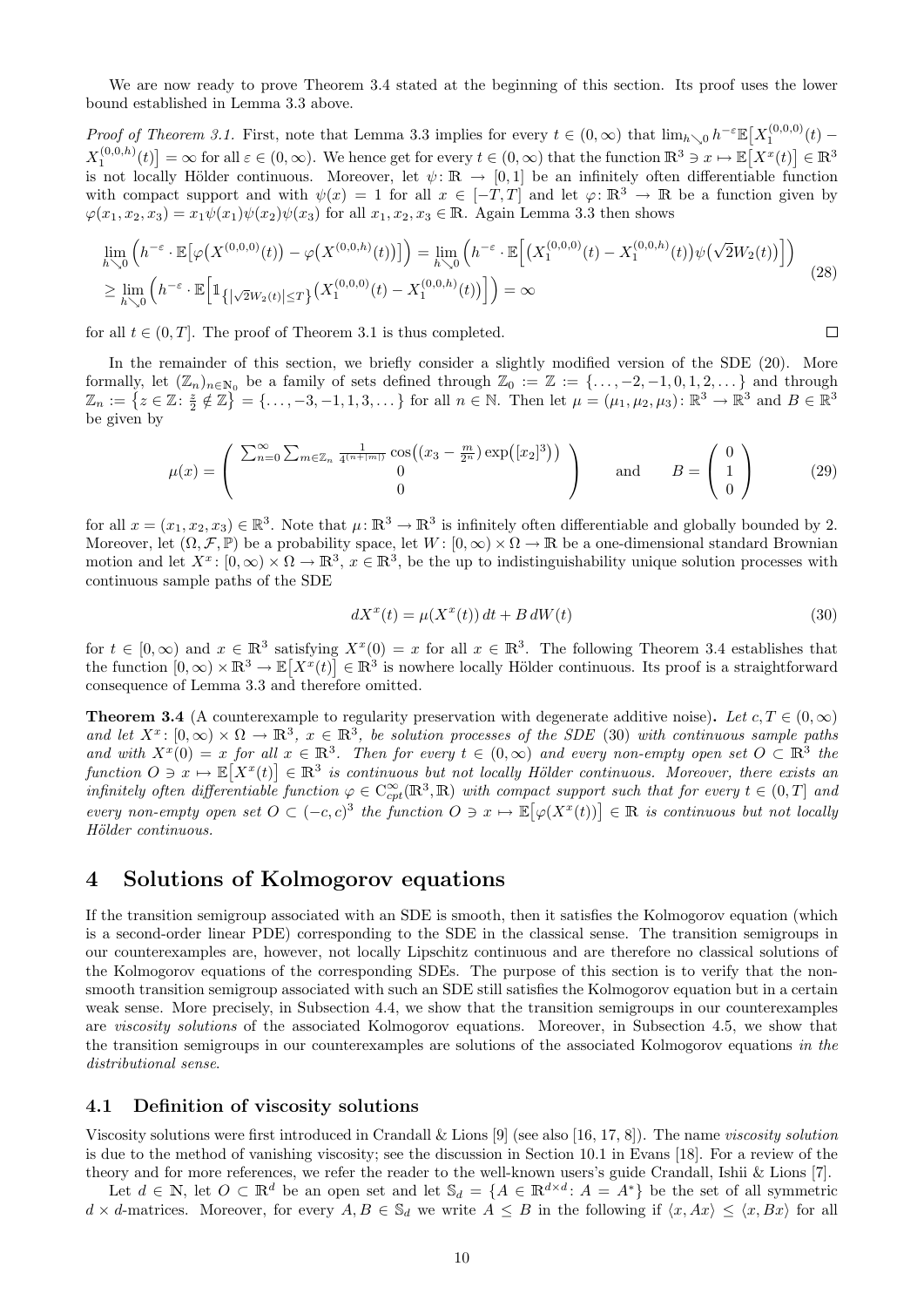We are now ready to prove Theorem 3.4 stated at the beginning of this section. Its proof uses the lower bound established in Lemma 3.3 above.

*Proof of Theorem 3.1.* First, note that Lemma 3.3 implies for every $t \in (0, \infty)$ that $\lim_{h \searrow 0} h^{-\varepsilon} \mathbb{E}\big[X_1^{(0,0,0)}(t) - X_1^{(0,0,h)}(t)\big] = \infty$ for all $\varepsilon \in (0, \infty)$. We hence get for every $t \in (0, \infty)$ that the function $\mathbb{R}^3 \ni x \mapsto \mathbb{E}\big[X^x(t)\big] \in \mathbb{R}^3$ is not locally Hölder continuous. Moreover, let $\psi \colon \mathbb{R} \to [0, 1]$ be an infinitely often differentiable function with compact support and with $\psi(x) = 1$ for all $x \in [-T, T]$ and let $\varphi \colon \mathbb{R}^3 \to \mathbb{R}$ be a function given by $\varphi(x_1, x_2, x_3) = x_1 \psi(x_1) \psi(x_2) \psi(x_3)$ for all $x_1, x_2, x_3 \in \mathbb{R}$. Again Lemma 3.3 then shows

$$
\begin{aligned}
&\lim_{h \searrow 0} \Big( h^{-\varepsilon} \cdot \mathbb{E}\big[\varphi\big(X^{(0,0,0)}(t)\big) - \varphi\big(X^{(0,0,h)}(t)\big)\big] \Big) = \lim_{h \searrow 0} \Big( h^{-\varepsilon} \cdot \mathbb{E}\Big[ \big(X_1^{(0,0,0)}(t) - X_1^{(0,0,h)}(t)\big) \psi\big(\sqrt{2} W_2(t)\big) \Big] \Big) \\
&\geq \lim_{h \searrow 0} \Big( h^{-\varepsilon} \cdot \mathbb{E}\Big[ \mathbb{1}_{\{|\sqrt{2} W_2(t)| \leq T\}} \big(X_1^{(0,0,0)}(t) - X_1^{(0,0,h)}(t)\big) \Big] \Big) = \infty
\end{aligned}
\tag{28}
$$

for all $t \in (0, T]$. The proof of Theorem 3.1 is thus completed. $\square$

In the remainder of this section, we briefly consider a slightly modified version of the SDE (20). More formally, let $(\mathbb{Z}_n)_{n \in \mathbb{N}_0}$ be a family of sets defined through $\mathbb{Z}_0 := \mathbb{Z} := \{\ldots, -2, -1, 0, 1, 2, \ldots\}$ and through $\mathbb{Z}_n := \big\{z \in \mathbb{Z} \colon \frac{z}{2} \notin \mathbb{Z}\big\} = \{\ldots, -3, -1, 1, 3, \ldots\}$ for all $n \in \mathbb{N}$. Then let $\mu = (\mu_1, \mu_2, \mu_3) \colon \mathbb{R}^3 \to \mathbb{R}^3$ and $B \in \mathbb{R}^3$ be given by

$$
\mu(x) = \begin{pmatrix} \sum_{n=0}^{\infty} \sum_{m \in \mathbb{Z}_n} \frac{1}{4^{(n+|m|)}} \cos\big((x_3 - \frac{m}{2^n}) \exp([x_2]^3)\big) \\ 0 \\ 0 \end{pmatrix} \qquad \text{and} \qquad B = \begin{pmatrix} 0 \\ 1 \\ 0 \end{pmatrix}
\tag{29}
$$

for all $x = (x_1, x_2, x_3) \in \mathbb{R}^3$. Note that $\mu \colon \mathbb{R}^3 \to \mathbb{R}^3$ is infinitely often differentiable and globally bounded by 2. Moreover, let $(\Omega, \mathcal{F}, \mathbb{P})$ be a probability space, let $W \colon [0, \infty) \times \Omega \to \mathbb{R}$ be a one-dimensional standard Brownian motion and let $X^x \colon [0, \infty) \times \Omega \to \mathbb{R}^3$, $x \in \mathbb{R}^3$, be the up to indistinguishability unique solution processes with continuous sample paths of the SDE

$$
dX^x(t) = \mu(X^x(t))\, dt + B\, dW(t)
\tag{30}
$$

for $t \in [0, \infty)$ and $x \in \mathbb{R}^3$ satisfying $X^x(0) = x$ for all $x \in \mathbb{R}^3$. The following Theorem 3.4 establishes that the function $[0, \infty) \times \mathbb{R}^3 \to \mathbb{E}\big[X^x(t)\big] \in \mathbb{R}^3$ is nowhere locally Hölder continuous. Its proof is a straightforward consequence of Lemma 3.3 and therefore omitted.

**Theorem 3.4** (A counterexample to regularity preservation with degenerate additive noise)**.** *Let $c, T \in (0, \infty)$ and let $X^x \colon [0, \infty) \times \Omega \to \mathbb{R}^3$, $x \in \mathbb{R}^3$, be solution processes of the SDE (30) with continuous sample paths and with $X^x(0) = x$ for all $x \in \mathbb{R}^3$. Then for every $t \in (0, \infty)$ and every non-empty open set $O \subset \mathbb{R}^3$ the function $O \ni x \mapsto \mathbb{E}\big[X^x(t)\big] \in \mathbb{R}^3$ is continuous but not locally Hölder continuous. Moreover, there exists an infinitely often differentiable function $\varphi \in C^\infty_{cpt}(\mathbb{R}^3, \mathbb{R})$ with compact support such that for every $t \in (0, T]$ and every non-empty open set $O \subset (-c, c)^3$ the function $O \ni x \mapsto \mathbb{E}\big[\varphi(X^x(t))\big] \in \mathbb{R}$ is continuous but not locally Hölder continuous.*

# 4 Solutions of Kolmogorov equations

If the transition semigroup associated with an SDE is smooth, then it satisfies the Kolmogorov equation (which is a second-order linear PDE) corresponding to the SDE in the classical sense. The transition semigroups in our counterexamples are, however, not locally Lipschitz continuous and are therefore no classical solutions of the Kolmogorov equations of the corresponding SDEs. The purpose of this section is to verify that the non-smooth transition semigroup associated with such an SDE still satisfies the Kolmogorov equation but in a certain weak sense. More precisely, in Subsection 4.4, we show that the transition semigroups in our counterexamples are *viscosity solutions* of the associated Kolmogorov equations. Moreover, in Subsection 4.5, we show that the transition semigroups in our counterexamples are solutions of the associated Kolmogorov equations *in the distributional sense*.

## 4.1 Definition of viscosity solutions

Viscosity solutions were first introduced in Crandall & Lions [9] (see also [16, 17, 8]). The name *viscosity solution* is due to the method of vanishing viscosity; see the discussion in Section 10.1 in Evans [18]. For a review of the theory and for more references, we refer the reader to the well-known users's guide Crandall, Ishii & Lions [7].

Let $d \in \mathbb{N}$, let $O \subset \mathbb{R}^d$ be an open set and let $\mathbb{S}_d = \{A \in \mathbb{R}^{d \times d} \colon A = A^*\}$ be the set of all symmetric $d \times d$-matrices. Moreover, for every $A, B \in \mathbb{S}_d$ we write $A \leq B$ in the following if $\langle x, Ax \rangle \leq \langle x, Bx \rangle$ for all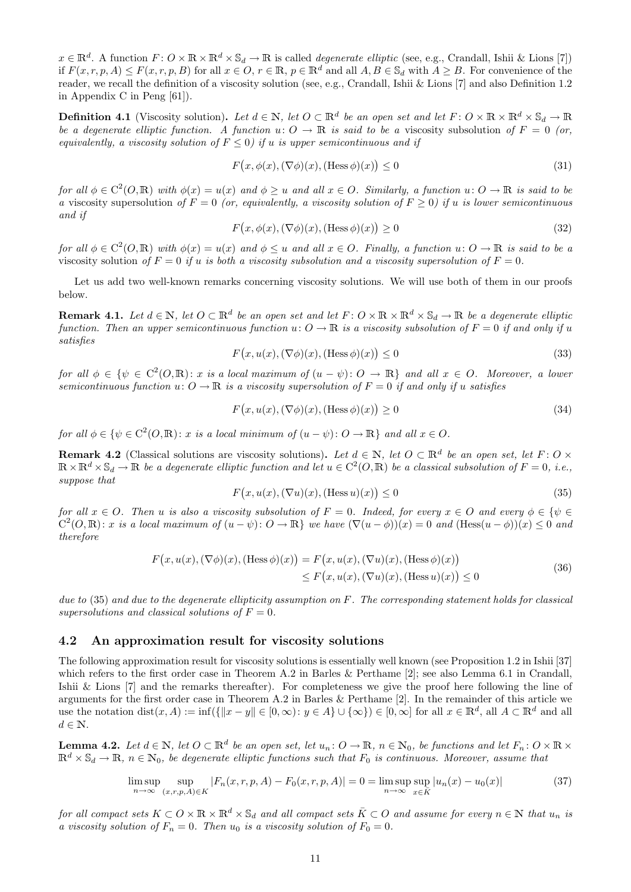$x \in \mathbb{R}^d$. A function $F: O \times \mathbb{R} \times \mathbb{R}^d \times \mathbb{S}_d \to \mathbb{R}$ is called *degenerate elliptic* (see, e.g., Crandall, Ishii & Lions [7]) if $F(x, r, p, A) \leq F(x, r, p, B)$ for all $x \in O$, $r \in \mathbb{R}$, $p \in \mathbb{R}^d$ and all $A, B \in \mathbb{S}_d$ with $A \geq B$. For convenience of the reader, we recall the definition of a viscosity solution (see, e.g., Crandall, Ishii & Lions [7] and also Definition 1.2 in Appendix C in Peng [61]).

**Definition 4.1** (Viscosity solution)**.** *Let $d \in \mathbb{N}$, let $O \subset \mathbb{R}^d$ be an open set and let $F: O \times \mathbb{R} \times \mathbb{R}^d \times \mathbb{S}_d \to \mathbb{R}$ be a degenerate elliptic function. A function $u: O \to \mathbb{R}$ is said to be a* viscosity subsolution *of $F = 0$ (or, equivalently, a viscosity solution of $F \leq 0$) if $u$ is upper semicontinuous and if*

$$F\big(x, \phi(x), (\nabla\phi)(x), (\operatorname{Hess}\phi)(x)\big) \leq 0 \tag{31}$$

*for all $\phi \in C^2(O, \mathbb{R})$ with $\phi(x) = u(x)$ and $\phi \geq u$ and all $x \in O$. Similarly, a function $u: O \to \mathbb{R}$ is said to be a* viscosity supersolution *of $F = 0$ (or, equivalently, a viscosity solution of $F \geq 0$) if $u$ is lower semicontinuous and if*

$$F\big(x, \phi(x), (\nabla\phi)(x), (\operatorname{Hess}\phi)(x)\big) \geq 0 \tag{32}$$

*for all $\phi \in C^2(O, \mathbb{R})$ with $\phi(x) = u(x)$ and $\phi \leq u$ and all $x \in O$. Finally, a function $u: O \to \mathbb{R}$ is said to be a* viscosity solution *of $F = 0$ if $u$ is both a viscosity subsolution and a viscosity supersolution of $F = 0$.*

Let us add two well-known remarks concerning viscosity solutions. We will use both of them in our proofs below.

**Remark 4.1.** *Let $d \in \mathbb{N}$, let $O \subset \mathbb{R}^d$ be an open set and let $F: O \times \mathbb{R} \times \mathbb{R}^d \times \mathbb{S}_d \to \mathbb{R}$ be a degenerate elliptic function. Then an upper semicontinuous function $u: O \to \mathbb{R}$ is a viscosity subsolution of $F = 0$ if and only if $u$ satisfies*

$$F\big(x, u(x), (\nabla\phi)(x), (\operatorname{Hess}\phi)(x)\big) \leq 0 \tag{33}$$

*for all $\phi \in \{\psi \in C^2(O, \mathbb{R}): x \text{ is a local maximum of } (u - \psi): O \to \mathbb{R}\}$ and all $x \in O$. Moreover, a lower semicontinuous function $u: O \to \mathbb{R}$ is a viscosity supersolution of $F = 0$ if and only if $u$ satisfies*

$$F\big(x, u(x), (\nabla\phi)(x), (\operatorname{Hess}\phi)(x)\big) \geq 0 \tag{34}$$

*for all $\phi \in \{\psi \in C^2(O, \mathbb{R}): x \text{ is a local minimum of } (u - \psi): O \to \mathbb{R}\}$ and all $x \in O$.*

**Remark 4.2** (Classical solutions are viscosity solutions)**.** *Let $d \in \mathbb{N}$, let $O \subset \mathbb{R}^d$ be an open set, let $F: O \times \mathbb{R} \times \mathbb{R}^d \times \mathbb{S}_d \to \mathbb{R}$ be a degenerate elliptic function and let $u \in C^2(O, \mathbb{R})$ be a classical subsolution of $F = 0$, i.e., suppose that*

$$F\big(x, u(x), (\nabla u)(x), (\operatorname{Hess} u)(x)\big) \leq 0 \tag{35}$$

*for all $x \in O$. Then $u$ is also a viscosity subsolution of $F = 0$. Indeed, for every $x \in O$ and every $\phi \in \{\psi \in C^2(O, \mathbb{R}): x \text{ is a local maximum of } (u - \psi): O \to \mathbb{R}\}$ we have $(\nabla(u - \phi))(x) = 0$ and $(\operatorname{Hess}(u - \phi))(x) \leq 0$ and therefore*

$$\begin{aligned} F\big(x, u(x), (\nabla\phi)(x), (\operatorname{Hess}\phi)(x)\big) &= F\big(x, u(x), (\nabla u)(x), (\operatorname{Hess}\phi)(x)\big) \\ &\leq F\big(x, u(x), (\nabla u)(x), (\operatorname{Hess} u)(x)\big) \leq 0 \end{aligned} \tag{36}$$

*due to (35) and due to the degenerate ellipticity assumption on $F$. The corresponding statement holds for classical supersolutions and classical solutions of $F = 0$.*

## 4.2 An approximation result for viscosity solutions

The following approximation result for viscosity solutions is essentially well known (see Proposition 1.2 in Ishii [37] which refers to the first order case in Theorem A.2 in Barles & Perthame [2]; see also Lemma 6.1 in Crandall, Ishii & Lions [7] and the remarks thereafter). For completeness we give the proof here following the line of arguments for the first order case in Theorem A.2 in Barles & Perthame [2]. In the remainder of this article we use the notation $\operatorname{dist}(x, A) := \inf(\{\|x - y\| \in [0, \infty): y \in A\} \cup \{\infty\}) \in [0, \infty]$ for all $x \in \mathbb{R}^d$, all $A \subset \mathbb{R}^d$ and all $d \in \mathbb{N}$.

**Lemma 4.2.** *Let $d \in \mathbb{N}$, let $O \subset \mathbb{R}^d$ be an open set, let $u_n: O \to \mathbb{R}$, $n \in \mathbb{N}_0$, be functions and let $F_n: O \times \mathbb{R} \times \mathbb{R}^d \times \mathbb{S}_d \to \mathbb{R}$, $n \in \mathbb{N}_0$, be degenerate elliptic functions such that $F_0$ is continuous. Moreover, assume that*

$$\limsup_{n\to\infty} \sup_{(x,r,p,A)\in K} |F_n(x, r, p, A) - F_0(x, r, p, A)| = 0 = \limsup_{n\to\infty} \sup_{x\in\bar{K}} |u_n(x) - u_0(x)| \tag{37}$$

*for all compact sets $K \subset O \times \mathbb{R} \times \mathbb{R}^d \times \mathbb{S}_d$ and all compact sets $\bar{K} \subset O$ and assume for every $n \in \mathbb{N}$ that $u_n$ is a viscosity solution of $F_n = 0$. Then $u_0$ is a viscosity solution of $F_0 = 0$.*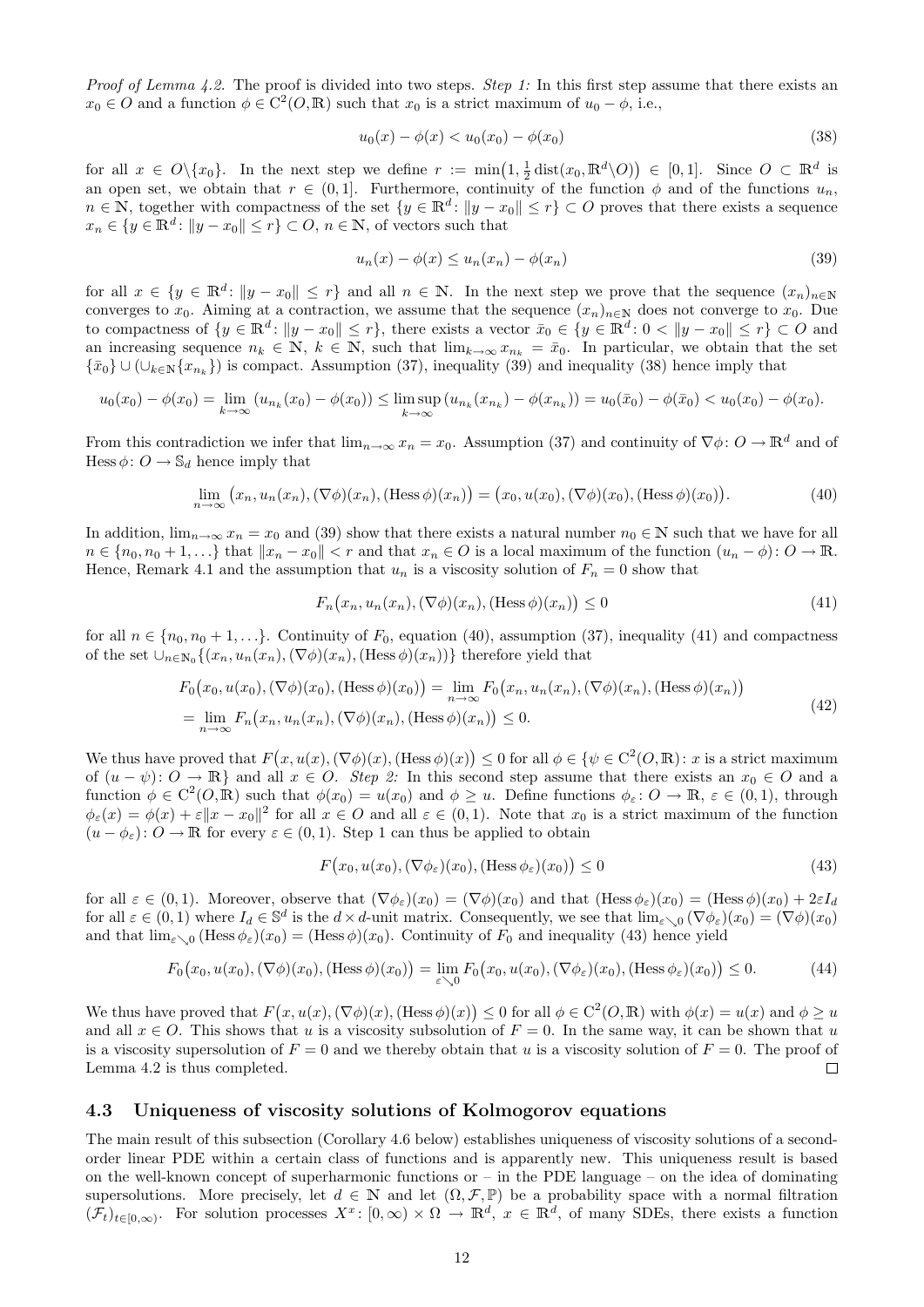*Proof of Lemma 4.2.* The proof is divided into two steps. *Step 1:* In this first step assume that there exists an $x_0 \in O$ and a function $\phi \in C^2(O, \mathbb{R})$ such that $x_0$ is a strict maximum of $u_0 - \phi$, i.e.,

$$u_0(x) - \phi(x) < u_0(x_0) - \phi(x_0) \tag{38}$$

for all $x \in O \backslash \{x_0\}$. In the next step we define $r := \min\big(1, \frac{1}{2}\operatorname{dist}(x_0, \mathbb{R}^d \backslash O)\big) \in [0,1]$. Since $O \subset \mathbb{R}^d$ is an open set, we obtain that $r \in (0,1]$. Furthermore, continuity of the function $\phi$ and of the functions $u_n$, $n \in \mathbb{N}$, together with compactness of the set $\{y \in \mathbb{R}^d : \|y - x_0\| \leq r\} \subset O$ proves that there exists a sequence $x_n \in \{y \in \mathbb{R}^d : \|y - x_0\| \leq r\} \subset O$, $n \in \mathbb{N}$, of vectors such that

$$u_n(x) - \phi(x) \leq u_n(x_n) - \phi(x_n) \tag{39}$$

for all $x \in \{y \in \mathbb{R}^d : \|y - x_0\| \leq r\}$ and all $n \in \mathbb{N}$. In the next step we prove that the sequence $(x_n)_{n\in\mathbb{N}}$ converges to $x_0$. Aiming at a contraction, we assume that the sequence $(x_n)_{n\in\mathbb{N}}$ does not converge to $x_0$. Due to compactness of $\{y \in \mathbb{R}^d : \|y - x_0\| \leq r\}$, there exists a vector $\bar{x}_0 \in \{y \in \mathbb{R}^d : 0 < \|y - x_0\| \leq r\} \subset O$ and an increasing sequence $n_k \in \mathbb{N}$, $k \in \mathbb{N}$, such that $\lim_{k\to\infty} x_{n_k} = \bar{x}_0$. In particular, we obtain that the set $\{\bar{x}_0\} \cup (\cup_{k\in\mathbb{N}}\{x_{n_k}\})$ is compact. Assumption (37), inequality (39) and inequality (38) hence imply that

$$u_0(x_0) - \phi(x_0) = \lim_{k\to\infty} (u_{n_k}(x_0) - \phi(x_0)) \leq \limsup_{k\to\infty} (u_{n_k}(x_{n_k}) - \phi(x_{n_k})) = u_0(\bar{x}_0) - \phi(\bar{x}_0) < u_0(x_0) - \phi(x_0).$$

From this contradiction we infer that $\lim_{n\to\infty} x_n = x_0$. Assumption (37) and continuity of $\nabla\phi : O \to \mathbb{R}^d$ and of $\operatorname{Hess}\phi : O \to \mathbb{S}_d$ hence imply that

$$\lim_{n\to\infty} \big(x_n, u_n(x_n), (\nabla\phi)(x_n), (\operatorname{Hess}\phi)(x_n)\big) = \big(x_0, u(x_0), (\nabla\phi)(x_0), (\operatorname{Hess}\phi)(x_0)\big). \tag{40}$$

In addition, $\lim_{n\to\infty} x_n = x_0$ and (39) show that there exists a natural number $n_0 \in \mathbb{N}$ such that we have for all $n \in \{n_0, n_0+1, \ldots\}$ that $\|x_n - x_0\| < r$ and that $x_n \in O$ is a local maximum of the function $(u_n - \phi) : O \to \mathbb{R}$. Hence, Remark 4.1 and the assumption that $u_n$ is a viscosity solution of $F_n = 0$ show that

$$F_n\big(x_n, u_n(x_n), (\nabla\phi)(x_n), (\operatorname{Hess}\phi)(x_n)\big) \leq 0 \tag{41}$$

for all $n \in \{n_0, n_0+1, \ldots\}$. Continuity of $F_0$, equation (40), assumption (37), inequality (41) and compactness of the set $\cup_{n\in\mathbb{N}_0}\{(x_n, u_n(x_n), (\nabla\phi)(x_n), (\operatorname{Hess}\phi)(x_n))\}$ therefore yield that

$$\begin{aligned}
&F_0\big(x_0, u(x_0), (\nabla\phi)(x_0), (\operatorname{Hess}\phi)(x_0)\big) = \lim_{n\to\infty} F_0\big(x_n, u_n(x_n), (\nabla\phi)(x_n), (\operatorname{Hess}\phi)(x_n)\big) \\
&= \lim_{n\to\infty} F_n\big(x_n, u_n(x_n), (\nabla\phi)(x_n), (\operatorname{Hess}\phi)(x_n)\big) \leq 0.
\end{aligned} \tag{42}$$

We thus have proved that $F\big(x, u(x), (\nabla\phi)(x), (\operatorname{Hess}\phi)(x)\big) \leq 0$ for all $\phi \in \{\psi \in C^2(O, \mathbb{R}) : x \text{ is a strict maximum of } (u - \psi) : O \to \mathbb{R}\}$ and all $x \in O$. *Step 2:* In this second step assume that there exists an $x_0 \in O$ and a function $\phi \in C^2(O, \mathbb{R})$ such that $\phi(x_0) = u(x_0)$ and $\phi \geq u$. Define functions $\phi_\varepsilon : O \to \mathbb{R}$, $\varepsilon \in (0,1)$, through $\phi_\varepsilon(x) = \phi(x) + \varepsilon\|x - x_0\|^2$ for all $x \in O$ and all $\varepsilon \in (0,1)$. Note that $x_0$ is a strict maximum of the function $(u - \phi_\varepsilon) : O \to \mathbb{R}$ for every $\varepsilon \in (0,1)$. Step 1 can thus be applied to obtain

$$F\big(x_0, u(x_0), (\nabla\phi_\varepsilon)(x_0), (\operatorname{Hess}\phi_\varepsilon)(x_0)\big) \leq 0 \tag{43}$$

for all $\varepsilon \in (0,1)$. Moreover, observe that $(\nabla\phi_\varepsilon)(x_0) = (\nabla\phi)(x_0)$ and that $(\operatorname{Hess}\phi_\varepsilon)(x_0) = (\operatorname{Hess}\phi)(x_0) + 2\varepsilon I_d$ for all $\varepsilon \in (0,1)$ where $I_d \in \mathbb{S}^d$ is the $d \times d$-unit matrix. Consequently, we see that $\lim_{\varepsilon\searrow 0}(\nabla\phi_\varepsilon)(x_0) = (\nabla\phi)(x_0)$ and that $\lim_{\varepsilon\searrow 0}(\operatorname{Hess}\phi_\varepsilon)(x_0) = (\operatorname{Hess}\phi)(x_0)$. Continuity of $F_0$ and inequality (43) hence yield

$$F_0\big(x_0, u(x_0), (\nabla\phi)(x_0), (\operatorname{Hess}\phi)(x_0)\big) = \lim_{\varepsilon\searrow 0} F_0\big(x_0, u(x_0), (\nabla\phi_\varepsilon)(x_0), (\operatorname{Hess}\phi_\varepsilon)(x_0)\big) \leq 0. \tag{44}$$

We thus have proved that $F\big(x, u(x), (\nabla\phi)(x), (\operatorname{Hess}\phi)(x)\big) \leq 0$ for all $\phi \in C^2(O, \mathbb{R})$ with $\phi(x) = u(x)$ and $\phi \geq u$ and all $x \in O$. This shows that $u$ is a viscosity subsolution of $F = 0$. In the same way, it can be shown that $u$ is a viscosity supersolution of $F = 0$ and we thereby obtain that $u$ is a viscosity solution of $F = 0$. The proof of Lemma 4.2 is thus completed. □

### 4.3 Uniqueness of viscosity solutions of Kolmogorov equations

The main result of this subsection (Corollary 4.6 below) establishes uniqueness of viscosity solutions of a second-order linear PDE within a certain class of functions and is apparently new. This uniqueness result is based on the well-known concept of superharmonic functions or – in the PDE language – on the idea of dominating supersolutions. More precisely, let $d \in \mathbb{N}$ and let $(\Omega, \mathcal{F}, \mathbb{P})$ be a probability space with a normal filtration $(\mathcal{F}_t)_{t\in[0,\infty)}$. For solution processes $X^x : [0,\infty) \times \Omega \to \mathbb{R}^d$, $x \in \mathbb{R}^d$, of many SDEs, there exists a function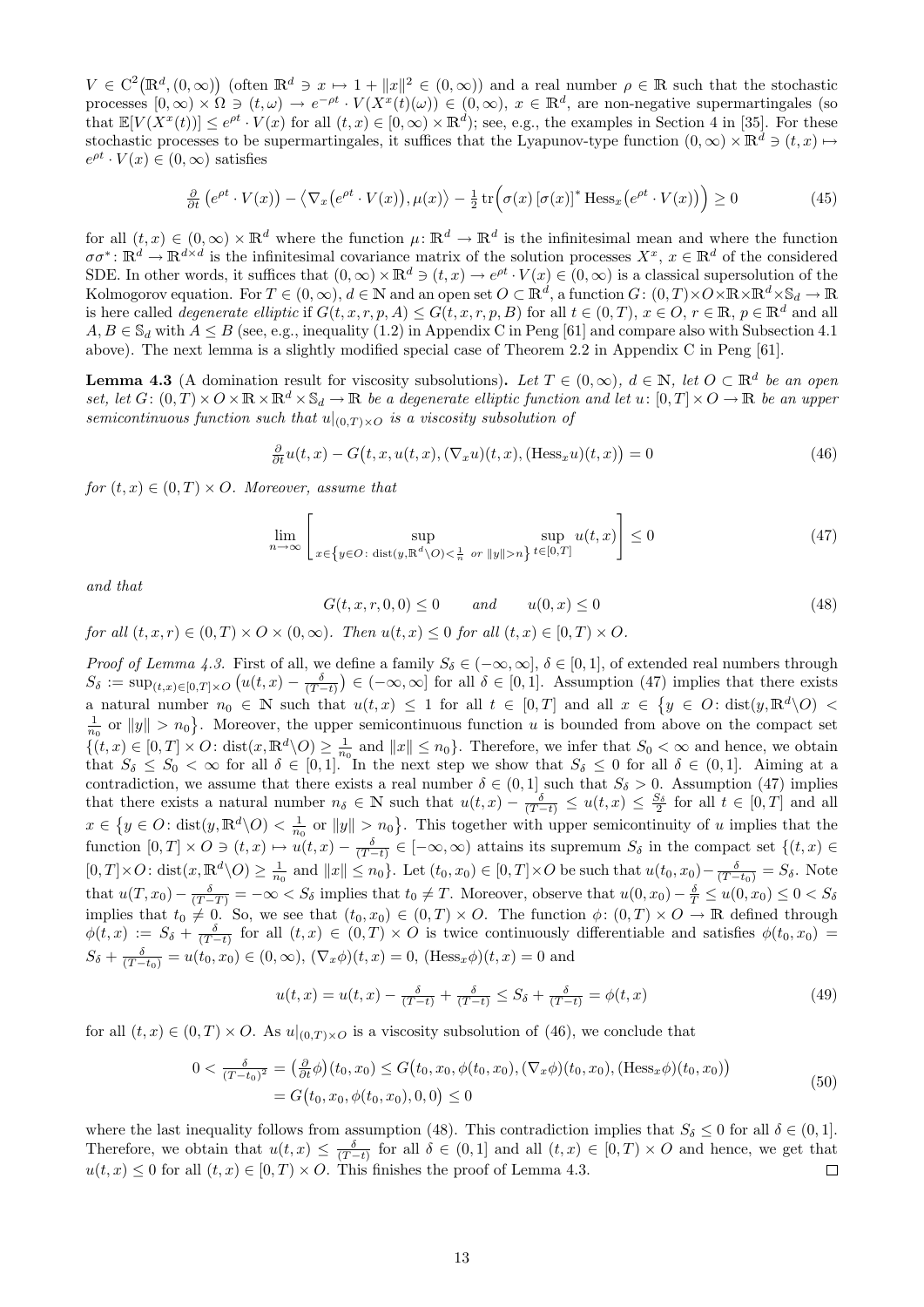$V \in C^2(\mathbb{R}^d, (0,\infty))$ (often $\mathbb{R}^d \ni x \mapsto 1 + \|x\|^2 \in (0,\infty)$) and a real number $\rho \in \mathbb{R}$ such that the stochastic processes $[0,\infty) \times \Omega \ni (t,\omega) \to e^{-\rho t} \cdot V(X^x(t)(\omega)) \in (0,\infty)$, $x \in \mathbb{R}^d$, are non-negative supermartingales (so that $\mathbb{E}[V(X^x(t))] \leq e^{\rho t} \cdot V(x)$ for all $(t,x) \in [0,\infty) \times \mathbb{R}^d$); see, e.g., the examples in Section 4 in [35]. For these stochastic processes to be supermartingales, it suffices that the Lyapunov-type function $(0,\infty) \times \mathbb{R}^d \ni (t,x) \mapsto e^{\rho t} \cdot V(x) \in (0,\infty)$ satisfies

$$\tfrac{\partial}{\partial t}\big(e^{\rho t} \cdot V(x)\big) - \big\langle \nabla_x\big(e^{\rho t} \cdot V(x)\big), \mu(x)\big\rangle - \tfrac{1}{2}\operatorname{tr}\Big(\sigma(x)\,[\sigma(x)]^* \operatorname{Hess}_x\big(e^{\rho t} \cdot V(x)\big)\Big) \geq 0 \tag{45}$$

for all $(t,x) \in (0,\infty) \times \mathbb{R}^d$ where the function $\mu\colon \mathbb{R}^d \to \mathbb{R}^d$ is the infinitesimal mean and where the function $\sigma\sigma^*\colon \mathbb{R}^d \to \mathbb{R}^{d\times d}$ is the infinitesimal covariance matrix of the solution processes $X^x$, $x \in \mathbb{R}^d$ of the considered SDE. In other words, it suffices that $(0,\infty) \times \mathbb{R}^d \ni (t,x) \to e^{\rho t} \cdot V(x) \in (0,\infty)$ is a classical supersolution of the Kolmogorov equation. For $T \in (0,\infty)$, $d \in \mathbb{N}$ and an open set $O \subset \mathbb{R}^d$, a function $G\colon (0,T) \times O \times \mathbb{R} \times \mathbb{R}^d \times \mathbb{S}_d \to \mathbb{R}$ is here called *degenerate elliptic* if $G(t,x,r,p,A) \leq G(t,x,r,p,B)$ for all $t \in (0,T)$, $x \in O$, $r \in \mathbb{R}$, $p \in \mathbb{R}^d$ and all $A, B \in \mathbb{S}_d$ with $A \leq B$ (see, e.g., inequality (1.2) in Appendix C in Peng [61] and compare also with Subsection 4.1 above). The next lemma is a slightly modified special case of Theorem 2.2 in Appendix C in Peng [61].

**Lemma 4.3** (A domination result for viscosity subsolutions)**.** *Let $T \in (0,\infty)$, $d \in \mathbb{N}$, let $O \subset \mathbb{R}^d$ be an open set, let $G\colon (0,T) \times O \times \mathbb{R} \times \mathbb{R}^d \times \mathbb{S}_d \to \mathbb{R}$ be a degenerate elliptic function and let $u\colon [0,T] \times O \to \mathbb{R}$ be an upper semicontinuous function such that $u|_{(0,T)\times O}$ is a viscosity subsolution of*

$$\tfrac{\partial}{\partial t} u(t,x) - G\big(t,x,u(t,x),(\nabla_x u)(t,x),(\operatorname{Hess}_x u)(t,x)\big) = 0 \tag{46}$$

*for $(t,x) \in (0,T) \times O$. Moreover, assume that*

$$\lim_{n\to\infty}\left[\sup_{x \in \left\{y \in O\colon \operatorname{dist}(y,\mathbb{R}^d\setminus O) < \frac{1}{n} \text{ or } \|y\| > n\right\}} \ \sup_{t \in [0,T]} u(t,x)\right] \leq 0 \tag{47}$$

*and that*

$$G(t,x,r,0,0) \leq 0 \qquad \text{and} \qquad u(0,x) \leq 0 \tag{48}$$

*for all $(t,x,r) \in (0,T) \times O \times (0,\infty)$. Then $u(t,x) \leq 0$ for all $(t,x) \in [0,T) \times O$.*

*Proof of Lemma 4.3.* First of all, we define a family $S_\delta \in (-\infty,\infty]$, $\delta \in [0,1]$, of extended real numbers through $S_\delta := \sup_{(t,x)\in[0,T]\times O}\big(u(t,x) - \frac{\delta}{(T-t)}\big) \in (-\infty,\infty]$ for all $\delta \in [0,1]$. Assumption (47) implies that there exists a natural number $n_0 \in \mathbb{N}$ such that $u(t,x) \leq 1$ for all $t \in [0,T]$ and all $x \in \big\{y \in O\colon \operatorname{dist}(y,\mathbb{R}^d\setminus O) < \frac{1}{n_0} \text{ or } \|y\| > n_0\big\}$. Moreover, the upper semicontinuous function $u$ is bounded from above on the compact set $\{(t,x) \in [0,T] \times O\colon \operatorname{dist}(x,\mathbb{R}^d\setminus O) \geq \frac{1}{n_0} \text{ and } \|x\| \leq n_0\}$. Therefore, we infer that $S_0 < \infty$ and hence, we obtain that $S_\delta \leq S_0 < \infty$ for all $\delta \in [0,1]$. In the next step we show that $S_\delta \leq 0$ for all $\delta \in (0,1]$. Aiming at a contradiction, we assume that there exists a real number $\delta \in (0,1]$ such that $S_\delta > 0$. Assumption (47) implies that there exists a natural number $n_\delta \in \mathbb{N}$ such that $u(t,x) - \frac{\delta}{(T-t)} \leq u(t,x) \leq \frac{S_\delta}{2}$ for all $t \in [0,T]$ and all $x \in \big\{y \in O\colon \operatorname{dist}(y,\mathbb{R}^d\setminus O) < \frac{1}{n_0} \text{ or } \|y\| > n_0\big\}$. This together with upper semicontinuity of $u$ implies that the function $[0,T] \times O \ni (t,x) \mapsto u(t,x) - \frac{\delta}{(T-t)} \in [-\infty,\infty)$ attains its supremum $S_\delta$ in the compact set $\{(t,x) \in [0,T]\times O\colon \operatorname{dist}(x,\mathbb{R}^d\setminus O) \geq \frac{1}{n_0} \text{ and } \|x\| \leq n_0\}$. Let $(t_0,x_0) \in [0,T]\times O$ be such that $u(t_0,x_0) - \frac{\delta}{(T-t_0)} = S_\delta$. Note that $u(T,x_0) - \frac{\delta}{(T-T)} = -\infty < S_\delta$ implies that $t_0 \neq T$. Moreover, observe that $u(0,x_0) - \frac{\delta}{T} \leq u(0,x_0) \leq 0 < S_\delta$ implies that $t_0 \neq 0$. So, we see that $(t_0,x_0) \in (0,T) \times O$. The function $\phi\colon (0,T) \times O \to \mathbb{R}$ defined through $\phi(t,x) := S_\delta + \frac{\delta}{(T-t)}$ for all $(t,x) \in (0,T) \times O$ is twice continuously differentiable and satisfies $\phi(t_0,x_0) = S_\delta + \frac{\delta}{(T-t_0)} = u(t_0,x_0) \in (0,\infty)$, $(\nabla_x\phi)(t,x) = 0$, $(\operatorname{Hess}_x\phi)(t,x) = 0$ and

$$u(t,x) = u(t,x) - \tfrac{\delta}{(T-t)} + \tfrac{\delta}{(T-t)} \leq S_\delta + \tfrac{\delta}{(T-t)} = \phi(t,x) \tag{49}$$

for all $(t,x) \in (0,T) \times O$. As $u|_{(0,T)\times O}$ is a viscosity subsolution of (46), we conclude that

$$\begin{aligned} 0 < \tfrac{\delta}{(T-t_0)^2} &= \big(\tfrac{\partial}{\partial t}\phi\big)(t_0,x_0) \leq G\big(t_0,x_0,\phi(t_0,x_0),(\nabla_x\phi)(t_0,x_0),(\operatorname{Hess}_x\phi)(t_0,x_0)\big) \\ &= G\big(t_0,x_0,\phi(t_0,x_0),0,0\big) \leq 0 \end{aligned} \tag{50}$$

where the last inequality follows from assumption (48). This contradiction implies that $S_\delta \leq 0$ for all $\delta \in (0,1]$. Therefore, we obtain that $u(t,x) \leq \frac{\delta}{(T-t)}$ for all $\delta \in (0,1]$ and all $(t,x) \in [0,T) \times O$ and hence, we get that $u(t,x) \leq 0$ for all $(t,x) \in [0,T) \times O$. This finishes the proof of Lemma 4.3. $\square$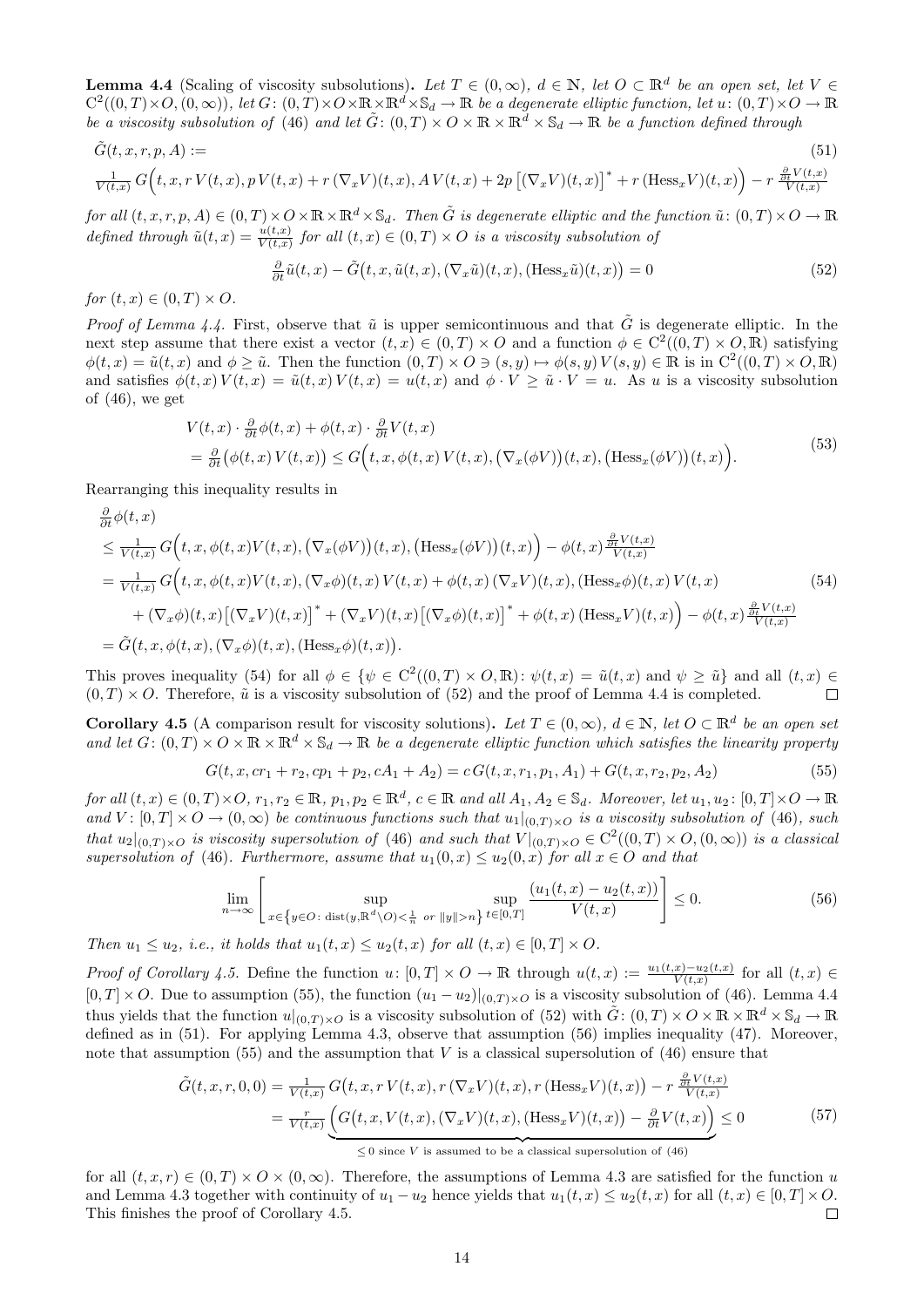**Lemma 4.4** (Scaling of viscosity subsolutions)**.** *Let $T \in (0,\infty)$, $d \in \mathbb{N}$, let $O \subset \mathbb{R}^d$ be an open set, let $V \in C^2((0,T)\times O,(0,\infty))$, let $G\colon (0,T)\times O\times\mathbb{R}\times\mathbb{R}^d\times\mathbb{S}_d \to \mathbb{R}$ be a degenerate elliptic function, let $u\colon (0,T)\times O \to \mathbb{R}$ be a viscosity subsolution of (46) and let $\tilde{G}\colon (0,T)\times O\times\mathbb{R}\times\mathbb{R}^d\times\mathbb{S}_d \to \mathbb{R}$ be a function defined through*

$$
\begin{aligned}
&\tilde{G}(t,x,r,p,A) := \qquad (51)\\
&\tfrac{1}{V(t,x)}\, G\Big(t,x,r\,V(t,x), p\,V(t,x) + r\,(\nabla_x V)(t,x), A\,V(t,x) + 2p\,\big[(\nabla_x V)(t,x)\big]^* + r\,(\operatorname{Hess}_x V)(t,x)\Big) - r\,\tfrac{\frac{\partial}{\partial t}V(t,x)}{V(t,x)}
\end{aligned}
$$

*for all $(t,x,r,p,A) \in (0,T)\times O\times\mathbb{R}\times\mathbb{R}^d\times\mathbb{S}_d$. Then $\tilde{G}$ is degenerate elliptic and the function $\tilde{u}\colon (0,T)\times O \to \mathbb{R}$ defined through $\tilde{u}(t,x) = \frac{u(t,x)}{V(t,x)}$ for all $(t,x) \in (0,T)\times O$ is a viscosity subsolution of*

$$
\tfrac{\partial}{\partial t}\tilde{u}(t,x) - \tilde{G}\big(t,x,\tilde{u}(t,x),(\nabla_x\tilde{u})(t,x),(\operatorname{Hess}_x\tilde{u})(t,x)\big) = 0 \tag{52}
$$

*for $(t,x) \in (0,T)\times O$.*

*Proof of Lemma 4.4.* First, observe that $\tilde{u}$ is upper semicontinuous and that $\tilde{G}$ is degenerate elliptic. In the next step assume that there exist a vector $(t,x) \in (0,T)\times O$ and a function $\phi \in C^2((0,T)\times O,\mathbb{R})$ satisfying $\phi(t,x) = \tilde{u}(t,x)$ and $\phi \geq \tilde{u}$. Then the function $(0,T)\times O \ni (s,y) \mapsto \phi(s,y)\,V(s,y) \in \mathbb{R}$ is in $C^2((0,T)\times O,\mathbb{R})$ and satisfies $\phi(t,x)\,V(t,x) = \tilde{u}(t,x)\,V(t,x) = u(t,x)$ and $\phi\cdot V \geq \tilde{u}\cdot V = u$. As $u$ is a viscosity subsolution of (46), we get

$$
\begin{aligned}
&V(t,x)\cdot\tfrac{\partial}{\partial t}\phi(t,x) + \phi(t,x)\cdot\tfrac{\partial}{\partial t}V(t,x)\\
&= \tfrac{\partial}{\partial t}\big(\phi(t,x)\,V(t,x)\big) \leq G\Big(t,x,\phi(t,x)\,V(t,x),\big(\nabla_x(\phi V)\big)(t,x),\big(\operatorname{Hess}_x(\phi V)\big)(t,x)\Big).
\end{aligned}
\tag{53}
$$

Rearranging this inequality results in

$$
\begin{aligned}
&\tfrac{\partial}{\partial t}\phi(t,x)\\
&\leq \tfrac{1}{V(t,x)}\, G\Big(t,x,\phi(t,x)V(t,x),\big(\nabla_x(\phi V)\big)(t,x),\big(\operatorname{Hess}_x(\phi V)\big)(t,x)\Big) - \phi(t,x)\tfrac{\frac{\partial}{\partial t}V(t,x)}{V(t,x)}\\
&= \tfrac{1}{V(t,x)}\, G\Big(t,x,\phi(t,x)V(t,x),(\nabla_x\phi)(t,x)\,V(t,x) + \phi(t,x)\,(\nabla_x V)(t,x),(\operatorname{Hess}_x\phi)(t,x)\,V(t,x)\\
&\quad + (\nabla_x\phi)(t,x)\big[(\nabla_x V)(t,x)\big]^* + (\nabla_x V)(t,x)\big[(\nabla_x\phi)(t,x)\big]^* + \phi(t,x)\,(\operatorname{Hess}_x V)(t,x)\Big) - \phi(t,x)\tfrac{\frac{\partial}{\partial t}V(t,x)}{V(t,x)}\\
&= \tilde{G}\big(t,x,\phi(t,x),(\nabla_x\phi)(t,x),(\operatorname{Hess}_x\phi)(t,x)\big).
\end{aligned}
\tag{54}
$$

This proves inequality (54) for all $\phi \in \{\psi \in C^2((0,T)\times O,\mathbb{R})\colon \psi(t,x) = \tilde{u}(t,x) \text{ and } \psi \geq \tilde{u}\}$ and all $(t,x) \in (0,T)\times O$. Therefore, $\tilde{u}$ is a viscosity subsolution of (52) and the proof of Lemma 4.4 is completed. $\square$

**Corollary 4.5** (A comparison result for viscosity solutions)**.** *Let $T \in (0,\infty)$, $d \in \mathbb{N}$, let $O \subset \mathbb{R}^d$ be an open set and let $G\colon (0,T)\times O\times\mathbb{R}\times\mathbb{R}^d\times\mathbb{S}_d \to \mathbb{R}$ be a degenerate elliptic function which satisfies the linearity property*

$$
G(t,x,cr_1 + r_2, cp_1 + p_2, cA_1 + A_2) = c\,G(t,x,r_1,p_1,A_1) + G(t,x,r_2,p_2,A_2) \tag{55}
$$

*for all $(t,x) \in (0,T)\times O$, $r_1, r_2 \in \mathbb{R}$, $p_1, p_2 \in \mathbb{R}^d$, $c \in \mathbb{R}$ and all $A_1, A_2 \in \mathbb{S}_d$. Moreover, let $u_1, u_2\colon [0,T]\times O \to \mathbb{R}$ and $V\colon [0,T]\times O \to (0,\infty)$ be continuous functions such that $u_1|_{(0,T)\times O}$ is a viscosity subsolution of (46), such that $u_2|_{(0,T)\times O}$ is viscosity supersolution of (46) and such that $V|_{(0,T)\times O} \in C^2((0,T)\times O,(0,\infty))$ is a classical supersolution of (46). Furthermore, assume that $u_1(0,x) \leq u_2(0,x)$ for all $x \in O$ and that*

$$
\lim_{n\to\infty}\left[\sup_{x\in\{y\in O\colon \operatorname{dist}(y,\mathbb{R}^d\setminus O)<\frac{1}{n} \text{ or } \|y\|>n\}}\ \sup_{t\in[0,T]} \frac{(u_1(t,x) - u_2(t,x))}{V(t,x)}\right] \leq 0. \tag{56}
$$

*Then $u_1 \leq u_2$, i.e., it holds that $u_1(t,x) \leq u_2(t,x)$ for all $(t,x) \in [0,T]\times O$.*

*Proof of Corollary 4.5.* Define the function $u\colon [0,T]\times O \to \mathbb{R}$ through $u(t,x) := \frac{u_1(t,x) - u_2(t,x)}{V(t,x)}$ for all $(t,x) \in [0,T]\times O$. Due to assumption (55), the function $(u_1 - u_2)|_{(0,T)\times O}$ is a viscosity subsolution of (46). Lemma 4.4 thus yields that the function $u|_{(0,T)\times O}$ is a viscosity subsolution of (52) with $\tilde{G}\colon (0,T)\times O\times\mathbb{R}\times\mathbb{R}^d\times\mathbb{S}_d \to \mathbb{R}$ defined as in (51). For applying Lemma 4.3, observe that assumption (56) implies inequality (47). Moreover, note that assumption (55) and the assumption that $V$ is a classical supersolution of (46) ensure that

$$
\begin{aligned}
\tilde{G}(t,x,r,0,0) &= \tfrac{1}{V(t,x)}\, G\big(t,x,r\,V(t,x),r\,(\nabla_x V)(t,x),r\,(\operatorname{Hess}_x V)(t,x)\big) - r\,\tfrac{\frac{\partial}{\partial t}V(t,x)}{V(t,x)}\\
&= \tfrac{r}{V(t,x)}\underbrace{\Big(G\big(t,x,V(t,x),(\nabla_x V)(t,x),(\operatorname{Hess}_x V)(t,x)\big) - \tfrac{\partial}{\partial t}V(t,x)\Big)}_{\leq 0 \text{ since } V \text{ is assumed to be a classical supersolution of (46)}} \leq 0
\end{aligned}
\tag{57}
$$

for all $(t,x,r) \in (0,T)\times O\times(0,\infty)$. Therefore, the assumptions of Lemma 4.3 are satisfied for the function $u$ and Lemma 4.3 together with continuity of $u_1 - u_2$ hence yields that $u_1(t,x) \leq u_2(t,x)$ for all $(t,x) \in [0,T]\times O$. This finishes the proof of Corollary 4.5. $\square$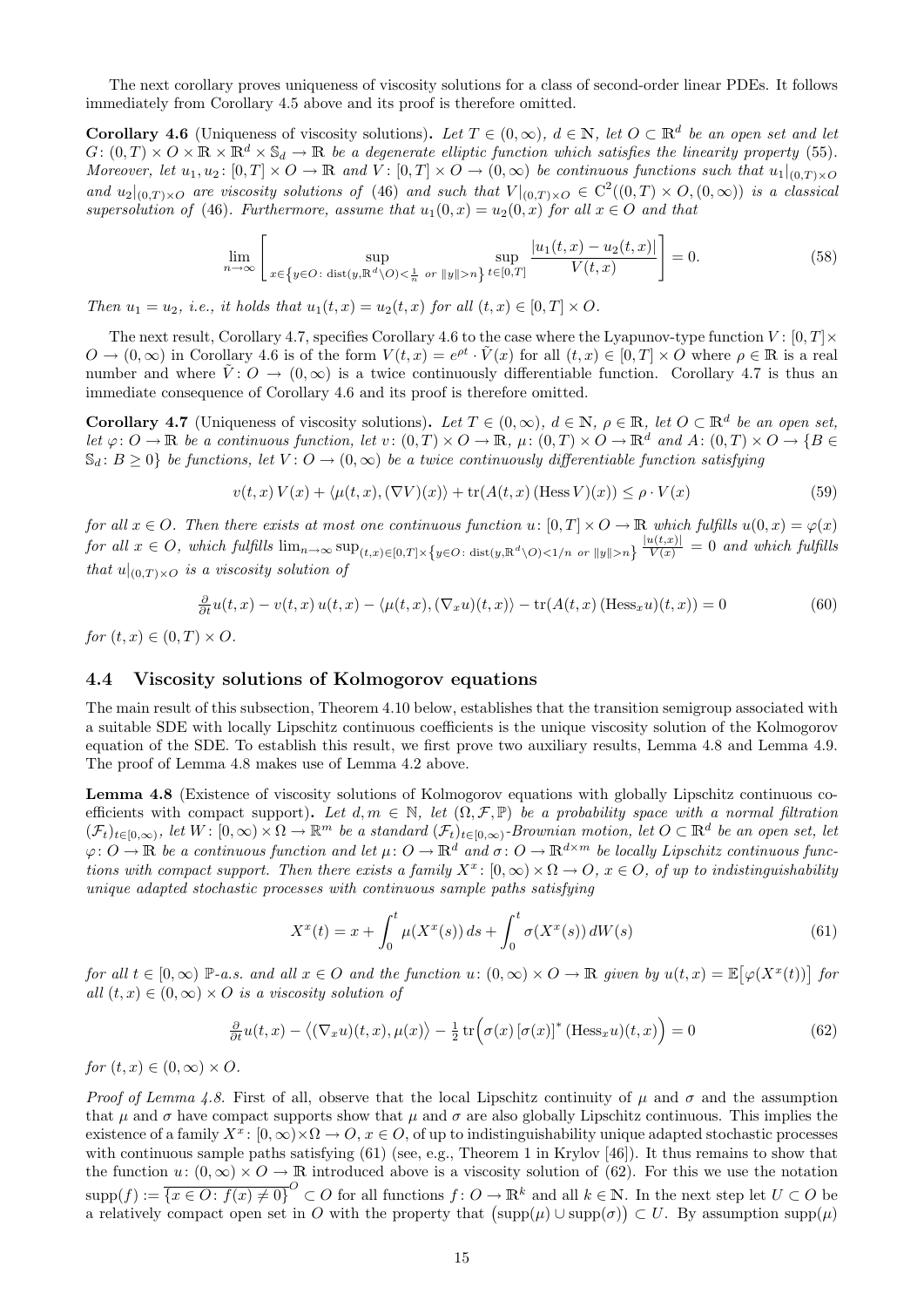The next corollary proves uniqueness of viscosity solutions for a class of second-order linear PDEs. It follows immediately from Corollary 4.5 above and its proof is therefore omitted.

**Corollary 4.6** (Uniqueness of viscosity solutions)**.** *Let $T \in (0,\infty)$, $d \in \mathbb{N}$, let $O \subset \mathbb{R}^d$ be an open set and let $G\colon (0,T) \times O \times \mathbb{R} \times \mathbb{R}^d \times \mathbb{S}_d \to \mathbb{R}$ be a degenerate elliptic function which satisfies the linearity property (55). Moreover, let $u_1, u_2\colon [0,T] \times O \to \mathbb{R}$ and $V\colon [0,T] \times O \to (0,\infty)$ be continuous functions such that $u_1|_{(0,T)\times O}$ and $u_2|_{(0,T)\times O}$ are viscosity solutions of (46) and such that $V|_{(0,T)\times O} \in C^2((0,T) \times O, (0,\infty))$ is a classical supersolution of (46). Furthermore, assume that $u_1(0,x) = u_2(0,x)$ for all $x \in O$ and that*

$$\lim_{n\to\infty} \left[ \sup_{x \in \left\{ y \in O\colon \operatorname{dist}(y, \mathbb{R}^d \setminus O) < \frac{1}{n} \text{ or } \|y\| > n \right\}} \sup_{t \in [0,T]} \frac{|u_1(t,x) - u_2(t,x)|}{V(t,x)} \right] = 0. \tag{58}$$

*Then $u_1 = u_2$, i.e., it holds that $u_1(t,x) = u_2(t,x)$ for all $(t,x) \in [0,T] \times O$.*

The next result, Corollary 4.7, specifies Corollary 4.6 to the case where the Lyapunov-type function $V\colon [0,T] \times O \to (0,\infty)$ in Corollary 4.6 is of the form $V(t,x) = e^{\rho t} \cdot \tilde{V}(x)$ for all $(t,x) \in [0,T] \times O$ where $\rho \in \mathbb{R}$ is a real number and where $\tilde{V}\colon O \to (0,\infty)$ is a twice continuously differentiable function. Corollary 4.7 is thus an immediate consequence of Corollary 4.6 and its proof is therefore omitted.

**Corollary 4.7** (Uniqueness of viscosity solutions)**.** *Let $T \in (0,\infty)$, $d \in \mathbb{N}$, $\rho \in \mathbb{R}$, let $O \subset \mathbb{R}^d$ be an open set, let $\varphi\colon O \to \mathbb{R}$ be a continuous function, let $v\colon (0,T) \times O \to \mathbb{R}$, $\mu\colon (0,T) \times O \to \mathbb{R}^d$ and $A\colon (0,T) \times O \to \{B \in \mathbb{S}_d\colon B \geq 0\}$ be functions, let $V\colon O \to (0,\infty)$ be a twice continuously differentiable function satisfying*

$$v(t,x)\, V(x) + \langle \mu(t,x), (\nabla V)(x) \rangle + \operatorname{tr}(A(t,x)\, (\operatorname{Hess} V)(x)) \leq \rho \cdot V(x) \tag{59}$$

*for all $x \in O$. Then there exists at most one continuous function $u\colon [0,T] \times O \to \mathbb{R}$ which fulfills $u(0,x) = \varphi(x)$ for all $x \in O$, which fulfills $\lim_{n\to\infty} \sup_{(t,x) \in [0,T] \times \{ y \in O\colon \operatorname{dist}(y,\mathbb{R}^d \setminus O) < 1/n \text{ or } \|y\| > n \}} \frac{|u(t,x)|}{V(x)} = 0$ and which fulfills that $u|_{(0,T)\times O}$ is a viscosity solution of*

$$\tfrac{\partial}{\partial t} u(t,x) - v(t,x)\, u(t,x) - \langle \mu(t,x), (\nabla_x u)(t,x) \rangle - \operatorname{tr}(A(t,x)\, (\operatorname{Hess}_x u)(t,x)) = 0 \tag{60}$$

*for $(t,x) \in (0,T) \times O$.*

### 4.4 Viscosity solutions of Kolmogorov equations

The main result of this subsection, Theorem 4.10 below, establishes that the transition semigroup associated with a suitable SDE with locally Lipschitz continuous coefficients is the unique viscosity solution of the Kolmogorov equation of the SDE. To establish this result, we first prove two auxiliary results, Lemma 4.8 and Lemma 4.9. The proof of Lemma 4.8 makes use of Lemma 4.2 above.

**Lemma 4.8** (Existence of viscosity solutions of Kolmogorov equations with globally Lipschitz continuous coefficients with compact support)**.** *Let $d, m \in \mathbb{N}$, let $(\Omega, \mathcal{F}, \mathbb{P})$ be a probability space with a normal filtration $(\mathcal{F}_t)_{t\in[0,\infty)}$, let $W\colon [0,\infty) \times \Omega \to \mathbb{R}^m$ be a standard $(\mathcal{F}_t)_{t\in[0,\infty)}$-Brownian motion, let $O \subset \mathbb{R}^d$ be an open set, let $\varphi\colon O \to \mathbb{R}$ be a continuous function and let $\mu\colon O \to \mathbb{R}^d$ and $\sigma\colon O \to \mathbb{R}^{d\times m}$ be locally Lipschitz continuous functions with compact support. Then there exists a family $X^x\colon [0,\infty) \times \Omega \to O$, $x \in O$, of up to indistinguishability unique adapted stochastic processes with continuous sample paths satisfying*

$$X^x(t) = x + \int_0^t \mu(X^x(s))\, ds + \int_0^t \sigma(X^x(s))\, dW(s) \tag{61}$$

*for all $t \in [0,\infty)$ $\mathbb{P}$-a.s. and all $x \in O$ and the function $u\colon (0,\infty) \times O \to \mathbb{R}$ given by $u(t,x) = \mathbb{E}\big[\varphi(X^x(t))\big]$ for all $(t,x) \in (0,\infty) \times O$ is a viscosity solution of*

$$\tfrac{\partial}{\partial t} u(t,x) - \big\langle (\nabla_x u)(t,x), \mu(x) \big\rangle - \tfrac{1}{2} \operatorname{tr}\Big( \sigma(x)\, [\sigma(x)]^* \, (\operatorname{Hess}_x u)(t,x) \Big) = 0 \tag{62}$$

*for $(t,x) \in (0,\infty) \times O$.*

*Proof of Lemma 4.8.* First of all, observe that the local Lipschitz continuity of $\mu$ and $\sigma$ and the assumption that $\mu$ and $\sigma$ have compact supports show that $\mu$ and $\sigma$ are also globally Lipschitz continuous. This implies the existence of a family $X^x\colon [0,\infty) \times \Omega \to O$, $x \in O$, of up to indistinguishability unique adapted stochastic processes with continuous sample paths satisfying (61) (see, e.g., Theorem 1 in Krylov [46]). It thus remains to show that the function $u\colon (0,\infty) \times O \to \mathbb{R}$ introduced above is a viscosity solution of (62). For this we use the notation $\operatorname{supp}(f) := \overline{\{x \in O\colon f(x) \neq 0\}}^O \subset O$ for all functions $f\colon O \to \mathbb{R}^k$ and all $k \in \mathbb{N}$. In the next step let $U \subset O$ be a relatively compact open set in $O$ with the property that $\big(\operatorname{supp}(\mu) \cup \operatorname{supp}(\sigma)\big) \subset U$. By assumption $\operatorname{supp}(\mu)$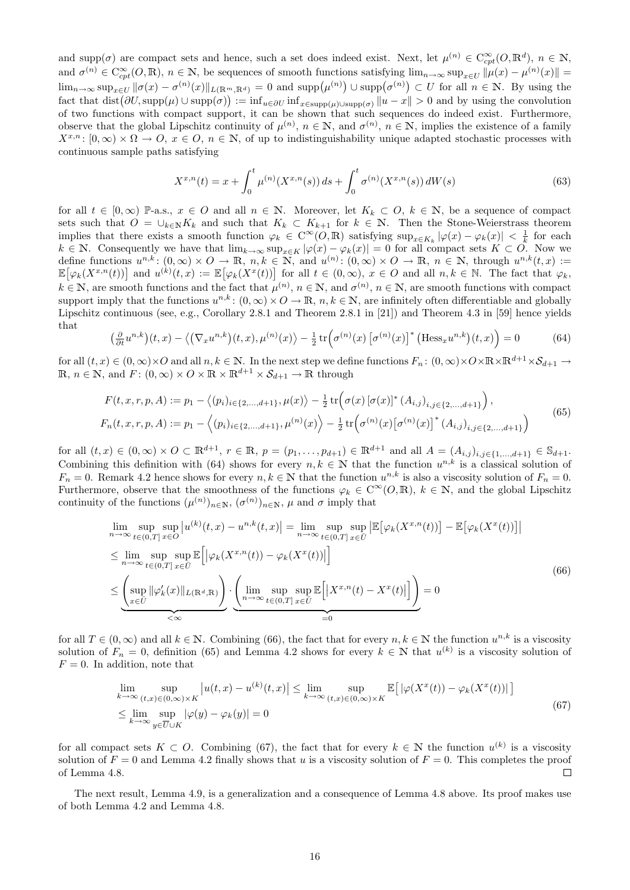and $\operatorname{supp}(\sigma)$ are compact sets and hence, such a set does indeed exist. Next, let $\mu^{(n)} \in C^\infty_{cpt}(O,\mathbb{R}^d)$, $n \in \mathbb{N}$, and $\sigma^{(n)} \in C^\infty_{cpt}(O,\mathbb{R})$, $n \in \mathbb{N}$, be sequences of smooth functions satisfying $\lim_{n\to\infty} \sup_{x\in U} \|\mu(x) - \mu^{(n)}(x)\| = \lim_{n\to\infty} \sup_{x\in U} \|\sigma(x) - \sigma^{(n)}(x)\|_{L(\mathbb{R}^m,\mathbb{R}^d)} = 0$ and $\operatorname{supp}(\mu^{(n)}) \cup \operatorname{supp}(\sigma^{(n)}) \subset U$ for all $n \in \mathbb{N}$. By using the fact that $\operatorname{dist}(\partial U, \operatorname{supp}(\mu) \cup \operatorname{supp}(\sigma)) := \inf_{u\in\partial U} \inf_{x\in \operatorname{supp}(\mu)\cup\operatorname{supp}(\sigma)} \|u - x\| > 0$ and by using the convolution of two functions with compact support, it can be shown that such sequences do indeed exist. Furthermore, observe that the global Lipschitz continuity of $\mu^{(n)}$, $n \in \mathbb{N}$, and $\sigma^{(n)}$, $n \in \mathbb{N}$, implies the existence of a family $X^{x,n}\colon [0,\infty) \times \Omega \to O$, $x \in O$, $n \in \mathbb{N}$, of up to indistinguishability unique adapted stochastic processes with continuous sample paths satisfying

$$X^{x,n}(t) = x + \int_0^t \mu^{(n)}(X^{x,n}(s))\,ds + \int_0^t \sigma^{(n)}(X^{x,n}(s))\,dW(s) \tag{63}$$

for all $t \in [0,\infty)$ $\mathbb{P}$-a.s., $x \in O$ and all $n \in \mathbb{N}$. Moreover, let $K_k \subset O$, $k \in \mathbb{N}$, be a sequence of compact sets such that $O = \cup_{k\in\mathbb{N}} K_k$ and such that $K_k \subset K_{k+1}$ for $k \in \mathbb{N}$. Then the Stone-Weierstrass theorem implies that there exists a smooth function $\varphi_k \in C^\infty(O,\mathbb{R})$ satisfying $\sup_{x\in K_k} |\varphi(x) - \varphi_k(x)| < \frac{1}{k}$ for each $k \in \mathbb{N}$. Consequently we have that $\lim_{k\to\infty} \sup_{x\in K} |\varphi(x) - \varphi_k(x)| = 0$ for all compact sets $K \subset O$. Now we define functions $u^{n,k}\colon (0,\infty) \times O \to \mathbb{R}$, $n,k \in \mathbb{N}$, and $u^{(n)}\colon (0,\infty)\times O \to \mathbb{R}$, $n \in \mathbb{N}$, through $u^{n,k}(t,x) := \mathbb{E}\big[\varphi_k(X^{x,n}(t))\big]$ and $u^{(k)}(t,x) := \mathbb{E}\big[\varphi_k(X^x(t))\big]$ for all $t \in (0,\infty)$, $x \in O$ and all $n,k \in \mathbb{N}$. The fact that $\varphi_k$, $k \in \mathbb{N}$, are smooth functions and the fact that $\mu^{(n)}$, $n \in \mathbb{N}$, and $\sigma^{(n)}$, $n \in \mathbb{N}$, are smooth functions with compact support imply that the functions $u^{n,k}\colon (0,\infty)\times O \to \mathbb{R}$, $n,k \in \mathbb{N}$, are infinitely often differentiable and globally Lipschitz continuous (see, e.g., Corollary 2.8.1 and Theorem 2.8.1 in [21]) and Theorem 4.3 in [59] hence yields that

$$\big(\tfrac{\partial}{\partial t} u^{n,k}\big)(t,x) - \big\langle \big(\nabla_x u^{n,k}\big)(t,x), \mu^{(n)}(x)\big\rangle - \tfrac{1}{2}\operatorname{tr}\Big(\sigma^{(n)}(x)\big[\sigma^{(n)}(x)\big]^* \big(\operatorname{Hess}_x u^{n,k}\big)(t,x)\Big) = 0 \tag{64}$$

for all $(t,x) \in (0,\infty)\times O$ and all $n,k \in \mathbb{N}$. In the next step we define functions $F_n\colon (0,\infty)\times O\times\mathbb{R}\times\mathbb{R}^{d+1}\times\mathcal{S}_{d+1} \to \mathbb{R}$, $n \in \mathbb{N}$, and $F\colon (0,\infty)\times O\times\mathbb{R}\times\mathbb{R}^{d+1}\times\mathcal{S}_{d+1}\to\mathbb{R}$ through

$$\begin{aligned}
F(t,x,r,p,A) &:= p_1 - \big\langle (p_i)_{i\in\{2,\dots,d+1\}}, \mu(x)\big\rangle - \tfrac{1}{2}\operatorname{tr}\Big(\sigma(x)\left[\sigma(x)\right]^* (A_{i,j})_{i,j\in\{2,\dots,d+1\}}\Big),\\
F_n(t,x,r,p,A) &:= p_1 - \Big\langle (p_i)_{i\in\{2,\dots,d+1\}}, \mu^{(n)}(x)\Big\rangle - \tfrac{1}{2}\operatorname{tr}\Big(\sigma^{(n)}(x)\big[\sigma^{(n)}(x)\big]^* (A_{i,j})_{i,j\in\{2,\dots,d+1\}}\Big)
\end{aligned} \tag{65}$$

for all $(t,x) \in (0,\infty)\times O \subset \mathbb{R}^{d+1}$, $r \in \mathbb{R}$, $p = (p_1,\dots,p_{d+1}) \in \mathbb{R}^{d+1}$ and all $A = (A_{i,j})_{i,j\in\{1,\dots,d+1\}} \in \mathbb{S}_{d+1}$. Combining this definition with (64) shows for every $n,k \in \mathbb{N}$ that the function $u^{n,k}$ is a classical solution of $F_n = 0$. Remark 4.2 hence shows for every $n,k\in\mathbb{N}$ that the function $u^{n,k}$ is also a viscosity solution of $F_n = 0$. Furthermore, observe that the smoothness of the functions $\varphi_k \in C^\infty(O,\mathbb{R})$, $k \in \mathbb{N}$, and the global Lipschitz continuity of the functions $(\mu^{(n)})_{n\in\mathbb{N}}$, $(\sigma^{(n)})_{n\in\mathbb{N}}$, $\mu$ and $\sigma$ imply that

$$\begin{aligned}
&\lim_{n\to\infty} \sup_{t\in(0,T]} \sup_{x\in O} \big|u^{(k)}(t,x) - u^{n,k}(t,x)\big| = \lim_{n\to\infty} \sup_{t\in(0,T]} \sup_{x\in\bar U} \big|\mathbb{E}\big[\varphi_k(X^{x,n}(t))\big] - \mathbb{E}\big[\varphi_k(X^x(t))\big]\big|\\
&\le \lim_{n\to\infty} \sup_{t\in(0,T]} \sup_{x\in\bar U} \mathbb{E}\Big[\big|\varphi_k(X^{x,n}(t)) - \varphi_k(X^x(t))\big|\Big]\\
&\le \underbrace{\left(\sup_{x\in\bar U} \|\varphi_k'(x)\|_{L(\mathbb{R}^d,\mathbb{R})}\right)}_{<\infty} \cdot \underbrace{\left(\lim_{n\to\infty} \sup_{t\in(0,T]} \sup_{x\in\bar U} \mathbb{E}\Big[\big|X^{x,n}(t) - X^x(t)\big|\Big]\right)}_{=0} = 0
\end{aligned} \tag{66}$$

for all $T \in (0,\infty)$ and all $k \in \mathbb{N}$. Combining (66), the fact that for every $n,k\in\mathbb{N}$ the function $u^{n,k}$ is a viscosity solution of $F_n = 0$, definition (65) and Lemma 4.2 shows for every $k \in \mathbb{N}$ that $u^{(k)}$ is a viscosity solution of $F = 0$. In addition, note that

$$\begin{aligned}
&\lim_{k\to\infty} \sup_{(t,x)\in(0,\infty)\times K} \big|u(t,x) - u^{(k)}(t,x)\big| \le \lim_{k\to\infty} \sup_{(t,x)\in(0,\infty)\times K} \mathbb{E}\big[\,|\varphi(X^x(t)) - \varphi_k(X^x(t))|\,\big]\\
&\le \lim_{k\to\infty} \sup_{y\in\bar U\cup K} |\varphi(y) - \varphi_k(y)| = 0
\end{aligned} \tag{67}$$

for all compact sets $K \subset O$. Combining (67), the fact that for every $k \in \mathbb{N}$ the function $u^{(k)}$ is a viscosity solution of $F = 0$ and Lemma 4.2 finally shows that $u$ is a viscosity solution of $F = 0$. This completes the proof of Lemma 4.8. $\square$

The next result, Lemma 4.9, is a generalization and a consequence of Lemma 4.8 above. Its proof makes use of both Lemma 4.2 and Lemma 4.8.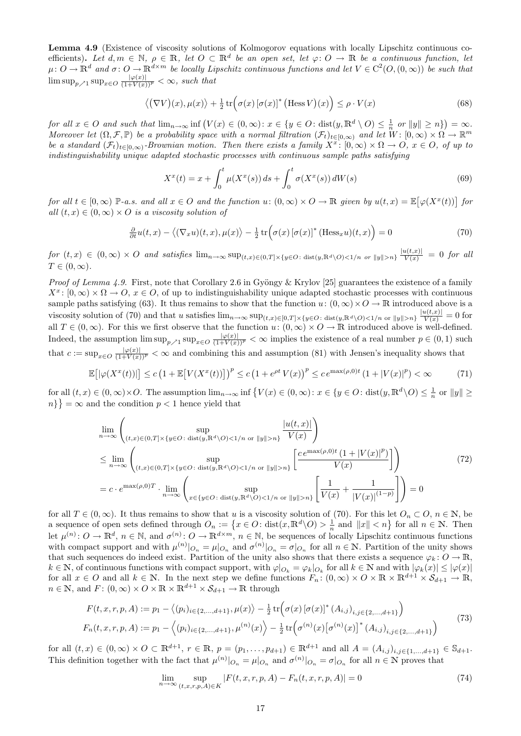**Lemma 4.9** (Existence of viscosity solutions of Kolmogorov equations with locally Lipschitz continuous coefficients)**.** *Let $d, m \in \mathbb{N}$, $\rho \in \mathbb{R}$, let $O \subset \mathbb{R}^d$ be an open set, let $\varphi\colon O \to \mathbb{R}$ be a continuous function, let $\mu\colon O \to \mathbb{R}^d$ and $\sigma\colon O \to \mathbb{R}^{d\times m}$ be locally Lipschitz continuous functions and let $V \in C^2(O, (0,\infty))$ be such that $\limsup_{p\nearrow 1} \sup_{x\in O} \frac{|\varphi(x)|}{(1+V(x))^p} < \infty$, such that*

$$\big\langle (\nabla V)(x), \mu(x)\big\rangle + \tfrac{1}{2}\operatorname{tr}\!\Big(\sigma(x)\,[\sigma(x)]^*\,\big(\operatorname{Hess} V\big)(x)\Big) \le \rho \cdot V(x) \tag{68}$$

*for all $x \in O$ and such that $\lim_{n\to\infty} \inf\big(V(x) \in (0,\infty)\colon x \in \{y \in O\colon \operatorname{dist}(y, \mathbb{R}^d \setminus O) \le \frac{1}{n} \text{ or } \|y\| \ge n\}\big) = \infty$. Moreover let $(\Omega, \mathcal{F}, \mathbb{P})$ be a probability space with a normal filtration $(\mathcal{F}_t)_{t\in[0,\infty)}$ and let $W\colon [0,\infty)\times\Omega \to \mathbb{R}^m$ be a standard $(\mathcal{F}_t)_{t\in[0,\infty)}$-Brownian motion. Then there exists a family $X^x\colon [0,\infty)\times\Omega \to O$, $x \in O$, of up to indistinguishability unique adapted stochastic processes with continuous sample paths satisfying*

$$X^x(t) = x + \int_0^t \mu(X^x(s))\,ds + \int_0^t \sigma(X^x(s))\,dW(s) \tag{69}$$

*for all $t \in [0,\infty)$ $\mathbb{P}$-a.s. and all $x \in O$ and the function $u\colon (0,\infty)\times O \to \mathbb{R}$ given by $u(t,x) = \mathbb{E}\big[\varphi(X^x(t))\big]$ for all $(t,x) \in (0,\infty)\times O$ is a viscosity solution of*

$$\tfrac{\partial}{\partial t}u(t,x) - \big\langle (\nabla_x u)(t,x), \mu(x)\big\rangle - \tfrac{1}{2}\operatorname{tr}\!\Big(\sigma(x)\,[\sigma(x)]^*\,(\operatorname{Hess}_x u)(t,x)\Big) = 0 \tag{70}$$

*for $(t,x) \in (0,\infty)\times O$ and satisfies $\lim_{n\to\infty} \sup_{(t,x)\in(0,T]\times\{y\in O\colon \operatorname{dist}(y,\mathbb{R}^d\setminus O)<1/n \text{ or } \|y\|>n\}} \frac{|u(t,x)|}{V(x)} = 0$ for all $T \in (0,\infty)$.*

*Proof of Lemma 4.9.* First, note that Corollary 2.6 in Gyöngy & Krylov [25] guarantees the existence of a family $X^x\colon [0,\infty)\times\Omega \to O$, $x \in O$, of up to indistinguishability unique adapted stochastic processes with continuous sample paths satisfying (63). It thus remains to show that the function $u\colon (0,\infty)\times O \to \mathbb{R}$ introduced above is a viscosity solution of (70) and that $u$ satisfies $\lim_{n\to\infty} \sup_{(t,x)\in[0,T]\times\{y\in O\colon \operatorname{dist}(x,\mathbb{R}^d\setminus O)<1/n \text{ or } \|y\|>n\}} \frac{|u(t,x)|}{V(x)} = 0$ for all $T \in (0,\infty)$. For this we first observe that the function $u\colon (0,\infty)\times O \to \mathbb{R}$ introduced above is well-defined. Indeed, the assumption $\limsup_{p\nearrow 1} \sup_{x\in O} \frac{|\varphi(x)|}{(1+V(x))^p} < \infty$ implies the existence of a real number $p \in (0,1)$ such that $c := \sup_{x\in O} \frac{|\varphi(x)|}{(1+V(x))^p} < \infty$ and combining this and assumption (81) with Jensen's inequality shows that

$$\mathbb{E}\big[|\varphi(X^x(t))|\big] \le c\,\big(1 + \mathbb{E}\big[V(X^x(t))\big]\big)^p \le c\,\big(1 + e^{\rho t}\,V(x)\big)^p \le c\,e^{\max(\rho,0)t}\,(1 + |V(x)|^p) < \infty \tag{71}$$

for all $(t,x) \in (0,\infty)\times O$. The assumption $\lim_{n\to\infty} \inf\big\{V(x) \in (0,\infty)\colon x \in \{y \in O\colon \operatorname{dist}(y,\mathbb{R}^d\setminus O) \le \frac{1}{n} \text{ or } \|y\| \ge n\}\big\} = \infty$ and the condition $p < 1$ hence yield that

$$\begin{aligned}
&\lim_{n\to\infty}\left(\sup_{(t,x)\in(0,T]\times\{y\in O\colon \operatorname{dist}(y,\mathbb{R}^d\setminus O)<1/n \text{ or } \|y\|>n\}} \frac{|u(t,x)|}{V(x)}\right)\\
&\le \lim_{n\to\infty}\left(\sup_{(t,x)\in(0,T]\times\{y\in O\colon \operatorname{dist}(y,\mathbb{R}^d\setminus O)<1/n \text{ or } \|y\|>n\}} \left[\frac{c\,e^{\max(\rho,0)t}\,(1+|V(x)|^p)}{V(x)}\right]\right)\\
&= c\cdot e^{\max(\rho,0)T}\cdot \lim_{n\to\infty}\left(\sup_{x\in\{y\in O\colon \operatorname{dist}(y,\mathbb{R}^d\setminus O)<1/n \text{ or } \|y\|>n\}} \left[\frac{1}{V(x)} + \frac{1}{|V(x)|^{(1-p)}}\right]\right) = 0
\end{aligned} \tag{72}$$

for all $T \in (0,\infty)$. It thus remains to show that $u$ is a viscosity solution of (70). For this let $O_n \subset O$, $n \in \mathbb{N}$, be a sequence of open sets defined through $O_n := \big\{x \in O\colon \operatorname{dist}(x,\mathbb{R}^d\setminus O) > \frac{1}{n} \text{ and } \|x\| < n\big\}$ for all $n \in \mathbb{N}$. Then let $\mu^{(n)}\colon O \to \mathbb{R}^d$, $n \in \mathbb{N}$, and $\sigma^{(n)}\colon O \to \mathbb{R}^{d\times m}$, $n \in \mathbb{N}$, be sequences of locally Lipschitz continuous functions with compact support and with $\mu^{(n)}|_{O_n} = \mu|_{O_n}$ and $\sigma^{(n)}|_{O_n} = \sigma|_{O_n}$ for all $n \in \mathbb{N}$. Partition of the unity shows that such sequences do indeed exist. Partition of the unity also shows that there exists a sequence $\varphi_k\colon O \to \mathbb{R}$, $k \in \mathbb{N}$, of continuous functions with compact support, with $\varphi|_{O_k} = \varphi_k|_{O_k}$ for all $k \in \mathbb{N}$ and with $|\varphi_k(x)| \le |\varphi(x)|$ for all $x \in O$ and all $k \in \mathbb{N}$. In the next step we define functions $F_n\colon (0,\infty)\times O\times\mathbb{R}\times\mathbb{R}^{d+1}\times\mathcal{S}_{d+1} \to \mathbb{R}$, $n \in \mathbb{N}$, and $F\colon (0,\infty)\times O\times\mathbb{R}\times\mathbb{R}^{d+1}\times\mathcal{S}_{d+1} \to \mathbb{R}$ through

$$\begin{aligned}
F(t,x,r,p,A) &:= p_1 - \big\langle (p_i)_{i\in\{2,\dots,d+1\}}, \mu(x)\big\rangle - \tfrac{1}{2}\operatorname{tr}\!\Big(\sigma(x)\,[\sigma(x)]^*\,(A_{i,j})_{i,j\in\{2,\dots,d+1\}}\Big)\\
F_n(t,x,r,p,A) &:= p_1 - \Big\langle (p_i)_{i\in\{2,\dots,d+1\}}, \mu^{(n)}(x)\Big\rangle - \tfrac{1}{2}\operatorname{tr}\!\Big(\sigma^{(n)}(x)\big[\sigma^{(n)}(x)\big]^*\,(A_{i,j})_{i,j\in\{2,\dots,d+1\}}\Big)
\end{aligned} \tag{73}$$

for all $(t,x) \in (0,\infty)\times O \subset \mathbb{R}^{d+1}$, $r \in \mathbb{R}$, $p = (p_1,\dots,p_{d+1}) \in \mathbb{R}^{d+1}$ and all $A = (A_{i,j})_{i,j\in\{1,\dots,d+1\}} \in \mathbb{S}_{d+1}$. This definition together with the fact that $\mu^{(n)}|_{O_n} = \mu|_{O_n}$ and $\sigma^{(n)}|_{O_n} = \sigma|_{O_n}$ for all $n \in \mathbb{N}$ proves that

$$\lim_{n\to\infty} \sup_{(t,x,r,p,A)\in K} |F(t,x,r,p,A) - F_n(t,x,r,p,A)| = 0 \tag{74}$$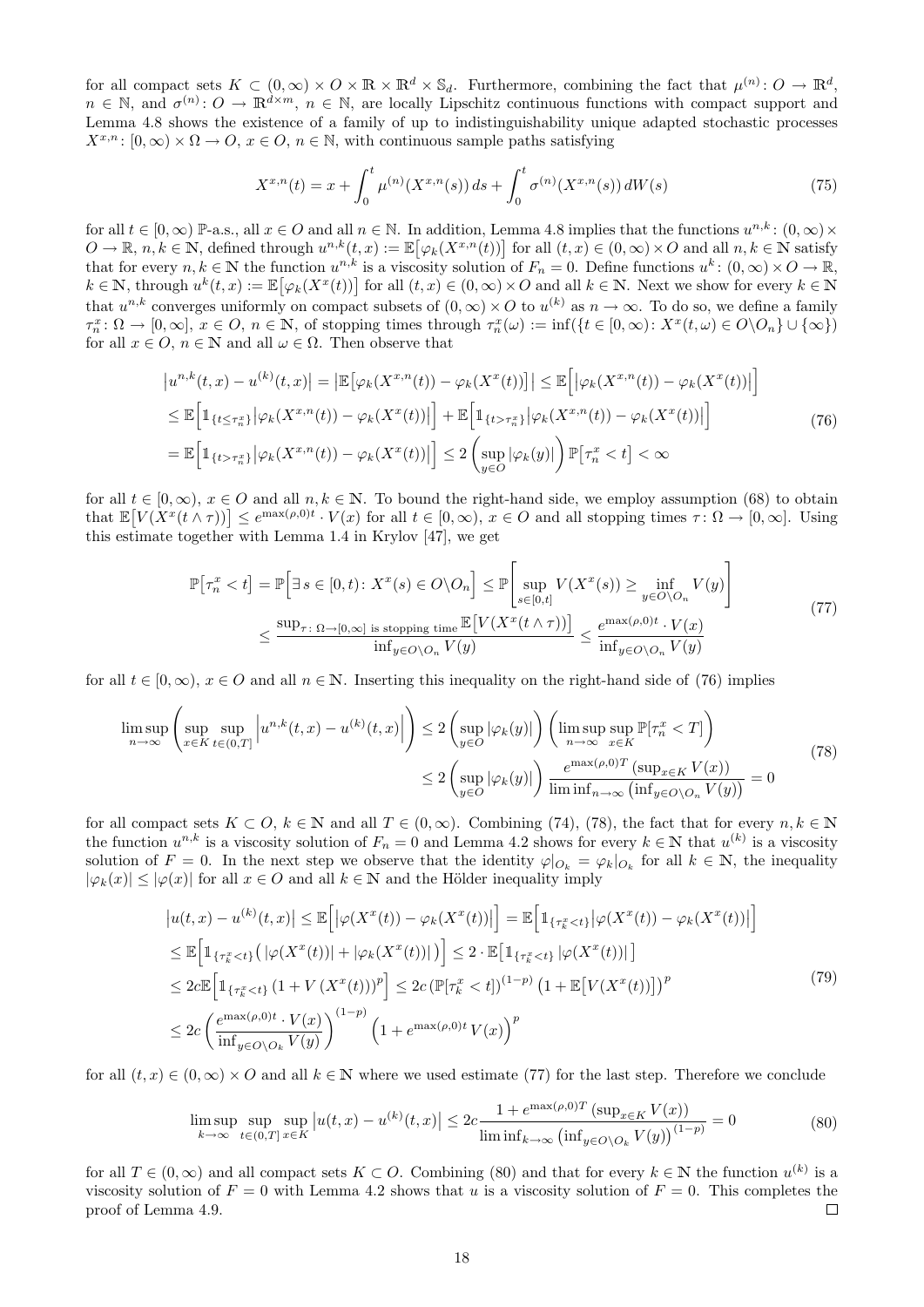for all compact sets $K \subset (0,\infty) \times O \times \mathbb{R} \times \mathbb{R}^d \times \mathbb{S}_d$. Furthermore, combining the fact that $\mu^{(n)} \colon O \to \mathbb{R}^d$, $n \in \mathbb{N}$, and $\sigma^{(n)} \colon O \to \mathbb{R}^{d\times m}$, $n \in \mathbb{N}$, are locally Lipschitz continuous functions with compact support and Lemma 4.8 shows the existence of a family of up to indistinguishability unique adapted stochastic processes $X^{x,n} \colon [0,\infty) \times \Omega \to O$, $x \in O$, $n \in \mathbb{N}$, with continuous sample paths satisfying

$$X^{x,n}(t) = x + \int_0^t \mu^{(n)}(X^{x,n}(s))\, ds + \int_0^t \sigma^{(n)}(X^{x,n}(s))\, dW(s) \tag{75}$$

for all $t \in [0,\infty)$ $\mathbb{P}$-a.s., all $x \in O$ and all $n \in \mathbb{N}$. In addition, Lemma 4.8 implies that the functions $u^{n,k} \colon (0,\infty) \times O \to \mathbb{R}$, $n,k \in \mathbb{N}$, defined through $u^{n,k}(t,x) := \mathbb{E}\big[\varphi_k(X^{x,n}(t))\big]$ for all $(t,x) \in (0,\infty) \times O$ and all $n,k \in \mathbb{N}$ satisfy that for every $n,k \in \mathbb{N}$ the function $u^{n,k}$ is a viscosity solution of $F_n = 0$. Define functions $u^k \colon (0,\infty) \times O \to \mathbb{R}$, $k \in \mathbb{N}$, through $u^k(t,x) := \mathbb{E}\big[\varphi_k(X^x(t))\big]$ for all $(t,x) \in (0,\infty) \times O$ and all $k \in \mathbb{N}$. Next we show for every $k \in \mathbb{N}$ that $u^{n,k}$ converges uniformly on compact subsets of $(0,\infty) \times O$ to $u^{(k)}$ as $n \to \infty$. To do so, we define a family $\tau^x_n \colon \Omega \to [0,\infty]$, $x \in O$, $n \in \mathbb{N}$, of stopping times through $\tau^x_n(\omega) := \inf(\{t \in [0,\infty) \colon X^x(t,\omega) \in O \backslash O_n\} \cup \{\infty\})$ for all $x \in O$, $n \in \mathbb{N}$ and all $\omega \in \Omega$. Then observe that

$$\begin{aligned}
\big|u^{n,k}(t,x) - u^{(k)}(t,x)\big| &= \big|\mathbb{E}\big[\varphi_k(X^{x,n}(t)) - \varphi_k(X^x(t))\big]\big| \le \mathbb{E}\Big[\big|\varphi_k(X^{x,n}(t)) - \varphi_k(X^x(t))\big|\Big] \\
&\le \mathbb{E}\Big[\mathbb{1}_{\{t \le \tau^x_n\}}\big|\varphi_k(X^{x,n}(t)) - \varphi_k(X^x(t))\big|\Big] + \mathbb{E}\Big[\mathbb{1}_{\{t > \tau^x_n\}}\big|\varphi_k(X^{x,n}(t)) - \varphi_k(X^x(t))\big|\Big] \\
&= \mathbb{E}\Big[\mathbb{1}_{\{t > \tau^x_n\}}\big|\varphi_k(X^{x,n}(t)) - \varphi_k(X^x(t))\big|\Big] \le 2\left(\sup_{y\in O}|\varphi_k(y)|\right)\mathbb{P}\big[\tau^x_n < t\big] < \infty
\end{aligned} \tag{76}$$

for all $t \in [0,\infty)$, $x \in O$ and all $n,k \in \mathbb{N}$. To bound the right-hand side, we employ assumption (68) to obtain that $\mathbb{E}\big[V(X^x(t\wedge\tau))\big] \le e^{\max(\rho,0)t} \cdot V(x)$ for all $t \in [0,\infty)$, $x \in O$ and all stopping times $\tau \colon \Omega \to [0,\infty]$. Using this estimate together with Lemma 1.4 in Krylov [47], we get

$$\begin{aligned}
\mathbb{P}\big[\tau^x_n < t\big] &= \mathbb{P}\Big[\exists\, s \in [0,t) \colon X^x(s) \in O\backslash O_n\Big] \le \mathbb{P}\left[\sup_{s\in[0,t]} V(X^x(s)) \ge \inf_{y\in O\backslash O_n} V(y)\right] \\
&\le \frac{\sup_{\tau\colon \Omega\to[0,\infty] \text{ is stopping time}} \mathbb{E}\big[V(X^x(t\wedge\tau))\big]}{\inf_{y\in O\backslash O_n} V(y)} \le \frac{e^{\max(\rho,0)t}\cdot V(x)}{\inf_{y\in O\backslash O_n} V(y)}
\end{aligned} \tag{77}$$

for all $t \in [0,\infty)$, $x \in O$ and all $n \in \mathbb{N}$. Inserting this inequality on the right-hand side of (76) implies

$$\begin{aligned}
\limsup_{n\to\infty}\left(\sup_{x\in K}\sup_{t\in(0,T]}\Big|u^{n,k}(t,x) - u^{(k)}(t,x)\Big|\right) &\le 2\left(\sup_{y\in O}|\varphi_k(y)|\right)\left(\limsup_{n\to\infty}\sup_{x\in K}\mathbb{P}[\tau^x_n < T]\right) \\
&\le 2\left(\sup_{y\in O}|\varphi_k(y)|\right)\frac{e^{\max(\rho,0)T}\left(\sup_{x\in K} V(x)\right)}{\liminf_{n\to\infty}\left(\inf_{y\in O\backslash O_n} V(y)\right)} = 0
\end{aligned} \tag{78}$$

for all compact sets $K \subset O$, $k \in \mathbb{N}$ and all $T \in (0,\infty)$. Combining (74), (78), the fact that for every $n,k \in \mathbb{N}$ the function $u^{n,k}$ is a viscosity solution of $F_n = 0$ and Lemma 4.2 shows for every $k \in \mathbb{N}$ that $u^{(k)}$ is a viscosity solution of $F = 0$. In the next step we observe that the identity $\varphi|_{O_k} = \varphi_k|_{O_k}$ for all $k \in \mathbb{N}$, the inequality $|\varphi_k(x)| \le |\varphi(x)|$ for all $x \in O$ and all $k \in \mathbb{N}$ and the Hölder inequality imply

$$\begin{aligned}
\big|u(t,x) - u^{(k)}(t,x)\big| &\le \mathbb{E}\Big[\big|\varphi(X^x(t)) - \varphi_k(X^x(t))\big|\Big] = \mathbb{E}\Big[\mathbb{1}_{\{\tau^x_k < t\}}\big|\varphi(X^x(t)) - \varphi_k(X^x(t))\big|\Big] \\
&\le \mathbb{E}\Big[\mathbb{1}_{\{\tau^x_k < t\}}\big(|\varphi(X^x(t))| + |\varphi_k(X^x(t))|\big)\Big] \le 2\cdot\mathbb{E}\big[\mathbb{1}_{\{\tau^x_k < t\}}\,|\varphi(X^x(t))|\big] \\
&\le 2c\,\mathbb{E}\Big[\mathbb{1}_{\{\tau^x_k < t\}}\left(1 + V\left(X^x(t)\right)\right)^p\Big] \le 2c\left(\mathbb{P}[\tau^x_k < t]\right)^{(1-p)}\left(1 + \mathbb{E}\big[V(X^x(t))\big]\right)^p \\
&\le 2c\left(\frac{e^{\max(\rho,0)t}\cdot V(x)}{\inf_{y\in O\backslash O_k} V(y)}\right)^{(1-p)}\left(1 + e^{\max(\rho,0)t}\, V(x)\right)^p
\end{aligned} \tag{79}$$

for all $(t,x) \in (0,\infty) \times O$ and all $k \in \mathbb{N}$ where we used estimate (77) for the last step. Therefore we conclude

$$\limsup_{k\to\infty}\sup_{t\in(0,T]}\sup_{x\in K}\big|u(t,x) - u^{(k)}(t,x)\big| \le 2c\,\frac{1 + e^{\max(\rho,0)T}\left(\sup_{x\in K} V(x)\right)}{\liminf_{k\to\infty}\left(\inf_{y\in O\backslash O_k} V(y)\right)^{(1-p)}} = 0 \tag{80}$$

for all $T \in (0,\infty)$ and all compact sets $K \subset O$. Combining (80) and that for every $k \in \mathbb{N}$ the function $u^{(k)}$ is a viscosity solution of $F = 0$ with Lemma 4.2 shows that $u$ is a viscosity solution of $F = 0$. This completes the proof of Lemma 4.9. ∎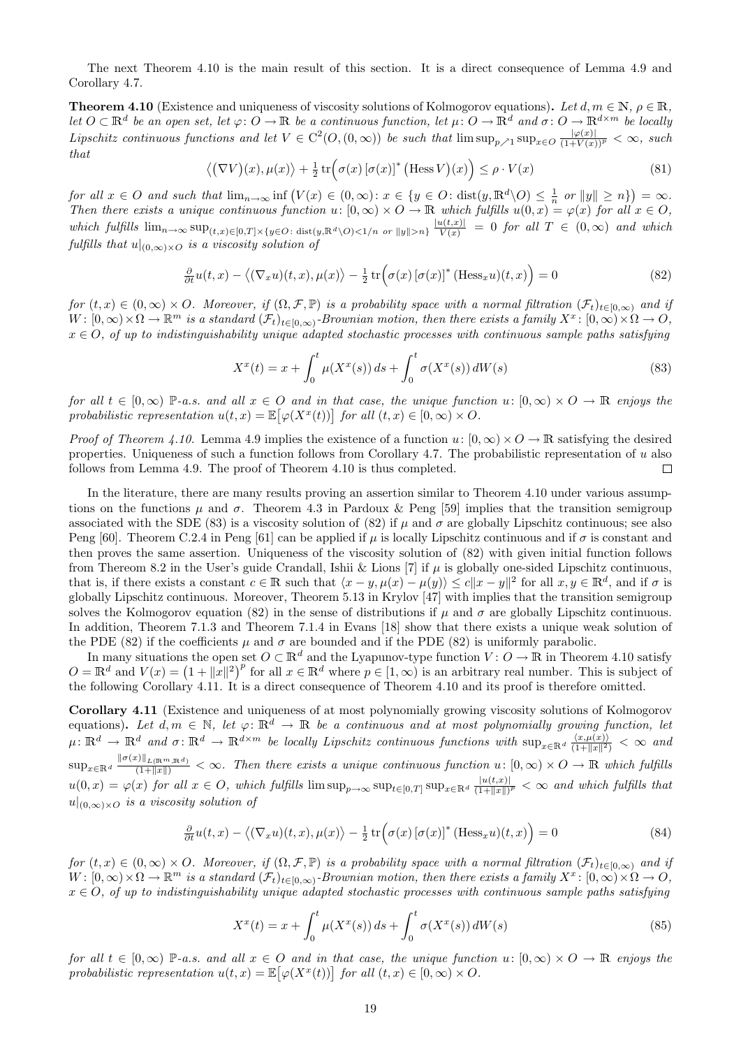The next Theorem 4.10 is the main result of this section. It is a direct consequence of Lemma 4.9 and Corollary 4.7.

**Theorem 4.10** (Existence and uniqueness of viscosity solutions of Kolmogorov equations)**.** *Let $d, m \in \mathbb{N}$, $\rho \in \mathbb{R}$, let $O \subset \mathbb{R}^d$ be an open set, let $\varphi \colon O \to \mathbb{R}$ be a continuous function, let $\mu \colon O \to \mathbb{R}^d$ and $\sigma \colon O \to \mathbb{R}^{d \times m}$ be locally Lipschitz continuous functions and let $V \in C^2(O, (0, \infty))$ be such that $\limsup_{p \nearrow 1} \sup_{x \in O} \frac{|\varphi(x)|}{(1+V(x))^p} < \infty$, such that*

$$\big\langle (\nabla V)(x), \mu(x) \big\rangle + \tfrac{1}{2} \operatorname{tr}\Big( \sigma(x) \, [\sigma(x)]^* \, (\operatorname{Hess} V)(x) \Big) \leq \rho \cdot V(x) \tag{81}$$

*for all $x \in O$ and such that $\lim_{n \to \infty} \inf \big( V(x) \in (0, \infty) \colon x \in \{ y \in O \colon \operatorname{dist}(y, \mathbb{R}^d \backslash O) \leq \frac{1}{n} \text{ or } \|y\| \geq n \} \big) = \infty$. Then there exists a unique continuous function $u \colon [0, \infty) \times O \to \mathbb{R}$ which fulfills $u(0, x) = \varphi(x)$ for all $x \in O$, which fulfills $\lim_{n \to \infty} \sup_{(t,x) \in [0,T] \times \{ y \in O \colon \operatorname{dist}(y, \mathbb{R}^d \backslash O) < 1/n \text{ or } \|y\| > n\}} \frac{|u(t,x)|}{V(x)} = 0$ for all $T \in (0, \infty)$ and which fulfills that $u|_{(0,\infty) \times O}$ is a viscosity solution of*

$$\tfrac{\partial}{\partial t} u(t,x) - \big\langle (\nabla_x u)(t,x), \mu(x) \big\rangle - \tfrac{1}{2} \operatorname{tr}\Big( \sigma(x) \, [\sigma(x)]^* \, (\operatorname{Hess}_x u)(t,x) \Big) = 0 \tag{82}$$

*for $(t, x) \in (0, \infty) \times O$. Moreover, if $(\Omega, \mathcal{F}, \mathbb{P})$ is a probability space with a normal filtration $(\mathcal{F}_t)_{t \in [0,\infty)}$ and if $W \colon [0, \infty) \times \Omega \to \mathbb{R}^m$ is a standard $(\mathcal{F}_t)_{t \in [0,\infty)}$-Brownian motion, then there exists a family $X^x \colon [0, \infty) \times \Omega \to O$, $x \in O$, of up to indistinguishability unique adapted stochastic processes with continuous sample paths satisfying*

$$X^x(t) = x + \int_0^t \mu(X^x(s)) \, ds + \int_0^t \sigma(X^x(s)) \, dW(s) \tag{83}$$

*for all $t \in [0, \infty)$ $\mathbb{P}$-a.s. and all $x \in O$ and in that case, the unique function $u \colon [0, \infty) \times O \to \mathbb{R}$ enjoys the probabilistic representation $u(t, x) = \mathbb{E}\big[ \varphi(X^x(t)) \big]$ for all $(t, x) \in [0, \infty) \times O$.*

*Proof of Theorem 4.10.* Lemma 4.9 implies the existence of a function $u \colon [0, \infty) \times O \to \mathbb{R}$ satisfying the desired properties. Uniqueness of such a function follows from Corollary 4.7. The probabilistic representation of $u$ also follows from Lemma 4.9. The proof of Theorem 4.10 is thus completed. $\square$

In the literature, there are many results proving an assertion similar to Theorem 4.10 under various assumptions on the functions $\mu$ and $\sigma$. Theorem 4.3 in Pardoux & Peng [59] implies that the transition semigroup associated with the SDE (83) is a viscosity solution of (82) if $\mu$ and $\sigma$ are globally Lipschitz continuous; see also Peng [60]. Theorem C.2.4 in Peng [61] can be applied if $\mu$ is locally Lipschitz continuous and if $\sigma$ is constant and then proves the same assertion. Uniqueness of the viscosity solution of (82) with given initial function follows from Thereom 8.2 in the User's guide Crandall, Ishii & Lions [7] if $\mu$ is globally one-sided Lipschitz continuous, that is, if there exists a constant $c \in \mathbb{R}$ such that $\langle x - y, \mu(x) - \mu(y) \rangle \leq c \|x - y\|^2$ for all $x, y \in \mathbb{R}^d$, and if $\sigma$ is globally Lipschitz continuous. Moreover, Theorem 5.13 in Krylov [47] with implies that the transition semigroup solves the Kolmogorov equation (82) in the sense of distributions if $\mu$ and $\sigma$ are globally Lipschitz continuous. In addition, Theorem 7.1.3 and Theorem 7.1.4 in Evans [18] show that there exists a unique weak solution of the PDE (82) if the coefficients $\mu$ and $\sigma$ are bounded and if the PDE (82) is uniformly parabolic.

In many situations the open set $O \subset \mathbb{R}^d$ and the Lyapunov-type function $V \colon O \to \mathbb{R}$ in Theorem 4.10 satisfy $O = \mathbb{R}^d$ and $V(x) = \big(1 + \|x\|^2\big)^p$ for all $x \in \mathbb{R}^d$ where $p \in [1, \infty)$ is an arbitrary real number. This is subject of the following Corollary 4.11. It is a direct consequence of Theorem 4.10 and its proof is therefore omitted.

**Corollary 4.11** (Existence and uniqueness of at most polynomially growing viscosity solutions of Kolmogorov equations)**.** *Let $d, m \in \mathbb{N}$, let $\varphi \colon \mathbb{R}^d \to \mathbb{R}$ be a continuous and at most polynomially growing function, let $\mu \colon \mathbb{R}^d \to \mathbb{R}^d$ and $\sigma \colon \mathbb{R}^d \to \mathbb{R}^{d \times m}$ be locally Lipschitz continuous functions with $\sup_{x \in \mathbb{R}^d} \frac{\langle x, \mu(x) \rangle}{(1 + \|x\|^2)} < \infty$ and $\sup_{x \in \mathbb{R}^d} \frac{\|\sigma(x)\|_{L(\mathbb{R}^m, \mathbb{R}^d)}}{(1 + \|x\|)} < \infty$. Then there exists a unique continuous function $u \colon [0, \infty) \times O \to \mathbb{R}$ which fulfills $u(0, x) = \varphi(x)$ for all $x \in O$, which fulfills $\limsup_{p \to \infty} \sup_{t \in [0,T]} \sup_{x \in \mathbb{R}^d} \frac{|u(t,x)|}{(1 + \|x\|)^p} < \infty$ and which fulfills that $u|_{(0,\infty) \times O}$ is a viscosity solution of*

$$\tfrac{\partial}{\partial t} u(t,x) - \big\langle (\nabla_x u)(t,x), \mu(x) \big\rangle - \tfrac{1}{2} \operatorname{tr}\Big( \sigma(x) \, [\sigma(x)]^* \, (\operatorname{Hess}_x u)(t,x) \Big) = 0 \tag{84}$$

*for $(t, x) \in (0, \infty) \times O$. Moreover, if $(\Omega, \mathcal{F}, \mathbb{P})$ is a probability space with a normal filtration $(\mathcal{F}_t)_{t \in [0,\infty)}$ and if $W \colon [0, \infty) \times \Omega \to \mathbb{R}^m$ is a standard $(\mathcal{F}_t)_{t \in [0,\infty)}$-Brownian motion, then there exists a family $X^x \colon [0, \infty) \times \Omega \to O$, $x \in O$, of up to indistinguishability unique adapted stochastic processes with continuous sample paths satisfying*

$$X^x(t) = x + \int_0^t \mu(X^x(s)) \, ds + \int_0^t \sigma(X^x(s)) \, dW(s) \tag{85}$$

*for all $t \in [0, \infty)$ $\mathbb{P}$-a.s. and all $x \in O$ and in that case, the unique function $u \colon [0, \infty) \times O \to \mathbb{R}$ enjoys the probabilistic representation $u(t, x) = \mathbb{E}\big[ \varphi(X^x(t)) \big]$ for all $(t, x) \in [0, \infty) \times O$.*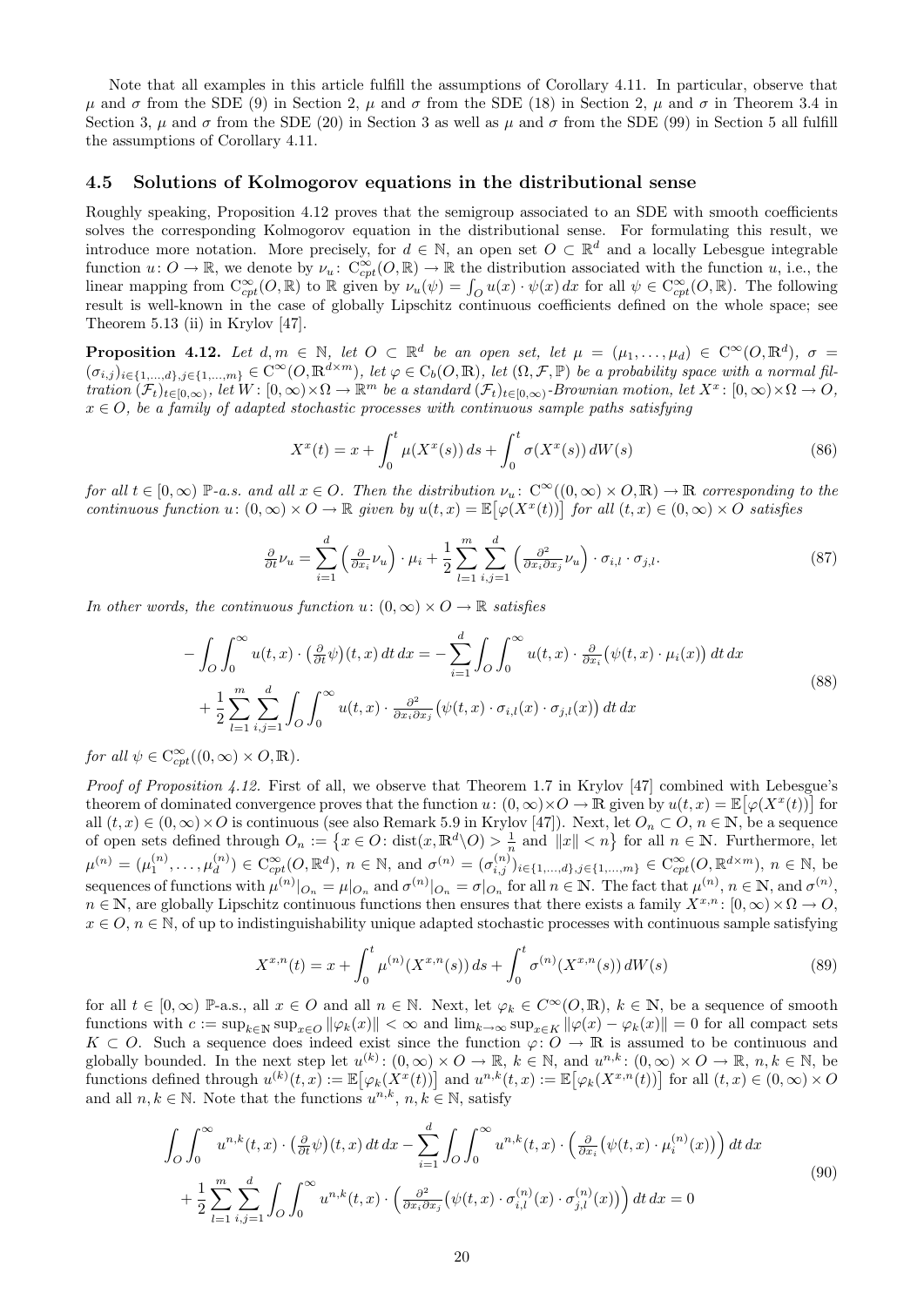Note that all examples in this article fulfill the assumptions of Corollary 4.11. In particular, observe that $\mu$ and $\sigma$ from the SDE (9) in Section 2, $\mu$ and $\sigma$ from the SDE (18) in Section 2, $\mu$ and $\sigma$ in Theorem 3.4 in Section 3, $\mu$ and $\sigma$ from the SDE (20) in Section 3 as well as $\mu$ and $\sigma$ from the SDE (99) in Section 5 all fulfill the assumptions of Corollary 4.11.

### 4.5 Solutions of Kolmogorov equations in the distributional sense

Roughly speaking, Proposition 4.12 proves that the semigroup associated to an SDE with smooth coefficients solves the corresponding Kolmogorov equation in the distributional sense. For formulating this result, we introduce more notation. More precisely, for $d \in \mathbb{N}$, an open set $O \subset \mathbb{R}^d$ and a locally Lebesgue integrable function $u\colon O \to \mathbb{R}$, we denote by $\nu_u\colon \mathrm{C}^\infty_{cpt}(O,\mathbb{R}) \to \mathbb{R}$ the distribution associated with the function $u$, i.e., the linear mapping from $\mathrm{C}^\infty_{cpt}(O,\mathbb{R})$ to $\mathbb{R}$ given by $\nu_u(\psi) = \int_O u(x)\cdot\psi(x)\,dx$ for all $\psi \in \mathrm{C}^\infty_{cpt}(O,\mathbb{R})$. The following result is well-known in the case of globally Lipschitz continuous coefficients defined on the whole space; see Theorem 5.13 (ii) in Krylov [47].

**Proposition 4.12.** *Let $d, m \in \mathbb{N}$, let $O \subset \mathbb{R}^d$ be an open set, let $\mu = (\mu_1, \dots, \mu_d) \in \mathrm{C}^\infty(O,\mathbb{R}^d)$, $\sigma = (\sigma_{i,j})_{i\in\{1,\dots,d\},j\in\{1,\dots,m\}} \in \mathrm{C}^\infty(O,\mathbb{R}^{d\times m})$, let $\varphi \in \mathrm{C}_b(O,\mathbb{R})$, let $(\Omega,\mathcal{F},\mathbb{P})$ be a probability space with a normal filtration $(\mathcal{F}_t)_{t\in[0,\infty)}$, let $W\colon [0,\infty)\times\Omega \to \mathbb{R}^m$ be a standard $(\mathcal{F}_t)_{t\in[0,\infty)}$-Brownian motion, let $X^x\colon [0,\infty)\times\Omega \to O$, $x \in O$, be a family of adapted stochastic processes with continuous sample paths satisfying*

$$X^x(t) = x + \int_0^t \mu(X^x(s))\,ds + \int_0^t \sigma(X^x(s))\,dW(s) \tag{86}$$

*for all $t \in [0,\infty)$ $\mathbb{P}$-a.s. and all $x \in O$. Then the distribution $\nu_u\colon \mathrm{C}^\infty((0,\infty)\times O,\mathbb{R}) \to \mathbb{R}$ corresponding to the continuous function $u\colon (0,\infty)\times O \to \mathbb{R}$ given by $u(t,x) = \mathbb{E}\big[\varphi(X^x(t))\big]$ for all $(t,x) \in (0,\infty)\times O$ satisfies*

$$\tfrac{\partial}{\partial t}\nu_u = \sum_{i=1}^d \left(\tfrac{\partial}{\partial x_i}\nu_u\right)\cdot\mu_i + \frac{1}{2}\sum_{l=1}^m\sum_{i,j=1}^d \left(\tfrac{\partial^2}{\partial x_i \partial x_j}\nu_u\right)\cdot\sigma_{i,l}\cdot\sigma_{j,l}. \tag{87}$$

*In other words, the continuous function $u\colon (0,\infty)\times O \to \mathbb{R}$ satisfies*

$$\begin{aligned} -\int_O\int_0^\infty u(t,x)\cdot\big(\tfrac{\partial}{\partial t}\psi\big)(t,x)\,dt\,dx &= -\sum_{i=1}^d\int_O\int_0^\infty u(t,x)\cdot\tfrac{\partial}{\partial x_i}\big(\psi(t,x)\cdot\mu_i(x)\big)\,dt\,dx \\ &+ \frac{1}{2}\sum_{l=1}^m\sum_{i,j=1}^d\int_O\int_0^\infty u(t,x)\cdot\tfrac{\partial^2}{\partial x_i\partial x_j}\big(\psi(t,x)\cdot\sigma_{i,l}(x)\cdot\sigma_{j,l}(x)\big)\,dt\,dx \end{aligned} \tag{88}$$

*for all $\psi \in \mathrm{C}^\infty_{cpt}((0,\infty)\times O,\mathbb{R})$.*

*Proof of Proposition 4.12.* First of all, we observe that Theorem 1.7 in Krylov [47] combined with Lebesgue's theorem of dominated convergence proves that the function $u\colon (0,\infty)\times O \to \mathbb{R}$ given by $u(t,x) = \mathbb{E}\big[\varphi(X^x(t))\big]$ for all $(t,x) \in (0,\infty)\times O$ is continuous (see also Remark 5.9 in Krylov [47]). Next, let $O_n \subset O$, $n \in \mathbb{N}$, be a sequence of open sets defined through $O_n := \big\{x \in O\colon \mathrm{dist}(x,\mathbb{R}^d\backslash O) > \frac{1}{n} \text{ and } \|x\| < n\big\}$ for all $n \in \mathbb{N}$. Furthermore, let $\mu^{(n)} = (\mu_1^{(n)},\dots,\mu_d^{(n)}) \in \mathrm{C}^\infty_{cpt}(O,\mathbb{R}^d)$, $n \in \mathbb{N}$, and $\sigma^{(n)} = (\sigma_{i,j}^{(n)})_{i\in\{1,\dots,d\},j\in\{1,\dots,m\}} \in \mathrm{C}^\infty_{cpt}(O,\mathbb{R}^{d\times m})$, $n \in \mathbb{N}$, be sequences of functions with $\mu^{(n)}|_{O_n} = \mu|_{O_n}$ and $\sigma^{(n)}|_{O_n} = \sigma|_{O_n}$ for all $n \in \mathbb{N}$. The fact that $\mu^{(n)}$, $n \in \mathbb{N}$, and $\sigma^{(n)}$, $n \in \mathbb{N}$, are globally Lipschitz continuous functions then ensures that there exists a family $X^{x,n}\colon [0,\infty)\times\Omega \to O$, $x \in O$, $n \in \mathbb{N}$, of up to indistinguishability unique adapted stochastic processes with continuous sample satisfying

$$X^{x,n}(t) = x + \int_0^t \mu^{(n)}(X^{x,n}(s))\,ds + \int_0^t \sigma^{(n)}(X^{x,n}(s))\,dW(s) \tag{89}$$

for all $t \in [0,\infty)$ $\mathbb{P}$-a.s., all $x \in O$ and all $n \in \mathbb{N}$. Next, let $\varphi_k \in C^\infty(O,\mathbb{R})$, $k \in \mathbb{N}$, be a sequence of smooth functions with $c := \sup_{k\in\mathbb{N}}\sup_{x\in O}\|\varphi_k(x)\| < \infty$ and $\lim_{k\to\infty}\sup_{x\in K}\|\varphi(x) - \varphi_k(x)\| = 0$ for all compact sets $K \subset O$. Such a sequence does indeed exist since the function $\varphi\colon O \to \mathbb{R}$ is assumed to be continuous and globally bounded. In the next step let $u^{(k)}\colon (0,\infty)\times O \to \mathbb{R}$, $k \in \mathbb{N}$, and $u^{n,k}\colon (0,\infty)\times O \to \mathbb{R}$, $n,k \in \mathbb{N}$, be functions defined through $u^{(k)}(t,x) := \mathbb{E}\big[\varphi_k(X^x(t))\big]$ and $u^{n,k}(t,x) := \mathbb{E}\big[\varphi_k(X^{x,n}(t))\big]$ for all $(t,x) \in (0,\infty)\times O$ and all $n,k \in \mathbb{N}$. Note that the functions $u^{n,k}$, $n,k \in \mathbb{N}$, satisfy

$$\begin{aligned} &\int_O\int_0^\infty u^{n,k}(t,x)\cdot\big(\tfrac{\partial}{\partial t}\psi\big)(t,x)\,dt\,dx - \sum_{i=1}^d\int_O\int_0^\infty u^{n,k}(t,x)\cdot\Big(\tfrac{\partial}{\partial x_i}\big(\psi(t,x)\cdot\mu_i^{(n)}(x)\big)\Big)\,dt\,dx \\ &+ \frac{1}{2}\sum_{l=1}^m\sum_{i,j=1}^d\int_O\int_0^\infty u^{n,k}(t,x)\cdot\Big(\tfrac{\partial^2}{\partial x_i\partial x_j}\big(\psi(t,x)\cdot\sigma_{i,l}^{(n)}(x)\cdot\sigma_{j,l}^{(n)}(x)\big)\Big)\,dt\,dx = 0 \end{aligned} \tag{90}$$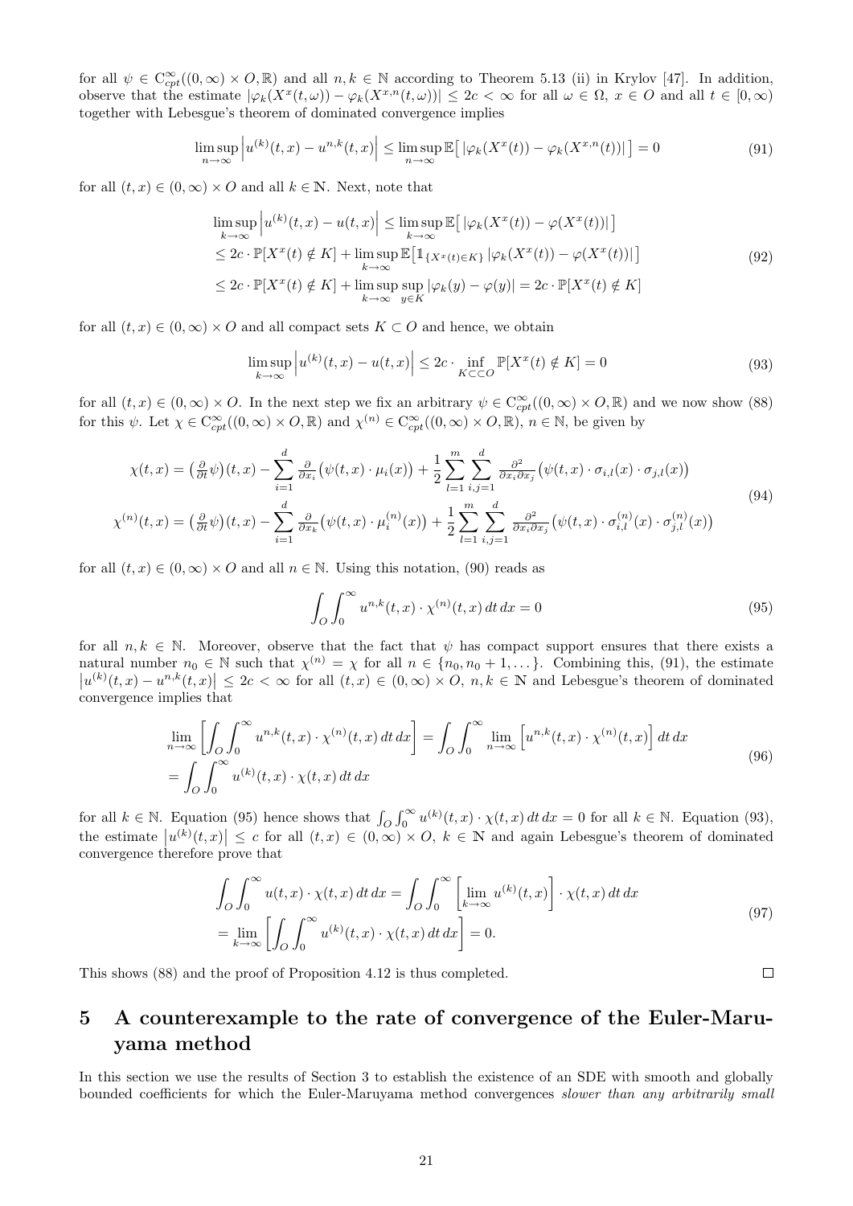for all $\psi \in \mathrm{C}^{\infty}_{cpt}((0,\infty) \times O, \mathbb{R})$ and all $n, k \in \mathbb{N}$ according to Theorem 5.13 (ii) in Krylov [47]. In addition, observe that the estimate $|\varphi_k(X^x(t,\omega)) - \varphi_k(X^{x,n}(t,\omega))| \leq 2c < \infty$ for all $\omega \in \Omega$, $x \in O$ and all $t \in [0,\infty)$ together with Lebesgue's theorem of dominated convergence implies

$$\limsup_{n\to\infty} \left| u^{(k)}(t,x) - u^{n,k}(t,x) \right| \leq \limsup_{n\to\infty} \mathbb{E}\big[ \left| \varphi_k(X^x(t)) - \varphi_k(X^{x,n}(t)) \right| \big] = 0 \tag{91}$$

for all $(t,x) \in (0,\infty) \times O$ and all $k \in \mathbb{N}$. Next, note that

$$\begin{aligned}
&\limsup_{k\to\infty} \left| u^{(k)}(t,x) - u(t,x) \right| \leq \limsup_{k\to\infty} \mathbb{E}\big[ \left| \varphi_k(X^x(t)) - \varphi(X^x(t)) \right| \big] \\
&\leq 2c \cdot \mathbb{P}[X^x(t) \notin K] + \limsup_{k\to\infty} \mathbb{E}\big[ \mathbb{1}_{\{X^x(t)\in K\}} \left| \varphi_k(X^x(t)) - \varphi(X^x(t)) \right| \big] \\
&\leq 2c \cdot \mathbb{P}[X^x(t) \notin K] + \limsup_{k\to\infty} \sup_{y\in K} |\varphi_k(y) - \varphi(y)| = 2c \cdot \mathbb{P}[X^x(t) \notin K]
\end{aligned} \tag{92}$$

for all $(t,x) \in (0,\infty) \times O$ and all compact sets $K \subset O$ and hence, we obtain

$$\limsup_{k\to\infty} \left| u^{(k)}(t,x) - u(t,x) \right| \leq 2c \cdot \inf_{K \subset\subset O} \mathbb{P}[X^x(t) \notin K] = 0 \tag{93}$$

for all $(t,x) \in (0,\infty) \times O$. In the next step we fix an arbitrary $\psi \in \mathrm{C}^{\infty}_{cpt}((0,\infty) \times O, \mathbb{R})$ and we now show (88) for this $\psi$. Let $\chi \in \mathrm{C}^{\infty}_{cpt}((0,\infty) \times O, \mathbb{R})$ and $\chi^{(n)} \in \mathrm{C}^{\infty}_{cpt}((0,\infty) \times O, \mathbb{R})$, $n \in \mathbb{N}$, be given by

$$\begin{aligned}
\chi(t,x) &= \big(\tfrac{\partial}{\partial t}\psi\big)(t,x) - \sum_{i=1}^{d} \tfrac{\partial}{\partial x_i}\big(\psi(t,x) \cdot \mu_i(x)\big) + \frac{1}{2} \sum_{l=1}^{m} \sum_{i,j=1}^{d} \tfrac{\partial^2}{\partial x_i \partial x_j}\big(\psi(t,x) \cdot \sigma_{i,l}(x) \cdot \sigma_{j,l}(x)\big) \\
\chi^{(n)}(t,x) &= \big(\tfrac{\partial}{\partial t}\psi\big)(t,x) - \sum_{i=1}^{d} \tfrac{\partial}{\partial x_k}\big(\psi(t,x) \cdot \mu_i^{(n)}(x)\big) + \frac{1}{2} \sum_{l=1}^{m} \sum_{i,j=1}^{d} \tfrac{\partial^2}{\partial x_i \partial x_j}\big(\psi(t,x) \cdot \sigma_{i,l}^{(n)}(x) \cdot \sigma_{j,l}^{(n)}(x)\big)
\end{aligned} \tag{94}$$

for all $(t,x) \in (0,\infty) \times O$ and all $n \in \mathbb{N}$. Using this notation, (90) reads as

$$\int_O \int_0^\infty u^{n,k}(t,x) \cdot \chi^{(n)}(t,x) \, dt \, dx = 0 \tag{95}$$

for all $n, k \in \mathbb{N}$. Moreover, observe that the fact that $\psi$ has compact support ensures that there exists a natural number $n_0 \in \mathbb{N}$ such that $\chi^{(n)} = \chi$ for all $n \in \{n_0, n_0+1, \dots\}$. Combining this, (91), the estimate $\left|u^{(k)}(t,x) - u^{n,k}(t,x)\right| \leq 2c < \infty$ for all $(t,x) \in (0,\infty) \times O$, $n, k \in \mathbb{N}$ and Lebesgue's theorem of dominated convergence implies that

$$\begin{aligned}
&\lim_{n\to\infty} \left[ \int_O \int_0^\infty u^{n,k}(t,x) \cdot \chi^{(n)}(t,x) \, dt \, dx \right] = \int_O \int_0^\infty \lim_{n\to\infty} \left[ u^{n,k}(t,x) \cdot \chi^{(n)}(t,x) \right] dt \, dx \\
&= \int_O \int_0^\infty u^{(k)}(t,x) \cdot \chi(t,x) \, dt \, dx
\end{aligned} \tag{96}$$

for all $k \in \mathbb{N}$. Equation (95) hence shows that $\int_O \int_0^\infty u^{(k)}(t,x) \cdot \chi(t,x) \, dt \, dx = 0$ for all $k \in \mathbb{N}$. Equation (93), the estimate $\left|u^{(k)}(t,x)\right| \leq c$ for all $(t,x) \in (0,\infty) \times O$, $k \in \mathbb{N}$ and again Lebesgue's theorem of dominated convergence therefore prove that

$$\begin{aligned}
&\int_O \int_0^\infty u(t,x) \cdot \chi(t,x) \, dt \, dx = \int_O \int_0^\infty \left[ \lim_{k\to\infty} u^{(k)}(t,x) \right] \cdot \chi(t,x) \, dt \, dx \\
&= \lim_{k\to\infty} \left[ \int_O \int_0^\infty u^{(k)}(t,x) \cdot \chi(t,x) \, dt \, dx \right] = 0.
\end{aligned} \tag{97}$$

This shows (88) and the proof of Proposition 4.12 is thus completed. □

## 5 A counterexample to the rate of convergence of the Euler-Maruyama method

In this section we use the results of Section 3 to establish the existence of an SDE with smooth and globally bounded coefficients for which the Euler-Maruyama method convergences *slower than any arbitrarily small*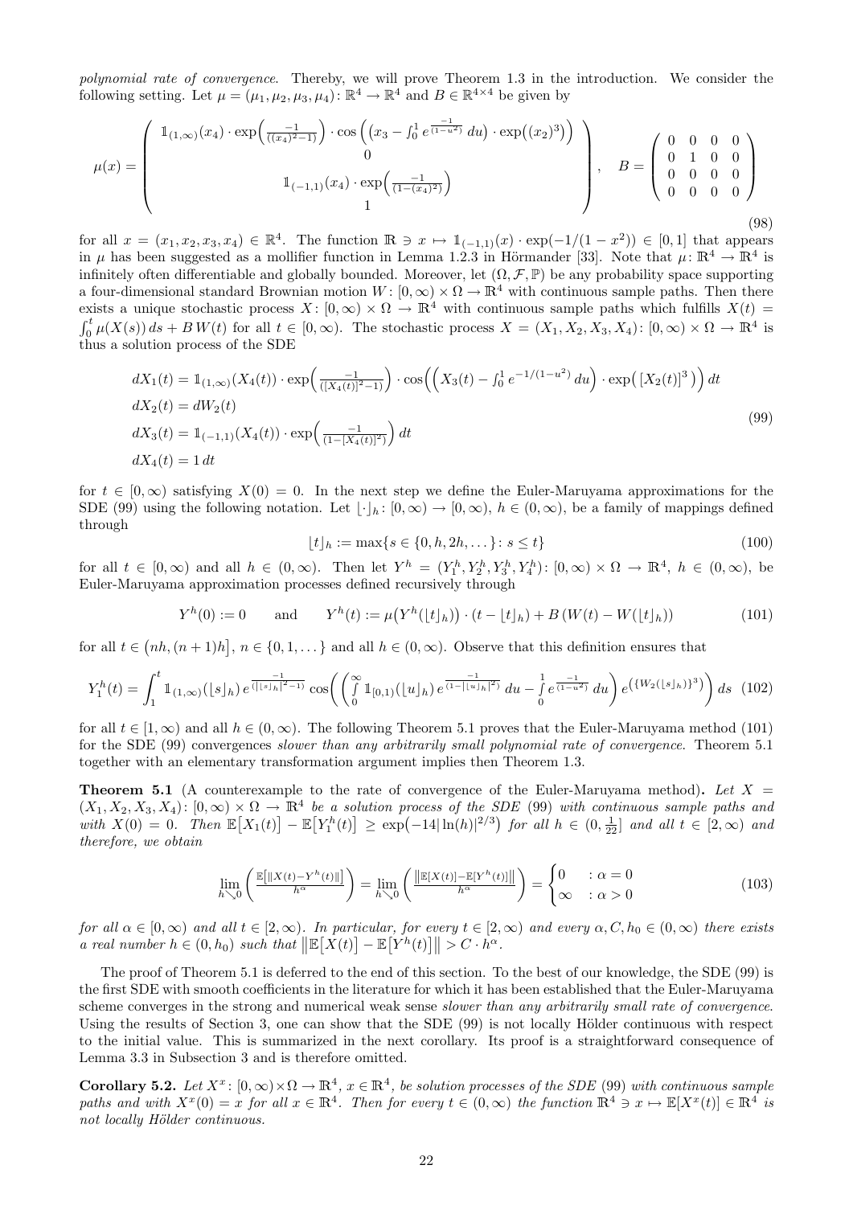*polynomial rate of convergence*. Thereby, we will prove Theorem 1.3 in the introduction. We consider the following setting. Let $\mu = (\mu_1, \mu_2, \mu_3, \mu_4) \colon \mathbb{R}^4 \to \mathbb{R}^4$ and $B \in \mathbb{R}^{4\times 4}$ be given by

$$
\mu(x) = \begin{pmatrix} \mathbb{1}_{(1,\infty)}(x_4) \cdot \exp\!\left(\frac{-1}{((x_4)^2-1)}\right) \cdot \cos\left(\left(x_3 - \int_0^1 e^{\frac{-1}{(1-u^2)}}\, du\right) \cdot \exp\!\left((x_2)^3\right)\right) \\ 0 \\ \mathbb{1}_{(-1,1)}(x_4) \cdot \exp\!\left(\frac{-1}{(1-(x_4)^2)}\right) \\ 1 \end{pmatrix}, \quad B = \begin{pmatrix} 0 & 0 & 0 & 0 \\ 0 & 1 & 0 & 0 \\ 0 & 0 & 0 & 0 \\ 0 & 0 & 0 & 0 \end{pmatrix} \tag{98}
$$

for all $x = (x_1, x_2, x_3, x_4) \in \mathbb{R}^4$. The function $\mathbb{R} \ni x \mapsto \mathbb{1}_{(-1,1)}(x) \cdot \exp(-1/(1-x^2)) \in [0,1]$ that appears in $\mu$ has been suggested as a mollifier function in Lemma 1.2.3 in Hörmander [33]. Note that $\mu \colon \mathbb{R}^4 \to \mathbb{R}^4$ is infinitely often differentiable and globally bounded. Moreover, let $(\Omega, \mathcal{F}, \mathbb{P})$ be any probability space supporting a four-dimensional standard Brownian motion $W \colon [0,\infty) \times \Omega \to \mathbb{R}^4$ with continuous sample paths. Then there exists a unique stochastic process $X \colon [0,\infty) \times \Omega \to \mathbb{R}^4$ with continuous sample paths which fulfills $X(t) = \int_0^t \mu(X(s))\, ds + B\, W(t)$ for all $t \in [0,\infty)$. The stochastic process $X = (X_1, X_2, X_3, X_4) \colon [0,\infty) \times \Omega \to \mathbb{R}^4$ is thus a solution process of the SDE

$$
\begin{aligned}
dX_1(t) &= \mathbb{1}_{(1,\infty)}(X_4(t)) \cdot \exp\!\left(\tfrac{-1}{([X_4(t)]^2-1)}\right) \cdot \cos\!\left(\left(X_3(t) - \textstyle\int_0^1 e^{-1/(1-u^2)}\, du\right) \cdot \exp\!\left([X_2(t)]^3\right)\right) dt \\
dX_2(t) &= dW_2(t) \\
dX_3(t) &= \mathbb{1}_{(-1,1)}(X_4(t)) \cdot \exp\!\left(\tfrac{-1}{(1-[X_4(t)]^2)}\right) dt \\
dX_4(t) &= 1\, dt
\end{aligned} \tag{99}
$$

for $t \in [0,\infty)$ satisfying $X(0) = 0$. In the next step we define the Euler-Maruyama approximations for the SDE (99) using the following notation. Let $\lfloor \cdot \rfloor_h \colon [0,\infty) \to [0,\infty)$, $h \in (0,\infty)$, be a family of mappings defined through

$$
\lfloor t \rfloor_h := \max\{s \in \{0, h, 2h, \dots\} \colon s \le t\} \tag{100}
$$

for all $t \in [0,\infty)$ and all $h \in (0,\infty)$. Then let $Y^h = (Y_1^h, Y_2^h, Y_3^h, Y_4^h) \colon [0,\infty) \times \Omega \to \mathbb{R}^4$, $h \in (0,\infty)$, be Euler-Maruyama approximation processes defined recursively through

$$
Y^h(0) := 0 \qquad \text{and} \qquad Y^h(t) := \mu\big(Y^h(\lfloor t \rfloor_h)\big) \cdot (t - \lfloor t \rfloor_h) + B\,(W(t) - W(\lfloor t \rfloor_h)) \tag{101}
$$

for all $t \in \big(nh, (n+1)h\big]$, $n \in \{0, 1, \dots\}$ and all $h \in (0,\infty)$. Observe that this definition ensures that

$$
Y_1^h(t) = \int_1^t \mathbb{1}_{(1,\infty)}(\lfloor s \rfloor_h)\, e^{\frac{-1}{(|\lfloor s \rfloor_h|^2-1)}} \cos\!\left(\left(\int_0^\infty \mathbb{1}_{[0,1)}(\lfloor u \rfloor_h)\, e^{\frac{-1}{(1-|\lfloor u \rfloor_h|^2)}}\, du - \int_0^1 e^{\frac{-1}{(1-u^2)}}\, du\right) e^{\left(\{W_2(\lfloor s \rfloor_h)\}^3\right)}\right) ds \tag{102}
$$

for all $t \in [1,\infty)$ and all $h \in (0,\infty)$. The following Theorem 5.1 proves that the Euler-Maruyama method (101) for the SDE (99) convergences *slower than any arbitrarily small polynomial rate of convergence*. Theorem 5.1 together with an elementary transformation argument implies then Theorem 1.3.

**Theorem 5.1** (A counterexample to the rate of convergence of the Euler-Maruyama method)**.** *Let $X = (X_1, X_2, X_3, X_4) \colon [0,\infty) \times \Omega \to \mathbb{R}^4$ be a solution process of the SDE (99) with continuous sample paths and with $X(0) = 0$. Then $\mathbb{E}\big[X_1(t)\big] - \mathbb{E}\big[Y_1^h(t)\big] \ge \exp\!\big(-14|\ln(h)|^{2/3}\big)$ for all $h \in (0, \frac{1}{22}]$ and all $t \in [2,\infty)$ and therefore, we obtain*

$$
\lim_{h \searrow 0} \left( \frac{\mathbb{E}\big[\|X(t) - Y^h(t)\|\big]}{h^\alpha} \right) = \lim_{h \searrow 0} \left( \frac{\big\|\mathbb{E}[X(t)] - \mathbb{E}[Y^h(t)]\big\|}{h^\alpha} \right) = \begin{cases} 0 & : \alpha = 0 \\ \infty & : \alpha > 0 \end{cases} \tag{103}
$$

*for all $\alpha \in [0,\infty)$ and all $t \in [2,\infty)$. In particular, for every $t \in [2,\infty)$ and every $\alpha, C, h_0 \in (0,\infty)$ there exists a real number $h \in (0, h_0)$ such that $\big\|\mathbb{E}\big[X(t)\big] - \mathbb{E}\big[Y^h(t)\big]\big\| > C \cdot h^\alpha$.*

The proof of Theorem 5.1 is deferred to the end of this section. To the best of our knowledge, the SDE (99) is the first SDE with smooth coefficients in the literature for which it has been established that the Euler-Maruyama scheme converges in the strong and numerical weak sense *slower than any arbitrarily small rate of convergence*. Using the results of Section 3, one can show that the SDE (99) is not locally Hölder continuous with respect to the initial value. This is summarized in the next corollary. Its proof is a straightforward consequence of Lemma 3.3 in Subsection 3 and is therefore omitted.

**Corollary 5.2.** *Let $X^x \colon [0,\infty) \times \Omega \to \mathbb{R}^4$, $x \in \mathbb{R}^4$, be solution processes of the SDE (99) with continuous sample paths and with $X^x(0) = x$ for all $x \in \mathbb{R}^4$. Then for every $t \in (0,\infty)$ the function $\mathbb{R}^4 \ni x \mapsto \mathbb{E}[X^x(t)] \in \mathbb{R}^4$ is not locally Hölder continuous.*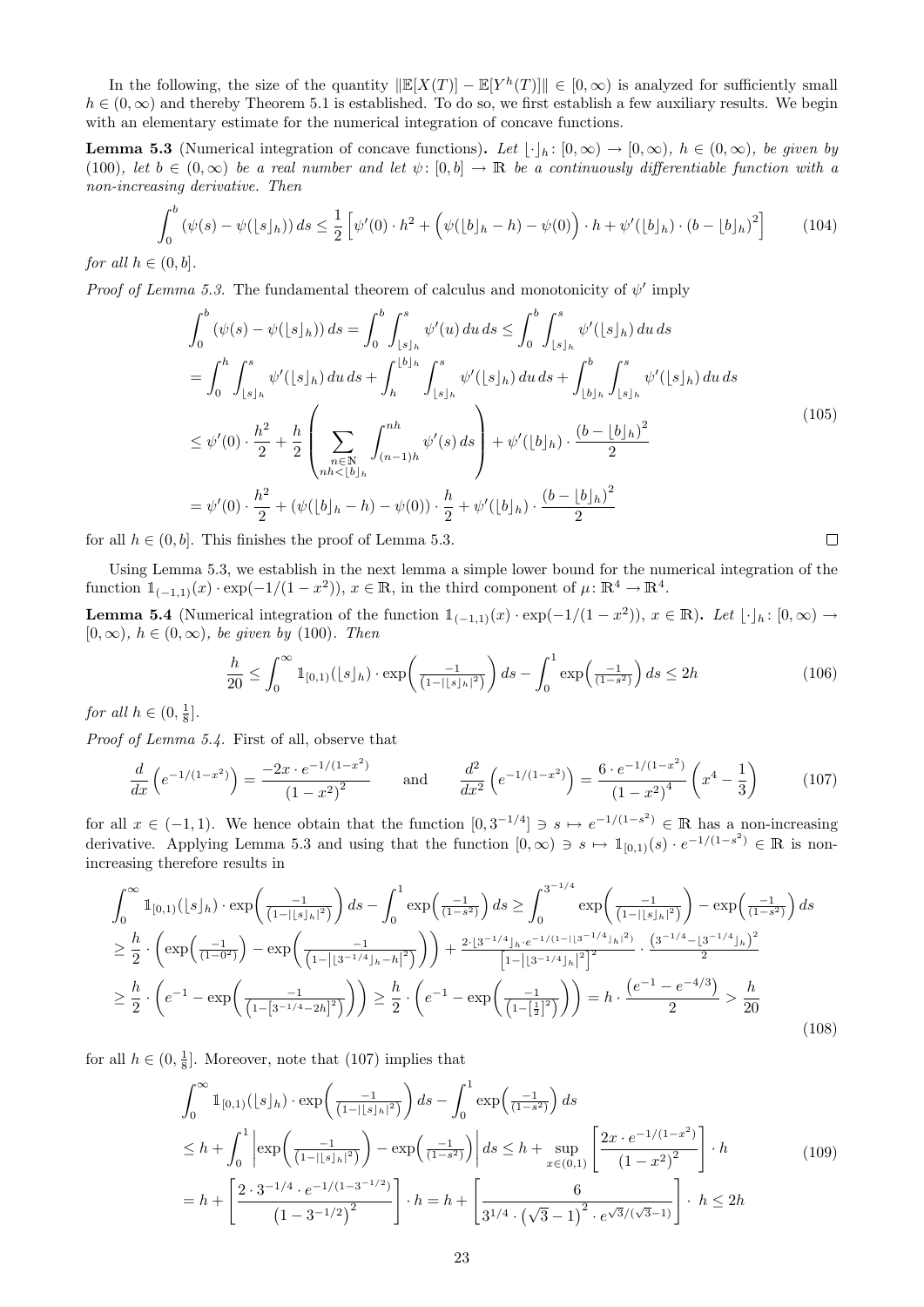In the following, the size of the quantity $\|\mathbb{E}[X(T)] - \mathbb{E}[Y^h(T)]\| \in [0,\infty)$ is analyzed for sufficiently small $h \in (0,\infty)$ and thereby Theorem 5.1 is established. To do so, we first establish a few auxiliary results. We begin with an elementary estimate for the numerical integration of concave functions.

**Lemma 5.3** (Numerical integration of concave functions)**.** *Let $\lfloor \cdot \rfloor_h \colon [0,\infty) \to [0,\infty)$, $h \in (0,\infty)$, be given by (100), let $b \in (0,\infty)$ be a real number and let $\psi \colon [0,b] \to \mathbb{R}$ be a continuously differentiable function with a non-increasing derivative. Then*

$$\int_0^b \left(\psi(s) - \psi(\lfloor s \rfloor_h)\right) ds \leq \frac{1}{2}\left[\psi'(0)\cdot h^2 + \Big(\psi(\lfloor b \rfloor_h - h) - \psi(0)\Big)\cdot h + \psi'(\lfloor b \rfloor_h)\cdot (b - \lfloor b \rfloor_h)^2\right] \tag{104}$$

*for all $h \in (0,b]$.*

*Proof of Lemma 5.3.* The fundamental theorem of calculus and monotonicity of $\psi'$ imply

$$\begin{aligned}
\int_0^b \left(\psi(s) - \psi(\lfloor s \rfloor_h)\right) ds &= \int_0^b \int_{\lfloor s \rfloor_h}^s \psi'(u)\,du\,ds \leq \int_0^b \int_{\lfloor s \rfloor_h}^s \psi'(\lfloor s \rfloor_h)\,du\,ds \\
&= \int_0^h \int_{\lfloor s \rfloor_h}^s \psi'(\lfloor s \rfloor_h)\,du\,ds + \int_h^{\lfloor b \rfloor_h} \int_{\lfloor s \rfloor_h}^s \psi'(\lfloor s \rfloor_h)\,du\,ds + \int_{\lfloor b \rfloor_h}^b \int_{\lfloor s \rfloor_h}^s \psi'(\lfloor s \rfloor_h)\,du\,ds \\
&\leq \psi'(0)\cdot\frac{h^2}{2} + \frac{h}{2}\left(\sum_{\substack{n\in\mathbb{N} \\ nh < \lfloor b \rfloor_h}} \int_{(n-1)h}^{nh} \psi'(s)\,ds\right) + \psi'(\lfloor b \rfloor_h)\cdot\frac{(b - \lfloor b \rfloor_h)^2}{2} \\
&= \psi'(0)\cdot\frac{h^2}{2} + \left(\psi(\lfloor b \rfloor_h - h) - \psi(0)\right)\cdot\frac{h}{2} + \psi'(\lfloor b \rfloor_h)\cdot\frac{(b - \lfloor b \rfloor_h)^2}{2}
\end{aligned} \tag{105}$$

for all $h \in (0,b]$. This finishes the proof of Lemma 5.3. $\square$

Using Lemma 5.3, we establish in the next lemma a simple lower bound for the numerical integration of the function $\mathbb{1}_{(-1,1)}(x)\cdot\exp(-1/(1-x^2))$, $x \in \mathbb{R}$, in the third component of $\mu \colon \mathbb{R}^4 \to \mathbb{R}^4$.

**Lemma 5.4** (Numerical integration of the function $\mathbb{1}_{(-1,1)}(x)\cdot\exp(-1/(1-x^2))$, $x \in \mathbb{R}$)**.** *Let $\lfloor \cdot \rfloor_h \colon [0,\infty) \to [0,\infty)$, $h \in (0,\infty)$, be given by (100). Then*

$$\frac{h}{20} \leq \int_0^\infty \mathbb{1}_{[0,1)}(\lfloor s \rfloor_h)\cdot\exp\!\Big(\tfrac{-1}{(1-|\lfloor s \rfloor_h|^2)}\Big)\,ds - \int_0^1 \exp\!\Big(\tfrac{-1}{(1-s^2)}\Big)\,ds \leq 2h \tag{106}$$

*for all $h \in (0, \frac{1}{8}]$.*

*Proof of Lemma 5.4.* First of all, observe that

$$\frac{d}{dx}\left(e^{-1/(1-x^2)}\right) = \frac{-2x\cdot e^{-1/(1-x^2)}}{(1-x^2)^2} \qquad \text{and} \qquad \frac{d^2}{dx^2}\left(e^{-1/(1-x^2)}\right) = \frac{6\cdot e^{-1/(1-x^2)}}{(1-x^2)^4}\left(x^4 - \frac{1}{3}\right) \tag{107}$$

for all $x \in (-1,1)$. We hence obtain that the function $[0, 3^{-1/4}] \ni s \mapsto e^{-1/(1-s^2)} \in \mathbb{R}$ has a non-increasing derivative. Applying Lemma 5.3 and using that the function $[0,\infty) \ni s \mapsto \mathbb{1}_{[0,1)}(s)\cdot e^{-1/(1-s^2)} \in \mathbb{R}$ is non-increasing therefore results in

$$\begin{aligned}
&\int_0^\infty \mathbb{1}_{[0,1)}(\lfloor s \rfloor_h)\cdot\exp\!\Big(\tfrac{-1}{(1-|\lfloor s \rfloor_h|^2)}\Big)\,ds - \int_0^1 \exp\!\Big(\tfrac{-1}{(1-s^2)}\Big)\,ds \geq \int_0^{3^{-1/4}} \exp\!\Big(\tfrac{-1}{(1-|\lfloor s \rfloor_h|^2)}\Big) - \exp\!\Big(\tfrac{-1}{(1-s^2)}\Big)\,ds \\
&\geq \frac{h}{2}\cdot\left(\exp\!\Big(\tfrac{-1}{(1-0^2)}\Big) - \exp\!\Big(\tfrac{-1}{\left(1-\left|\lfloor 3^{-1/4}\rfloor_h - h\right|^2\right)}\Big)\right) + \frac{2\cdot\lfloor 3^{-1/4}\rfloor_h\cdot e^{-1/(1-|\lfloor 3^{-1/4}\rfloor_h|^2)}}{\left[1-\left|\lfloor 3^{-1/4}\rfloor_h\right|^2\right]^2}\cdot\frac{\left(3^{-1/4} - \lfloor 3^{-1/4}\rfloor_h\right)^2}{2} \\
&\geq \frac{h}{2}\cdot\left(e^{-1} - \exp\!\Big(\tfrac{-1}{\left(1-\left[3^{-1/4}-2h\right]^2\right)}\Big)\right) \geq \frac{h}{2}\cdot\left(e^{-1} - \exp\!\Big(\tfrac{-1}{\left(1-\left[\frac{1}{2}\right]^2\right)}\Big)\right) = h\cdot\frac{\left(e^{-1} - e^{-4/3}\right)}{2} > \frac{h}{20}
\end{aligned} \tag{108}$$

for all $h \in (0, \frac{1}{8}]$. Moreover, note that (107) implies that

$$\begin{aligned}
&\int_0^\infty \mathbb{1}_{[0,1)}(\lfloor s \rfloor_h)\cdot\exp\!\Big(\tfrac{-1}{(1-|\lfloor s \rfloor_h|^2)}\Big)\,ds - \int_0^1 \exp\!\Big(\tfrac{-1}{(1-s^2)}\Big)\,ds \\
&\leq h + \int_0^1 \left|\exp\!\Big(\tfrac{-1}{(1-|\lfloor s \rfloor_h|^2)}\Big) - \exp\!\Big(\tfrac{-1}{(1-s^2)}\Big)\right| ds \leq h + \sup_{x\in(0,1)}\left[\frac{2x\cdot e^{-1/(1-x^2)}}{(1-x^2)^2}\right]\cdot h \\
&= h + \left[\frac{2\cdot 3^{-1/4}\cdot e^{-1/(1-3^{-1/2})}}{\left(1-3^{-1/2}\right)^2}\right]\cdot h = h + \left[\frac{6}{3^{1/4}\cdot\left(\sqrt{3}-1\right)^2\cdot e^{\sqrt{3}/(\sqrt{3}-1)}}\right]\cdot\, h \leq 2h
\end{aligned} \tag{109}$$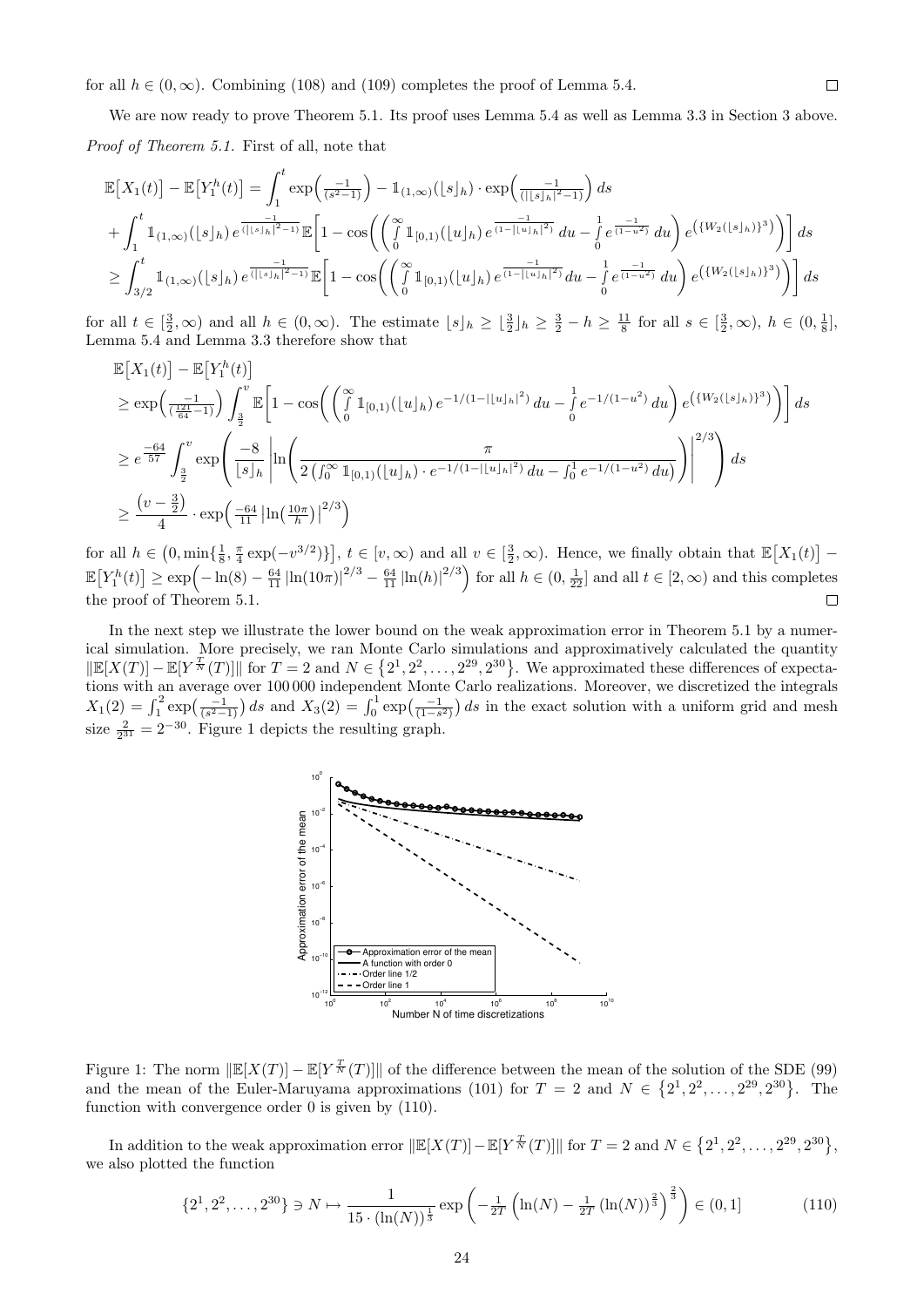for all $h \in (0, \infty)$. Combining (108) and (109) completes the proof of Lemma 5.4. □

We are now ready to prove Theorem 5.1. Its proof uses Lemma 5.4 as well as Lemma 3.3 in Section 3 above.

*Proof of Theorem 5.1.* First of all, note that

$$
\begin{aligned}
&\mathbb{E}\big[X_1(t)\big] - \mathbb{E}\big[Y_1^h(t)\big] = \int_1^t \exp\Big(\tfrac{-1}{(s^2-1)}\Big) - \mathbb{1}_{(1,\infty)}(\lfloor s \rfloor_h) \cdot \exp\Big(\tfrac{-1}{(|\lfloor s \rfloor_h|^2-1)}\Big)\, ds \\
&+ \int_1^t \mathbb{1}_{(1,\infty)}(\lfloor s \rfloor_h)\, e^{\frac{-1}{(|\lfloor s \rfloor_h|^2-1)}}\, \mathbb{E}\bigg[1 - \cos\bigg(\bigg(\int_0^\infty \mathbb{1}_{[0,1)}(\lfloor u \rfloor_h)\, e^{\frac{-1}{(1-|\lfloor u \rfloor_h|^2)}}\, du - \int_0^1 e^{\frac{-1}{(1-u^2)}}\, du\bigg)\, e^{\left(\{W_2(\lfloor s \rfloor_h)\}^3\right)}\bigg)\bigg]\, ds \\
&\geq \int_{3/2}^t \mathbb{1}_{(1,\infty)}(\lfloor s \rfloor_h)\, e^{\frac{-1}{(|\lfloor s \rfloor_h|^2-1)}}\, \mathbb{E}\bigg[1 - \cos\bigg(\bigg(\int_0^\infty \mathbb{1}_{[0,1)}(\lfloor u \rfloor_h)\, e^{\frac{-1}{(1-|\lfloor u \rfloor_h|^2)}}\, du - \int_0^1 e^{\frac{-1}{(1-u^2)}}\, du\bigg)\, e^{\left(\{W_2(\lfloor s \rfloor_h)\}^3\right)}\bigg)\bigg]\, ds
\end{aligned}
$$

for all $t \in [\frac{3}{2}, \infty)$ and all $h \in (0, \infty)$. The estimate $\lfloor s \rfloor_h \geq \lfloor \frac{3}{2} \rfloor_h \geq \frac{3}{2} - h \geq \frac{11}{8}$ for all $s \in [\frac{3}{2}, \infty)$, $h \in (0, \frac{1}{8}]$, Lemma 5.4 and Lemma 3.3 therefore show that

$$
\begin{aligned}
&\mathbb{E}\big[X_1(t)\big] - \mathbb{E}\big[Y_1^h(t)\big] \\
&\geq \exp\Big(\tfrac{-1}{(\frac{121}{64}-1)}\Big) \int_{\frac{3}{2}}^v \mathbb{E}\bigg[1 - \cos\bigg(\bigg(\int_0^\infty \mathbb{1}_{[0,1)}(\lfloor u \rfloor_h)\, e^{-1/(1-|\lfloor u \rfloor_h|^2)}\, du - \int_0^1 e^{-1/(1-u^2)}\, du\bigg)\, e^{\left(\{W_2(\lfloor s \rfloor_h)\}^3\right)}\bigg)\bigg]\, ds \\
&\geq e^{\frac{-64}{57}} \int_{\frac{3}{2}}^v \exp\left(\frac{-8}{\lfloor s \rfloor_h} \left|\ln\left(\frac{\pi}{2\left(\int_0^\infty \mathbb{1}_{[0,1)}(\lfloor u \rfloor_h) \cdot e^{-1/(1-|\lfloor u \rfloor_h|^2)}\, du - \int_0^1 e^{-1/(1-u^2)}\, du\right)}\right)\right|^{2/3}\right) ds \\
&\geq \frac{\left(v - \frac{3}{2}\right)}{4} \cdot \exp\Big(\tfrac{-64}{11} \left|\ln\big(\tfrac{10\pi}{h}\big)\right|^{2/3}\Big)
\end{aligned}
$$

for all $h \in \big(0, \min\{\frac{1}{8}, \frac{\pi}{4}\exp(-v^{3/2})\}\big]$, $t \in [v, \infty)$ and all $v \in [\frac{3}{2}, \infty)$. Hence, we finally obtain that $\mathbb{E}\big[X_1(t)\big] - \mathbb{E}\big[Y_1^h(t)\big] \geq \exp\Big(-\ln(8) - \frac{64}{11}\left|\ln(10\pi)\right|^{2/3} - \frac{64}{11}\left|\ln(h)\right|^{2/3}\Big)$ for all $h \in (0, \frac{1}{22}]$ and all $t \in [2, \infty)$ and this completes the proof of Theorem 5.1. □

In the next step we illustrate the lower bound on the weak approximation error in Theorem 5.1 by a numerical simulation. More precisely, we ran Monte Carlo simulations and approximatively calculated the quantity $\|\mathbb{E}[X(T)] - \mathbb{E}[Y^{\frac{T}{N}}(T)]\|$ for $T = 2$ and $N \in \{2^1, 2^2, \ldots, 2^{29}, 2^{30}\}$. We approximated these differences of expectations with an average over 100 000 independent Monte Carlo realizations. Moreover, we discretized the integrals $X_1(2) = \int_1^2 \exp\big(\frac{-1}{(s^2-1)}\big)\, ds$ and $X_3(2) = \int_0^1 \exp\big(\frac{-1}{(1-s^2)}\big)\, ds$ in the exact solution with a uniform grid and mesh size $\frac{2}{2^{31}} = 2^{-30}$. Figure 1 depicts the resulting graph.

Figure 1: The norm $\|\mathbb{E}[X(T)] - \mathbb{E}[Y^{\frac{T}{N}}(T)]\|$ of the difference between the mean of the solution of the SDE (99) and the mean of the Euler-Maruyama approximations (101) for $T = 2$ and $N \in \{2^1, 2^2, \ldots, 2^{29}, 2^{30}\}$. The function with convergence order 0 is given by (110).

In addition to the weak approximation error $\|\mathbb{E}[X(T)] - \mathbb{E}[Y^{\frac{T}{N}}(T)]\|$ for $T = 2$ and $N \in \{2^1, 2^2, \ldots, 2^{29}, 2^{30}\}$, we also plotted the function

$$
\{2^1, 2^2, \ldots, 2^{30}\} \ni N \mapsto \frac{1}{15 \cdot (\ln(N))^{\frac{1}{3}}} \exp\left(-\tfrac{1}{2T}\left(\ln(N) - \tfrac{1}{2T}\left(\ln(N)\right)^{\frac{2}{3}}\right)^{\frac{2}{3}}\right) \in (0, 1] \tag{110}
$$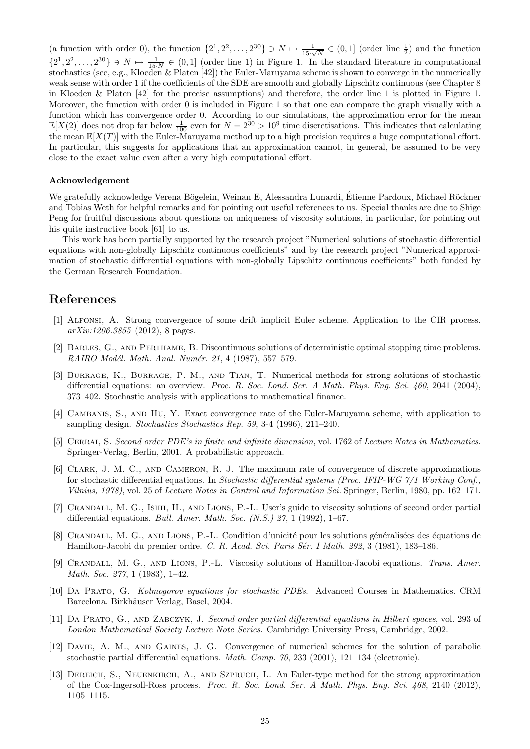(a function with order 0), the function $\{2^1, 2^2, \ldots, 2^{30}\} \ni N \mapsto \frac{1}{15 \cdot \sqrt{N}} \in (0, 1]$ (order line $\frac{1}{2}$) and the function $\{2^1, 2^2, \ldots, 2^{30}\} \ni N \mapsto \frac{1}{15 \cdot N} \in (0, 1]$ (order line 1) in Figure 1. In the standard literature in computational stochastics (see, e.g., Kloeden & Platen [42]) the Euler-Maruyama scheme is shown to converge in the numerically weak sense with order 1 if the coefficients of the SDE are smooth and globally Lipschitz continuous (see Chapter 8 in Kloeden & Platen [42] for the precise assumptions) and therefore, the order line 1 is plotted in Figure 1. Moreover, the function with order 0 is included in Figure 1 so that one can compare the graph visually with a function which has convergence order 0. According to our simulations, the approximation error for the mean $\mathbb{E}[X(2)]$ does not drop far below $\frac{1}{100}$ even for $N = 2^{30} > 10^9$ time discretisations. This indicates that calculating the mean $\mathbb{E}[X(T)]$ with the Euler-Maruyama method up to a high precision requires a huge computational effort. In particular, this suggests for applications that an approximation cannot, in general, be assumed to be very close to the exact value even after a very high computational effort.

#### Acknowledgement

We gratefully acknowledge Verena Bögelein, Weinan E, Alessandra Lunardi, Étienne Pardoux, Michael Röckner and Tobias Weth for helpful remarks and for pointing out useful references to us. Special thanks are due to Shige Peng for fruitful discussions about questions on uniqueness of viscosity solutions, in particular, for pointing out his quite instructive book [61] to us.

This work has been partially supported by the research project "Numerical solutions of stochastic differential equations with non-globally Lipschitz continuous coefficients" and by the research project "Numerical approximation of stochastic differential equations with non-globally Lipschitz continuous coefficients" both funded by the German Research Foundation.

## References

[1] Alfonsi, A. Strong convergence of some drift implicit Euler scheme. Application to the CIR process. *arXiv:1206.3855* (2012), 8 pages.

[2] Barles, G., and Perthame, B. Discontinuous solutions of deterministic optimal stopping time problems. *RAIRO Modél. Math. Anal. Numér. 21*, 4 (1987), 557–579.

[3] Burrage, K., Burrage, P. M., and Tian, T. Numerical methods for strong solutions of stochastic differential equations: an overview. *Proc. R. Soc. Lond. Ser. A Math. Phys. Eng. Sci. 460*, 2041 (2004), 373–402. Stochastic analysis with applications to mathematical finance.

[4] Cambanis, S., and Hu, Y. Exact convergence rate of the Euler-Maruyama scheme, with application to sampling design. *Stochastics Stochastics Rep. 59*, 3-4 (1996), 211–240.

[5] Cerrai, S. *Second order PDE's in finite and infinite dimension*, vol. 1762 of *Lecture Notes in Mathematics*. Springer-Verlag, Berlin, 2001. A probabilistic approach.

[6] Clark, J. M. C., and Cameron, R. J. The maximum rate of convergence of discrete approximations for stochastic differential equations. In *Stochastic differential systems (Proc. IFIP-WG 7/1 Working Conf., Vilnius, 1978)*, vol. 25 of *Lecture Notes in Control and Information Sci.* Springer, Berlin, 1980, pp. 162–171.

[7] Crandall, M. G., Ishii, H., and Lions, P.-L. User's guide to viscosity solutions of second order partial differential equations. *Bull. Amer. Math. Soc. (N.S.) 27*, 1 (1992), 1–67.

[8] Crandall, M. G., and Lions, P.-L. Condition d'unicité pour les solutions généralisées des équations de Hamilton-Jacobi du premier ordre. *C. R. Acad. Sci. Paris Sér. I Math. 292*, 3 (1981), 183–186.

[9] Crandall, M. G., and Lions, P.-L. Viscosity solutions of Hamilton-Jacobi equations. *Trans. Amer. Math. Soc. 277*, 1 (1983), 1–42.

[10] Da Prato, G. *Kolmogorov equations for stochastic PDEs*. Advanced Courses in Mathematics. CRM Barcelona. Birkhäuser Verlag, Basel, 2004.

[11] Da Prato, G., and Zabczyk, J. *Second order partial differential equations in Hilbert spaces*, vol. 293 of *London Mathematical Society Lecture Note Series*. Cambridge University Press, Cambridge, 2002.

[12] Davie, A. M., and Gaines, J. G. Convergence of numerical schemes for the solution of parabolic stochastic partial differential equations. *Math. Comp. 70*, 233 (2001), 121–134 (electronic).

[13] Dereich, S., Neuenkirch, A., and Szpruch, L. An Euler-type method for the strong approximation of the Cox-Ingersoll-Ross process. *Proc. R. Soc. Lond. Ser. A Math. Phys. Eng. Sci. 468*, 2140 (2012), 1105–1115.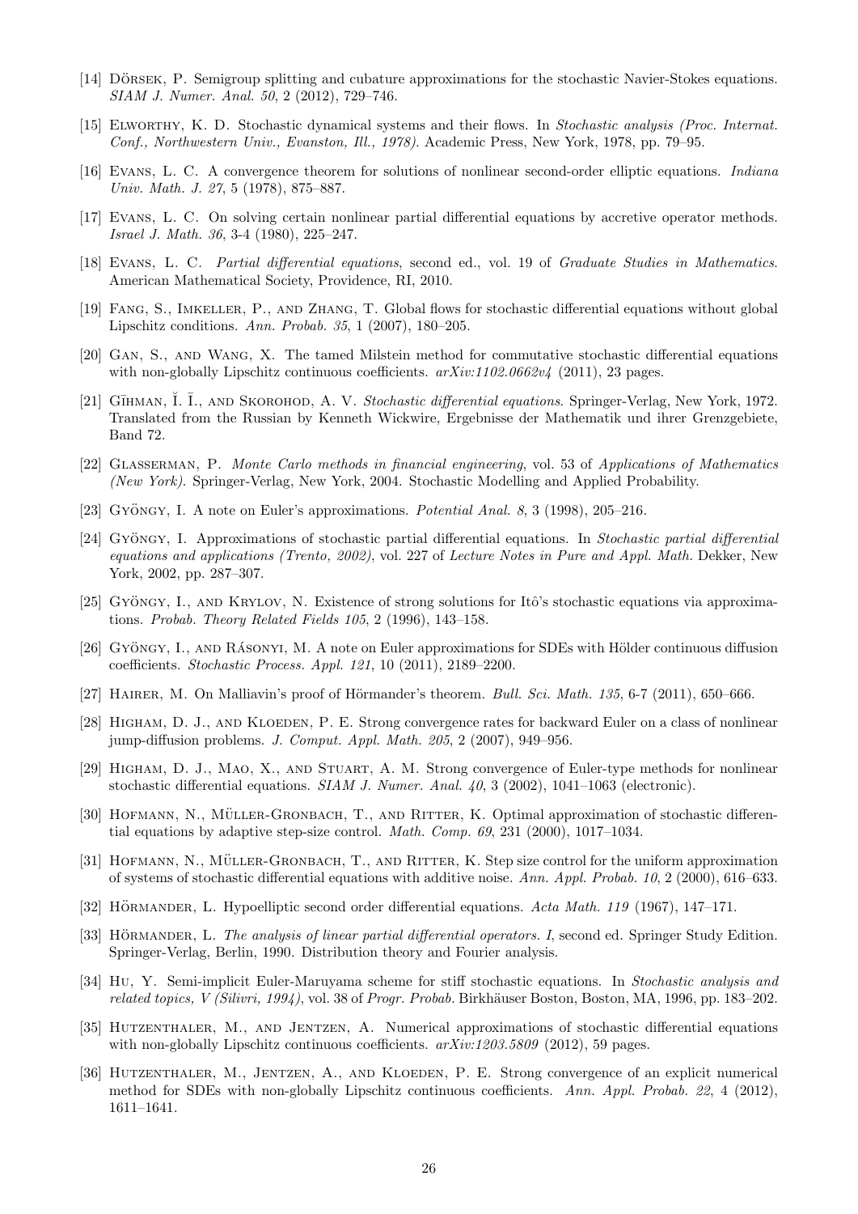[14] Dörsek, P. Semigroup splitting and cubature approximations for the stochastic Navier-Stokes equations. *SIAM J. Numer. Anal. 50*, 2 (2012), 729–746.

[15] Elworthy, K. D. Stochastic dynamical systems and their flows. In *Stochastic analysis (Proc. Internat. Conf., Northwestern Univ., Evanston, Ill., 1978)*. Academic Press, New York, 1978, pp. 79–95.

[16] Evans, L. C. A convergence theorem for solutions of nonlinear second-order elliptic equations. *Indiana Univ. Math. J. 27*, 5 (1978), 875–887.

[17] Evans, L. C. On solving certain nonlinear partial differential equations by accretive operator methods. *Israel J. Math. 36*, 3-4 (1980), 225–247.

[18] Evans, L. C. *Partial differential equations*, second ed., vol. 19 of *Graduate Studies in Mathematics*. American Mathematical Society, Providence, RI, 2010.

[19] Fang, S., Imkeller, P., and Zhang, T. Global flows for stochastic differential equations without global Lipschitz conditions. *Ann. Probab. 35*, 1 (2007), 180–205.

[20] Gan, S., and Wang, X. The tamed Milstein method for commutative stochastic differential equations with non-globally Lipschitz continuous coefficients. *arXiv:1102.0662v4* (2011), 23 pages.

[21] Gīhman, Ĭ. Ī., and Skorohod, A. V. *Stochastic differential equations*. Springer-Verlag, New York, 1972. Translated from the Russian by Kenneth Wickwire, Ergebnisse der Mathematik und ihrer Grenzgebiete, Band 72.

[22] Glasserman, P. *Monte Carlo methods in financial engineering*, vol. 53 of *Applications of Mathematics (New York)*. Springer-Verlag, New York, 2004. Stochastic Modelling and Applied Probability.

[23] Gyöngy, I. A note on Euler's approximations. *Potential Anal. 8*, 3 (1998), 205–216.

[24] Gyöngy, I. Approximations of stochastic partial differential equations. In *Stochastic partial differential equations and applications (Trento, 2002)*, vol. 227 of *Lecture Notes in Pure and Appl. Math.* Dekker, New York, 2002, pp. 287–307.

[25] Gyöngy, I., and Krylov, N. Existence of strong solutions for Itô's stochastic equations via approximations. *Probab. Theory Related Fields 105*, 2 (1996), 143–158.

[26] Gyöngy, I., and Rásonyi, M. A note on Euler approximations for SDEs with Hölder continuous diffusion coefficients. *Stochastic Process. Appl. 121*, 10 (2011), 2189–2200.

[27] Hairer, M. On Malliavin's proof of Hörmander's theorem. *Bull. Sci. Math. 135*, 6-7 (2011), 650–666.

[28] Higham, D. J., and Kloeden, P. E. Strong convergence rates for backward Euler on a class of nonlinear jump-diffusion problems. *J. Comput. Appl. Math. 205*, 2 (2007), 949–956.

[29] Higham, D. J., Mao, X., and Stuart, A. M. Strong convergence of Euler-type methods for nonlinear stochastic differential equations. *SIAM J. Numer. Anal. 40*, 3 (2002), 1041–1063 (electronic).

[30] Hofmann, N., Müller-Gronbach, T., and Ritter, K. Optimal approximation of stochastic differential equations by adaptive step-size control. *Math. Comp. 69*, 231 (2000), 1017–1034.

[31] Hofmann, N., Müller-Gronbach, T., and Ritter, K. Step size control for the uniform approximation of systems of stochastic differential equations with additive noise. *Ann. Appl. Probab. 10*, 2 (2000), 616–633.

[32] Hörmander, L. Hypoelliptic second order differential equations. *Acta Math. 119* (1967), 147–171.

[33] Hörmander, L. *The analysis of linear partial differential operators. I*, second ed. Springer Study Edition. Springer-Verlag, Berlin, 1990. Distribution theory and Fourier analysis.

[34] Hu, Y. Semi-implicit Euler-Maruyama scheme for stiff stochastic equations. In *Stochastic analysis and related topics, V (Silivri, 1994)*, vol. 38 of *Progr. Probab.* Birkhäuser Boston, Boston, MA, 1996, pp. 183–202.

[35] Hutzenthaler, M., and Jentzen, A. Numerical approximations of stochastic differential equations with non-globally Lipschitz continuous coefficients. *arXiv:1203.5809* (2012), 59 pages.

[36] Hutzenthaler, M., Jentzen, A., and Kloeden, P. E. Strong convergence of an explicit numerical method for SDEs with non-globally Lipschitz continuous coefficients. *Ann. Appl. Probab. 22*, 4 (2012), 1611–1641.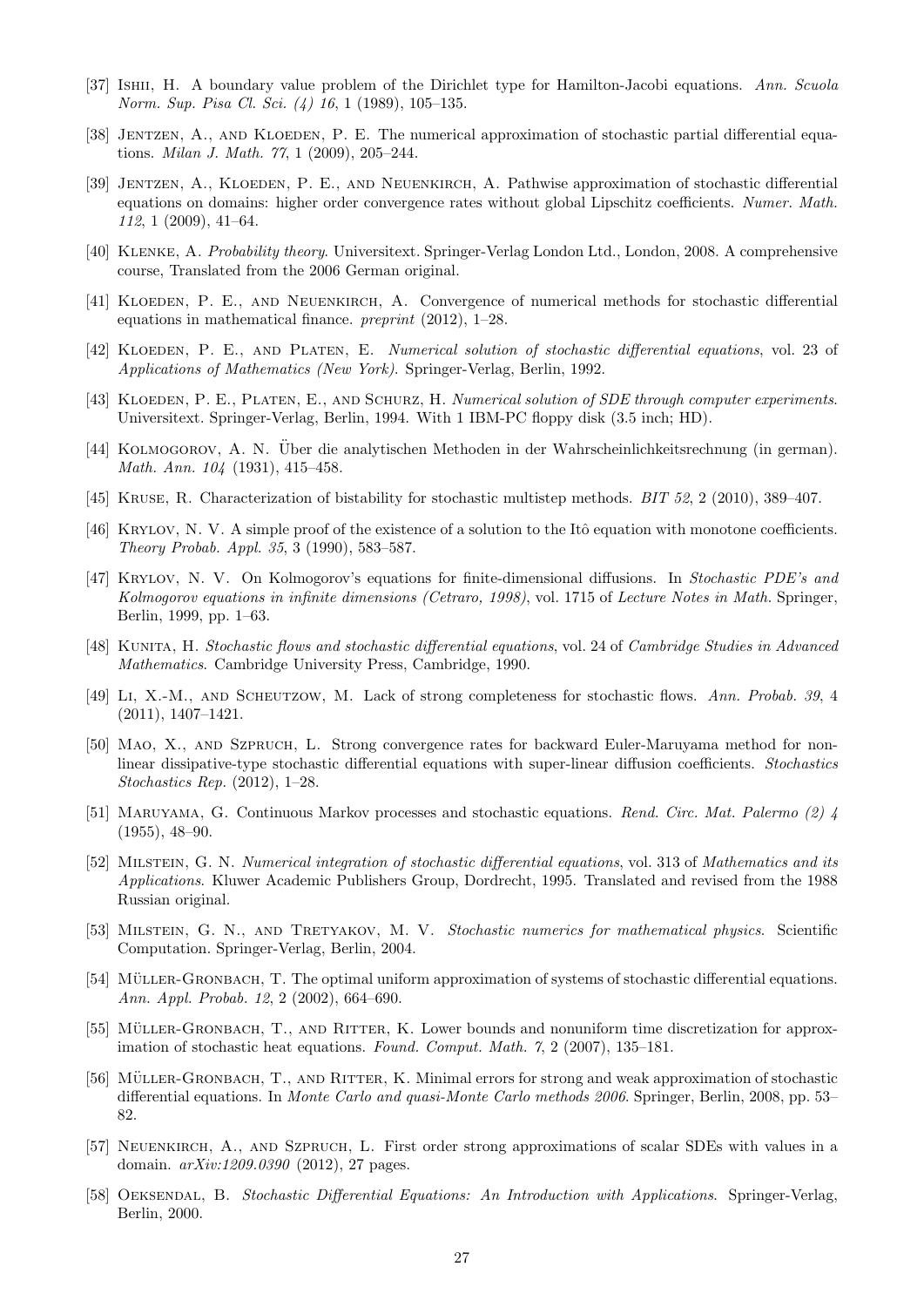[37] Ishii, H. A boundary value problem of the Dirichlet type for Hamilton-Jacobi equations. *Ann. Scuola Norm. Sup. Pisa Cl. Sci. (4) 16*, 1 (1989), 105–135.

[38] Jentzen, A., and Kloeden, P. E. The numerical approximation of stochastic partial differential equations. *Milan J. Math. 77*, 1 (2009), 205–244.

[39] Jentzen, A., Kloeden, P. E., and Neuenkirch, A. Pathwise approximation of stochastic differential equations on domains: higher order convergence rates without global Lipschitz coefficients. *Numer. Math. 112*, 1 (2009), 41–64.

[40] Klenke, A. *Probability theory*. Universitext. Springer-Verlag London Ltd., London, 2008. A comprehensive course, Translated from the 2006 German original.

[41] Kloeden, P. E., and Neuenkirch, A. Convergence of numerical methods for stochastic differential equations in mathematical finance. *preprint* (2012), 1–28.

[42] Kloeden, P. E., and Platen, E. *Numerical solution of stochastic differential equations*, vol. 23 of *Applications of Mathematics (New York)*. Springer-Verlag, Berlin, 1992.

[43] Kloeden, P. E., Platen, E., and Schurz, H. *Numerical solution of SDE through computer experiments*. Universitext. Springer-Verlag, Berlin, 1994. With 1 IBM-PC floppy disk (3.5 inch; HD).

[44] Kolmogorov, A. N. Über die analytischen Methoden in der Wahrscheinlichkeitsrechnung (in german). *Math. Ann. 104* (1931), 415–458.

[45] Kruse, R. Characterization of bistability for stochastic multistep methods. *BIT 52*, 2 (2010), 389–407.

[46] Krylov, N. V. A simple proof of the existence of a solution to the Itô equation with monotone coefficients. *Theory Probab. Appl. 35*, 3 (1990), 583–587.

[47] Krylov, N. V. On Kolmogorov's equations for finite-dimensional diffusions. In *Stochastic PDE's and Kolmogorov equations in infinite dimensions (Cetraro, 1998)*, vol. 1715 of *Lecture Notes in Math.* Springer, Berlin, 1999, pp. 1–63.

[48] Kunita, H. *Stochastic flows and stochastic differential equations*, vol. 24 of *Cambridge Studies in Advanced Mathematics*. Cambridge University Press, Cambridge, 1990.

[49] Li, X.-M., and Scheutzow, M. Lack of strong completeness for stochastic flows. *Ann. Probab. 39*, 4 (2011), 1407–1421.

[50] Mao, X., and Szpruch, L. Strong convergence rates for backward Euler-Maruyama method for nonlinear dissipative-type stochastic differential equations with super-linear diffusion coefficients. *Stochastics Stochastics Rep.* (2012), 1–28.

[51] Maruyama, G. Continuous Markov processes and stochastic equations. *Rend. Circ. Mat. Palermo (2) 4* (1955), 48–90.

[52] Milstein, G. N. *Numerical integration of stochastic differential equations*, vol. 313 of *Mathematics and its Applications*. Kluwer Academic Publishers Group, Dordrecht, 1995. Translated and revised from the 1988 Russian original.

[53] Milstein, G. N., and Tretyakov, M. V. *Stochastic numerics for mathematical physics*. Scientific Computation. Springer-Verlag, Berlin, 2004.

[54] Müller-Gronbach, T. The optimal uniform approximation of systems of stochastic differential equations. *Ann. Appl. Probab. 12*, 2 (2002), 664–690.

[55] Müller-Gronbach, T., and Ritter, K. Lower bounds and nonuniform time discretization for approximation of stochastic heat equations. *Found. Comput. Math. 7*, 2 (2007), 135–181.

[56] Müller-Gronbach, T., and Ritter, K. Minimal errors for strong and weak approximation of stochastic differential equations. In *Monte Carlo and quasi-Monte Carlo methods 2006*. Springer, Berlin, 2008, pp. 53–82.

[57] Neuenkirch, A., and Szpruch, L. First order strong approximations of scalar SDEs with values in a domain. *arXiv:1209.0390* (2012), 27 pages.

[58] Oeksendal, B. *Stochastic Differential Equations: An Introduction with Applications*. Springer-Verlag, Berlin, 2000.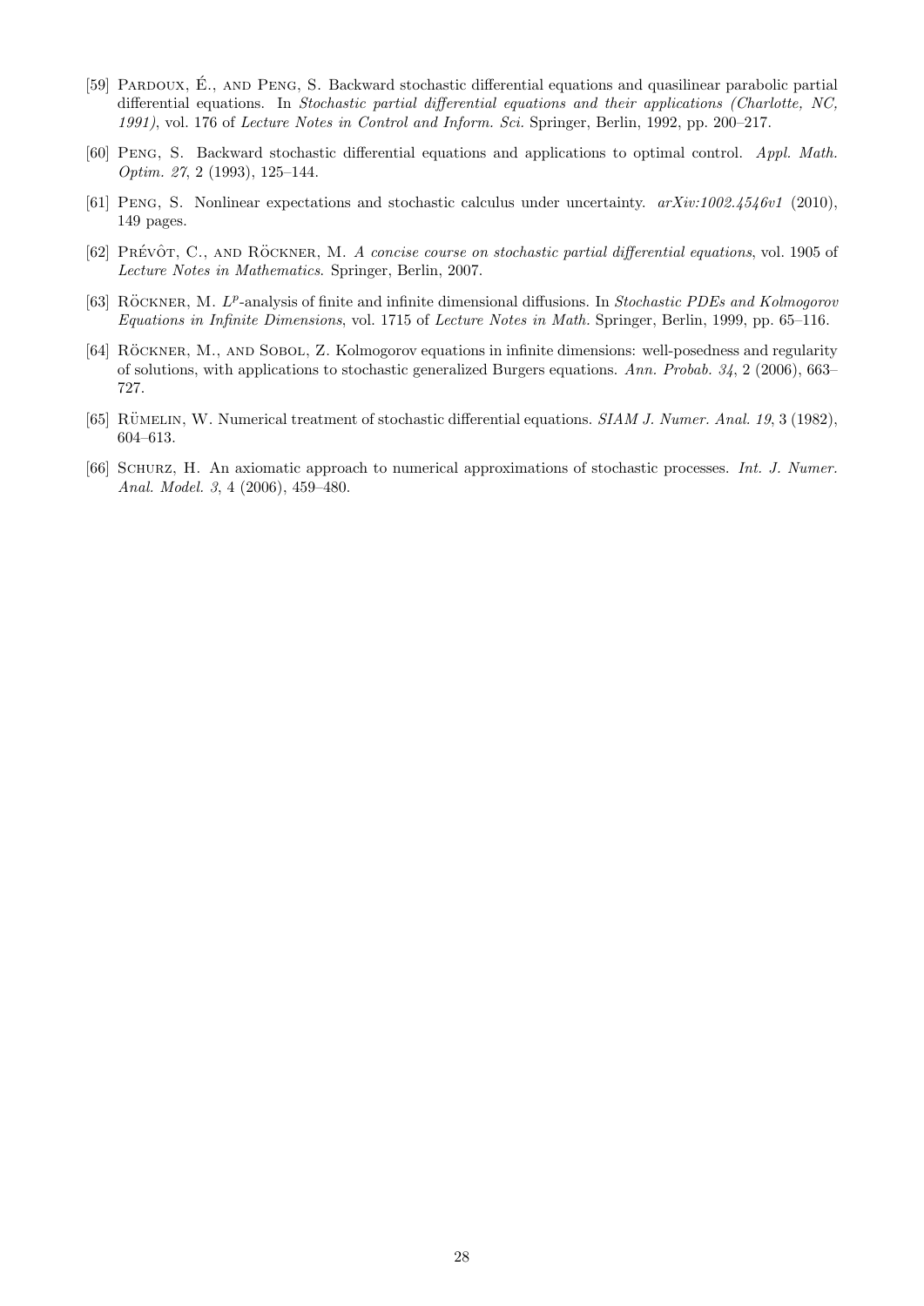[59] Pardoux, É., and Peng, S. Backward stochastic differential equations and quasilinear parabolic partial differential equations. In *Stochastic partial differential equations and their applications (Charlotte, NC, 1991)*, vol. 176 of *Lecture Notes in Control and Inform. Sci.* Springer, Berlin, 1992, pp. 200–217.

[60] Peng, S. Backward stochastic differential equations and applications to optimal control. *Appl. Math. Optim. 27*, 2 (1993), 125–144.

[61] Peng, S. Nonlinear expectations and stochastic calculus under uncertainty. *arXiv:1002.4546v1* (2010), 149 pages.

[62] Prévôt, C., and Röckner, M. *A concise course on stochastic partial differential equations*, vol. 1905 of *Lecture Notes in Mathematics*. Springer, Berlin, 2007.

[63] Röckner, M. $L^p$-analysis of finite and infinite dimensional diffusions. In *Stochastic PDEs and Kolmogorov Equations in Infinite Dimensions*, vol. 1715 of *Lecture Notes in Math.* Springer, Berlin, 1999, pp. 65–116.

[64] Röckner, M., and Sobol, Z. Kolmogorov equations in infinite dimensions: well-posedness and regularity of solutions, with applications to stochastic generalized Burgers equations. *Ann. Probab. 34*, 2 (2006), 663–727.

[65] Rümelin, W. Numerical treatment of stochastic differential equations. *SIAM J. Numer. Anal. 19*, 3 (1982), 604–613.

[66] Schurz, H. An axiomatic approach to numerical approximations of stochastic processes. *Int. J. Numer. Anal. Model. 3*, 4 (2006), 459–480.